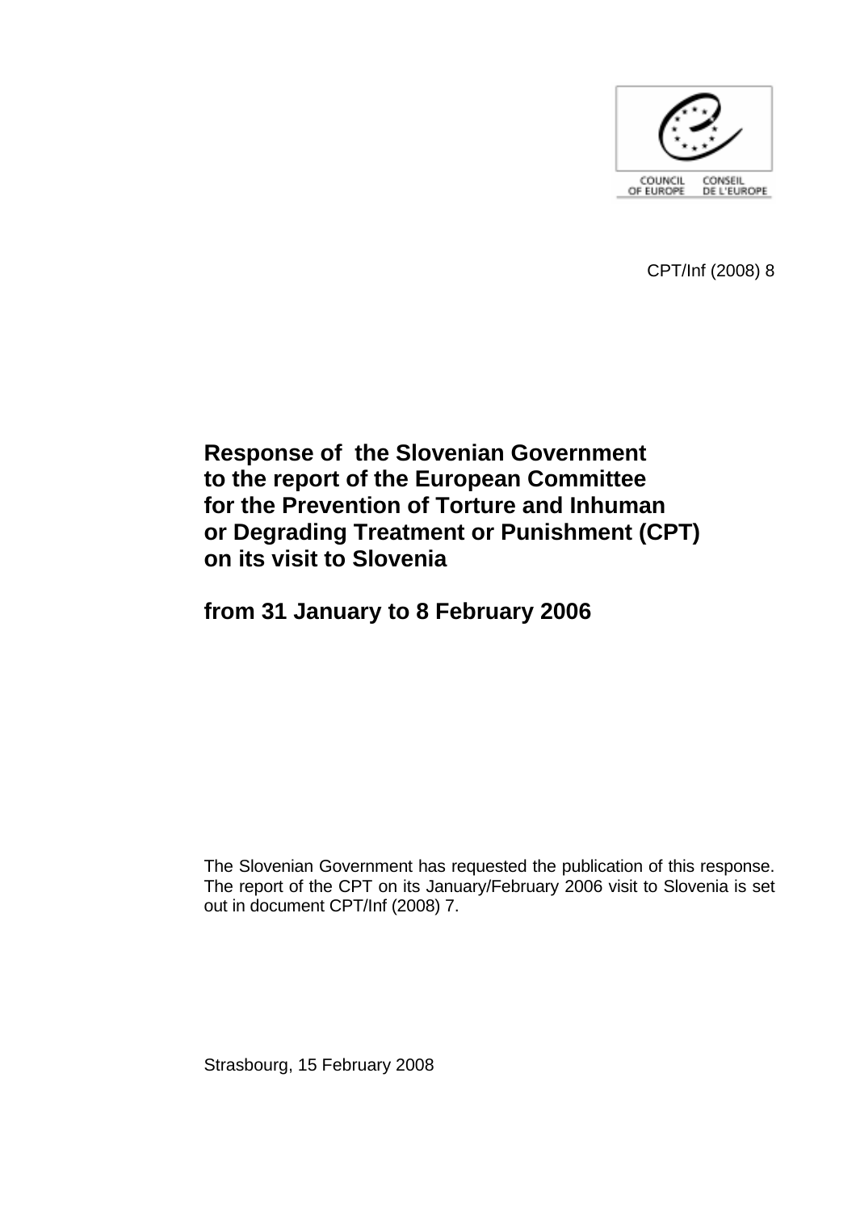COUNCIL OF EUROPE CONSEIL DE L'EUROPE

CPT/Inf (2008) 8

# Response of the Slovenian Government to the report of the European Committee for the Prevention of Torture and Inhuman or Degrading Treatment or Punishment (CPT) on its visit to Slovenia

# from 31 January to 8 February 2006

The Slovenian Government has requested the publication of this response. The report of the CPT on its January/February 2006 visit to Slovenia is set out in document CPT/Inf (2008) 7.

Strasbourg, 15 February 2008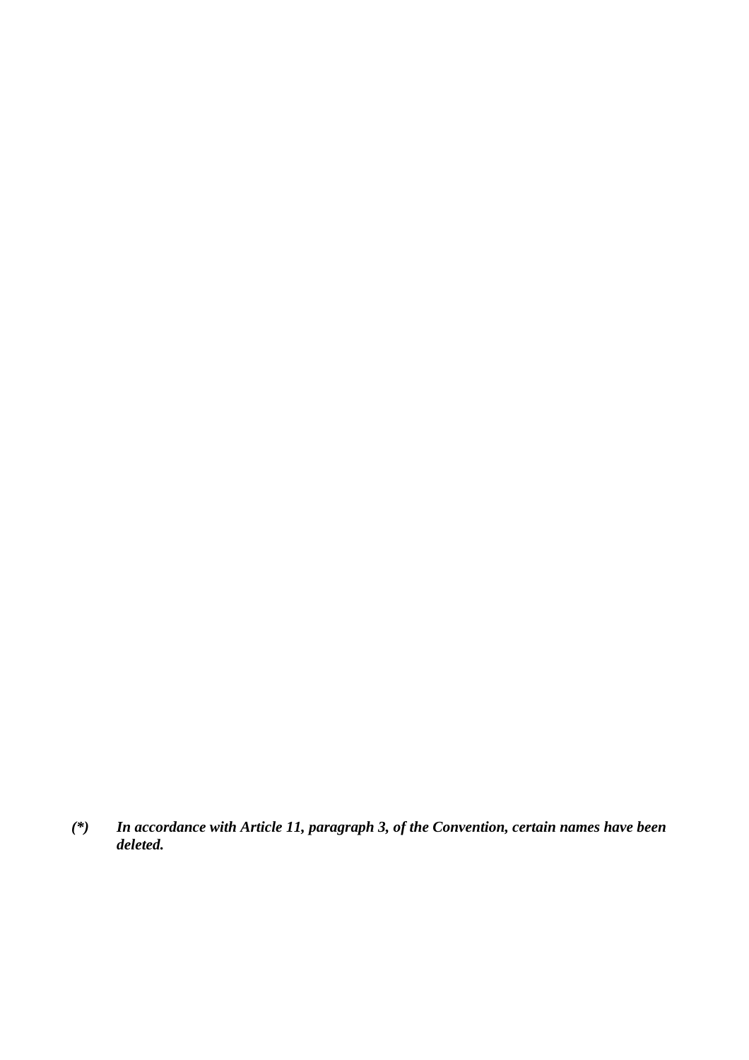*(\*) In accordance with Article 11, paragraph 3, of the Convention, certain names have been deleted.*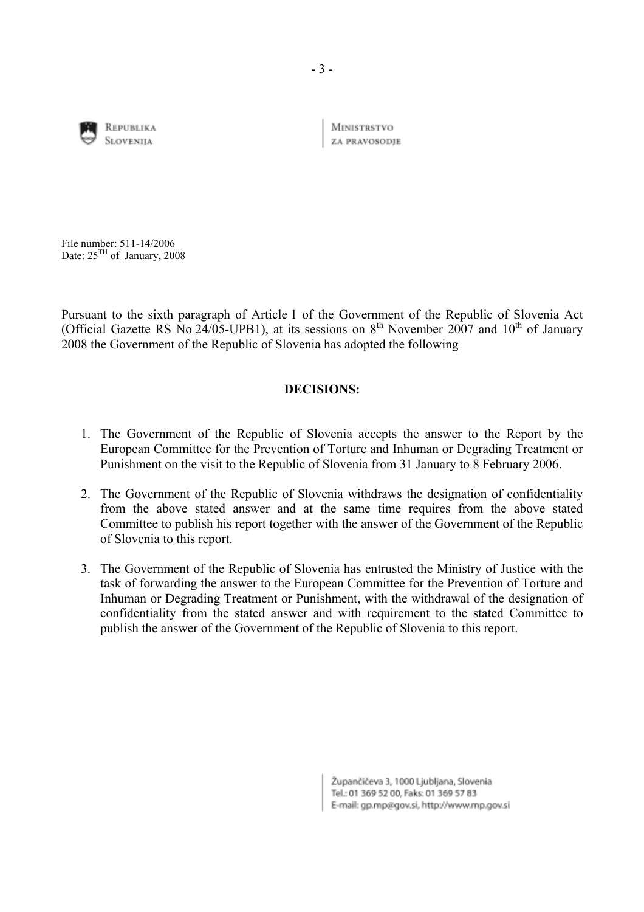REPUBLIKA SLOVENIJA

MINISTRSTVO ZA PRAVOSODJE

File number: 511-14/2006
Date: 25TH of January, 2008

Pursuant to the sixth paragraph of Article 1 of the Government of the Republic of Slovenia Act (Official Gazette RS No 24/05-UPB1), at its sessions on 8th November 2007 and 10th of January 2008 the Government of the Republic of Slovenia has adopted the following

**DECISIONS:**

1. The Government of the Republic of Slovenia accepts the answer to the Report by the European Committee for the Prevention of Torture and Inhuman or Degrading Treatment or Punishment on the visit to the Republic of Slovenia from 31 January to 8 February 2006.

2. The Government of the Republic of Slovenia withdraws the designation of confidentiality from the above stated answer and at the same time requires from the above stated Committee to publish his report together with the answer of the Government of the Republic of Slovenia to this report.

3. The Government of the Republic of Slovenia has entrusted the Ministry of Justice with the task of forwarding the answer to the European Committee for the Prevention of Torture and Inhuman or Degrading Treatment or Punishment, with the withdrawal of the designation of confidentiality from the stated answer and with requirement to the stated Committee to publish the answer of the Government of the Republic of Slovenia to this report.

Župančičeva 3, 1000 Ljubljana, Slovenia
Tel.: 01 369 52 00, Faks: 01 369 57 83
E-mail: gp.mp@gov.si, http://www.mp.gov.si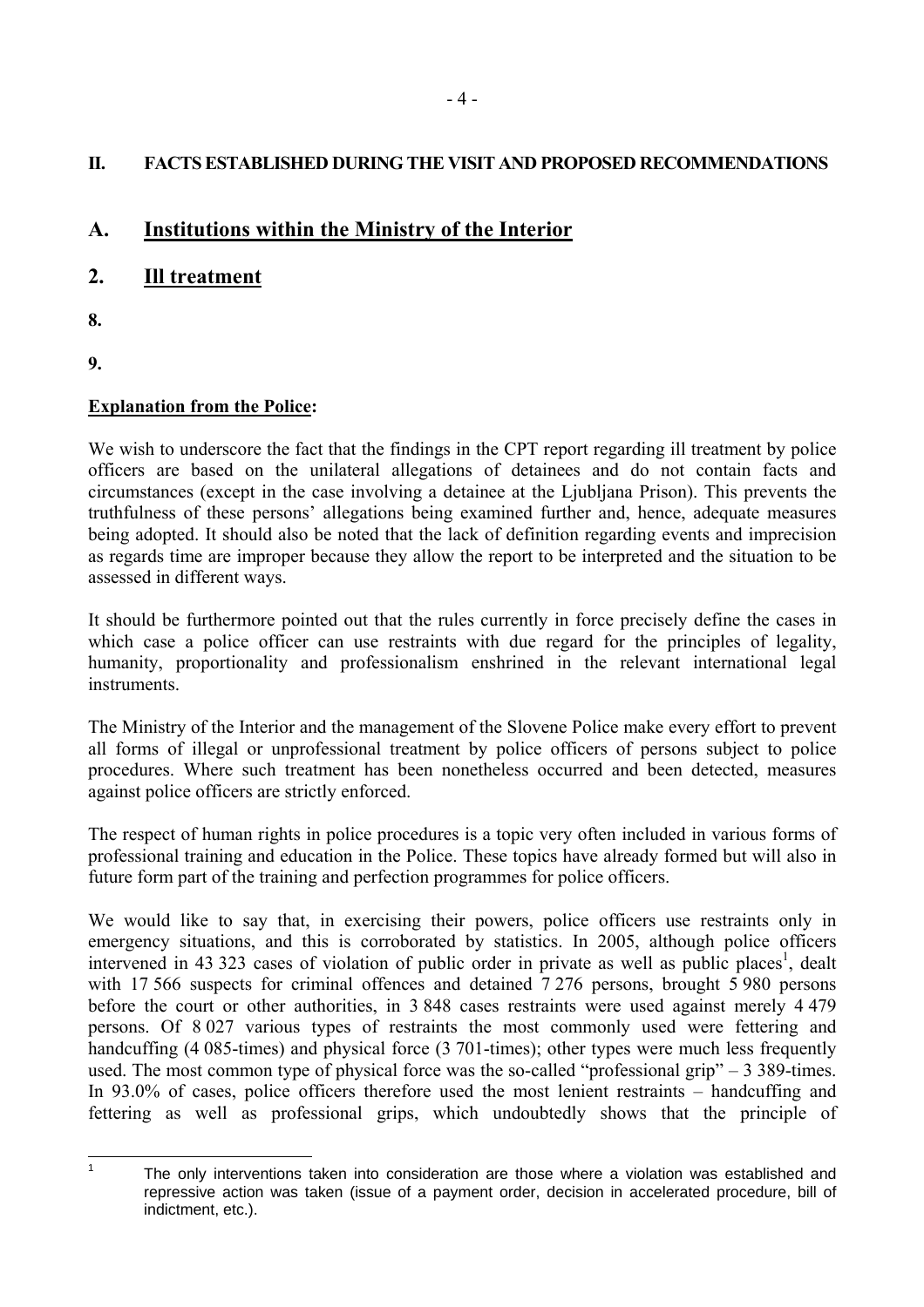## II. FACTS ESTABLISHED DURING THE VISIT AND PROPOSED RECOMMENDATIONS

## A. Institutions within the Ministry of the Interior

## 2. Ill treatment

**8.**

**9.**

**Explanation from the Police:**

We wish to underscore the fact that the findings in the CPT report regarding ill treatment by police officers are based on the unilateral allegations of detainees and do not contain facts and circumstances (except in the case involving a detainee at the Ljubljana Prison). This prevents the truthfulness of these persons' allegations being examined further and, hence, adequate measures being adopted. It should also be noted that the lack of definition regarding events and imprecision as regards time are improper because they allow the report to be interpreted and the situation to be assessed in different ways.

It should be furthermore pointed out that the rules currently in force precisely define the cases in which case a police officer can use restraints with due regard for the principles of legality, humanity, proportionality and professionalism enshrined in the relevant international legal instruments.

The Ministry of the Interior and the management of the Slovene Police make every effort to prevent all forms of illegal or unprofessional treatment by police officers of persons subject to police procedures. Where such treatment has been nonetheless occurred and been detected, measures against police officers are strictly enforced.

The respect of human rights in police procedures is a topic very often included in various forms of professional training and education in the Police. These topics have already formed but will also in future form part of the training and perfection programmes for police officers.

We would like to say that, in exercising their powers, police officers use restraints only in emergency situations, and this is corroborated by statistics. In 2005, although police officers intervened in 43 323 cases of violation of public order in private as well as public places[1], dealt with 17 566 suspects for criminal offences and detained 7 276 persons, brought 5 980 persons before the court or other authorities, in 3 848 cases restraints were used against merely 4 479 persons. Of 8 027 various types of restraints the most commonly used were fettering and handcuffing (4 085-times) and physical force (3 701-times); other types were much less frequently used. The most common type of physical force was the so-called "professional grip" – 3 389-times. In 93.0% of cases, police officers therefore used the most lenient restraints – handcuffing and fettering as well as professional grips, which undoubtedly shows that the principle of

---

[1] The only interventions taken into consideration are those where a violation was established and repressive action was taken (issue of a payment order, decision in accelerated procedure, bill of indictment, etc.).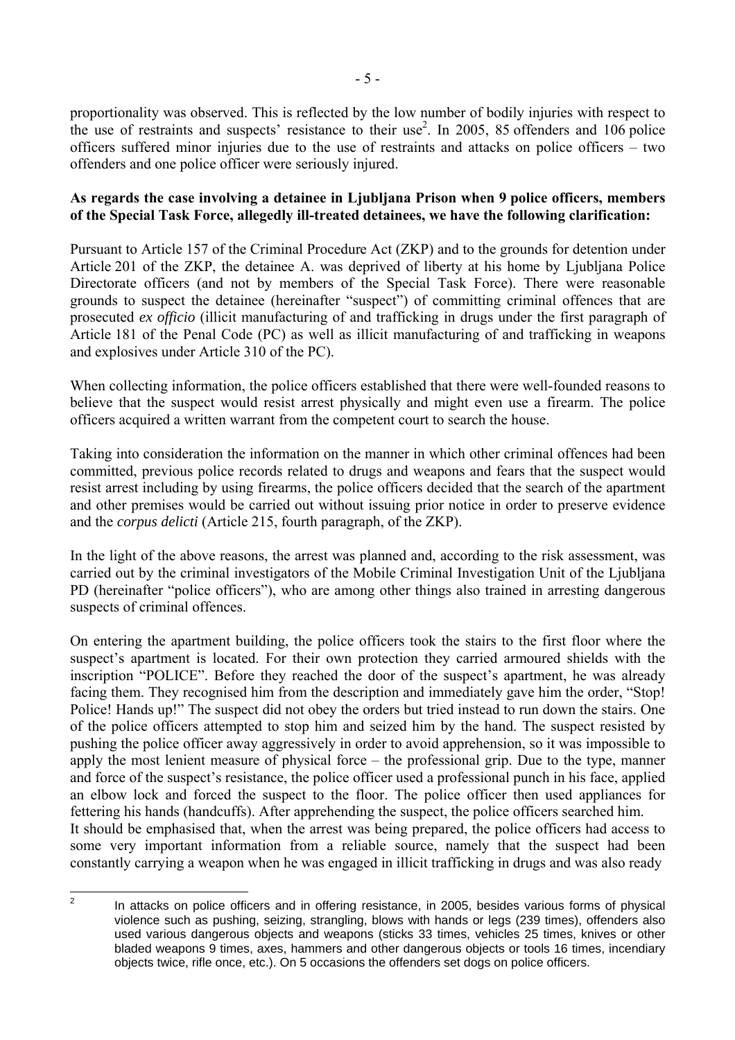proportionality was observed. This is reflected by the low number of bodily injuries with respect to the use of restraints and suspects' resistance to their use[2]. In 2005, 85 offenders and 106 police officers suffered minor injuries due to the use of restraints and attacks on police officers – two offenders and one police officer were seriously injured.

**As regards the case involving a detainee in Ljubljana Prison when 9 police officers, members of the Special Task Force, allegedly ill-treated detainees, we have the following clarification:**

Pursuant to Article 157 of the Criminal Procedure Act (ZKP) and to the grounds for detention under Article 201 of the ZKP, the detainee A. was deprived of liberty at his home by Ljubljana Police Directorate officers (and not by members of the Special Task Force). There were reasonable grounds to suspect the detainee (hereinafter "suspect") of committing criminal offences that are prosecuted *ex officio* (illicit manufacturing of and trafficking in drugs under the first paragraph of Article 181 of the Penal Code (PC) as well as illicit manufacturing of and trafficking in weapons and explosives under Article 310 of the PC).

When collecting information, the police officers established that there were well-founded reasons to believe that the suspect would resist arrest physically and might even use a firearm. The police officers acquired a written warrant from the competent court to search the house.

Taking into consideration the information on the manner in which other criminal offences had been committed, previous police records related to drugs and weapons and fears that the suspect would resist arrest including by using firearms, the police officers decided that the search of the apartment and other premises would be carried out without issuing prior notice in order to preserve evidence and the *corpus delicti* (Article 215, fourth paragraph, of the ZKP).

In the light of the above reasons, the arrest was planned and, according to the risk assessment, was carried out by the criminal investigators of the Mobile Criminal Investigation Unit of the Ljubljana PD (hereinafter "police officers"), who are among other things also trained in arresting dangerous suspects of criminal offences.

On entering the apartment building, the police officers took the stairs to the first floor where the suspect's apartment is located. For their own protection they carried armoured shields with the inscription "POLICE". Before they reached the door of the suspect's apartment, he was already facing them. They recognised him from the description and immediately gave him the order, "Stop! Police! Hands up!" The suspect did not obey the orders but tried instead to run down the stairs. One of the police officers attempted to stop him and seized him by the hand. The suspect resisted by pushing the police officer away aggressively in order to avoid apprehension, so it was impossible to apply the most lenient measure of physical force – the professional grip. Due to the type, manner and force of the suspect's resistance, the police officer used a professional punch in his face, applied an elbow lock and forced the suspect to the floor. The police officer then used appliances for fettering his hands (handcuffs). After apprehending the suspect, the police officers searched him.
It should be emphasised that, when the arrest was being prepared, the police officers had access to some very important information from a reliable source, namely that the suspect had been constantly carrying a weapon when he was engaged in illicit trafficking in drugs and was also ready

---

[2] In attacks on police officers and in offering resistance, in 2005, besides various forms of physical violence such as pushing, seizing, strangling, blows with hands or legs (239 times), offenders also used various dangerous objects and weapons (sticks 33 times, vehicles 25 times, knives or other bladed weapons 9 times, axes, hammers and other dangerous objects or tools 16 times, incendiary objects twice, rifle once, etc.). On 5 occasions the offenders set dogs on police officers.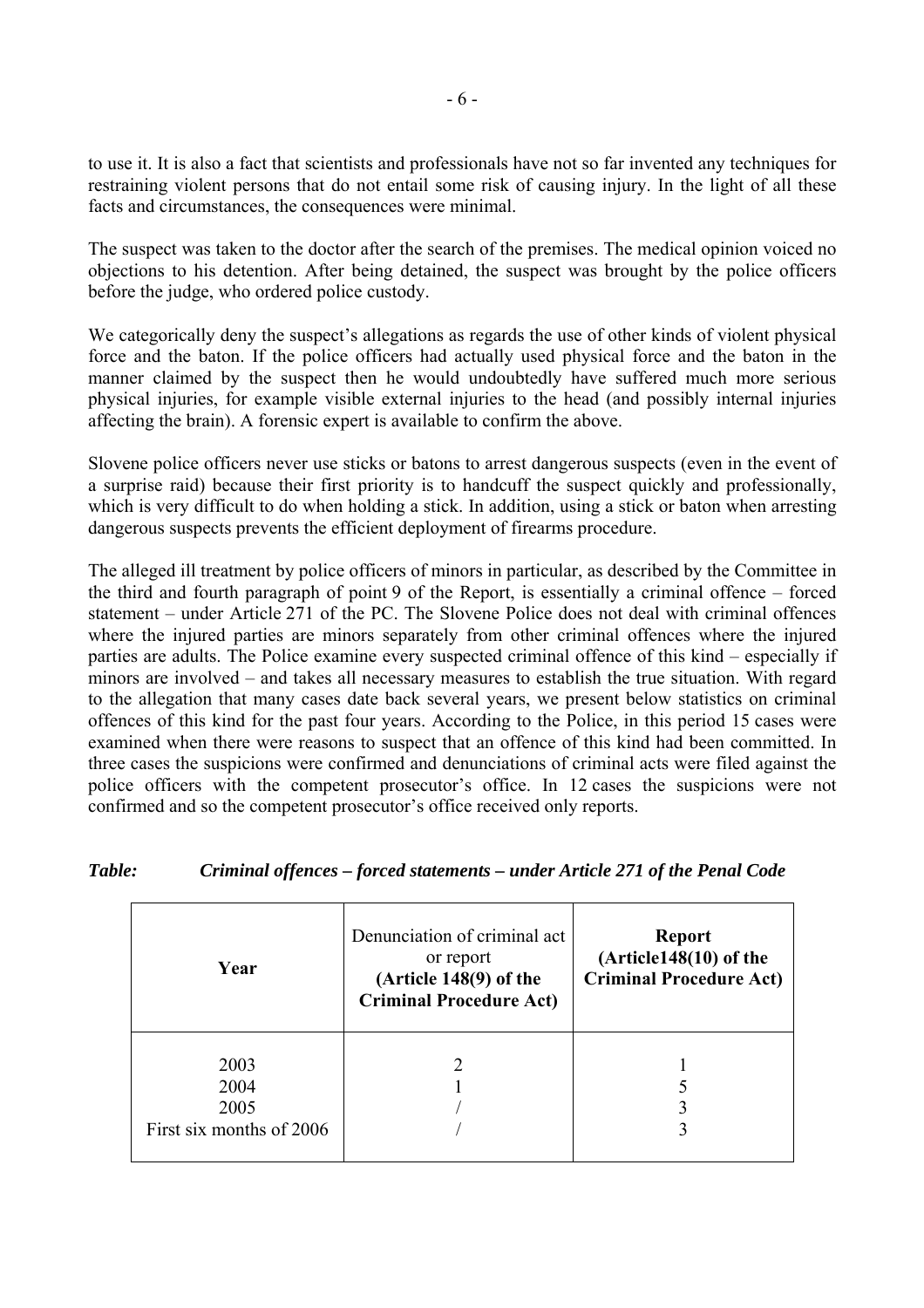to use it. It is also a fact that scientists and professionals have not so far invented any techniques for restraining violent persons that do not entail some risk of causing injury. In the light of all these facts and circumstances, the consequences were minimal.

The suspect was taken to the doctor after the search of the premises. The medical opinion voiced no objections to his detention. After being detained, the suspect was brought by the police officers before the judge, who ordered police custody.

We categorically deny the suspect's allegations as regards the use of other kinds of violent physical force and the baton. If the police officers had actually used physical force and the baton in the manner claimed by the suspect then he would undoubtedly have suffered much more serious physical injuries, for example visible external injuries to the head (and possibly internal injuries affecting the brain). A forensic expert is available to confirm the above.

Slovene police officers never use sticks or batons to arrest dangerous suspects (even in the event of a surprise raid) because their first priority is to handcuff the suspect quickly and professionally, which is very difficult to do when holding a stick. In addition, using a stick or baton when arresting dangerous suspects prevents the efficient deployment of firearms procedure.

The alleged ill treatment by police officers of minors in particular, as described by the Committee in the third and fourth paragraph of point 9 of the Report, is essentially a criminal offence – forced statement – under Article 271 of the PC. The Slovene Police does not deal with criminal offences where the injured parties are minors separately from other criminal offences where the injured parties are adults. The Police examine every suspected criminal offence of this kind – especially if minors are involved – and takes all necessary measures to establish the true situation. With regard to the allegation that many cases date back several years, we present below statistics on criminal offences of this kind for the past four years. According to the Police, in this period 15 cases were examined when there were reasons to suspect that an offence of this kind had been committed. In three cases the suspicions were confirmed and denunciations of criminal acts were filed against the police officers with the competent prosecutor's office. In 12 cases the suspicions were not confirmed and so the competent prosecutor's office received only reports.

***Table: Criminal offences – forced statements – under Article 271 of the Penal Code***

| **Year** | Denunciation of criminal act or report **(Article 148(9) of the Criminal Procedure Act)** | **Report (Article148(10) of the Criminal Procedure Act)** |
|---|---|---|
| 2003 | 2 | 1 |
| 2004 | 1 | 5 |
| 2005 | / | 3 |
| First six months of 2006 | / | 3 |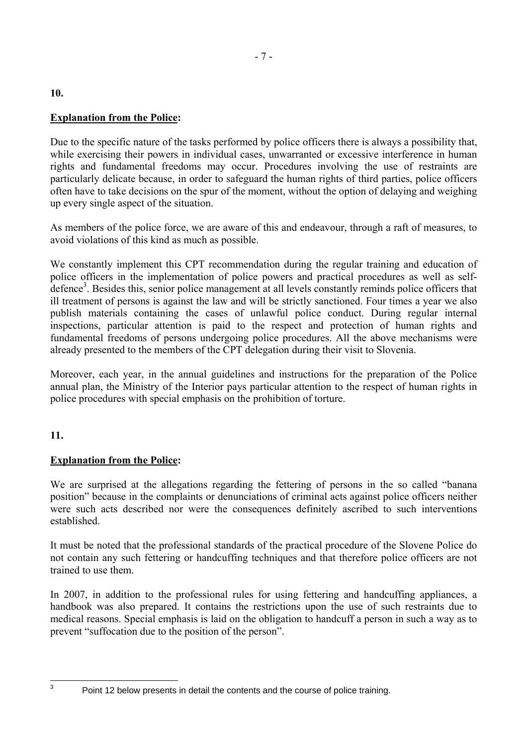**10.**

**Explanation from the Police:**

Due to the specific nature of the tasks performed by police officers there is always a possibility that, while exercising their powers in individual cases, unwarranted or excessive interference in human rights and fundamental freedoms may occur. Procedures involving the use of restraints are particularly delicate because, in order to safeguard the human rights of third parties, police officers often have to take decisions on the spur of the moment, without the option of delaying and weighing up every single aspect of the situation.

As members of the police force, we are aware of this and endeavour, through a raft of measures, to avoid violations of this kind as much as possible.

We constantly implement this CPT recommendation during the regular training and education of police officers in the implementation of police powers and practical procedures as well as self-defence[3]. Besides this, senior police management at all levels constantly reminds police officers that ill treatment of persons is against the law and will be strictly sanctioned. Four times a year we also publish materials containing the cases of unlawful police conduct. During regular internal inspections, particular attention is paid to the respect and protection of human rights and fundamental freedoms of persons undergoing police procedures. All the above mechanisms were already presented to the members of the CPT delegation during their visit to Slovenia.

Moreover, each year, in the annual guidelines and instructions for the preparation of the Police annual plan, the Ministry of the Interior pays particular attention to the respect of human rights in police procedures with special emphasis on the prohibition of torture.

**11.**

**Explanation from the Police:**

We are surprised at the allegations regarding the fettering of persons in the so called "banana position" because in the complaints or denunciations of criminal acts against police officers neither were such acts described nor were the consequences definitely ascribed to such interventions established.

It must be noted that the professional standards of the practical procedure of the Slovene Police do not contain any such fettering or handcuffing techniques and that therefore police officers are not trained to use them.

In 2007, in addition to the professional rules for using fettering and handcuffing appliances, a handbook was also prepared. It contains the restrictions upon the use of such restraints due to medical reasons. Special emphasis is laid on the obligation to handcuff a person in such a way as to prevent "suffocation due to the position of the person".

---

[3] Point 12 below presents in detail the contents and the course of police training.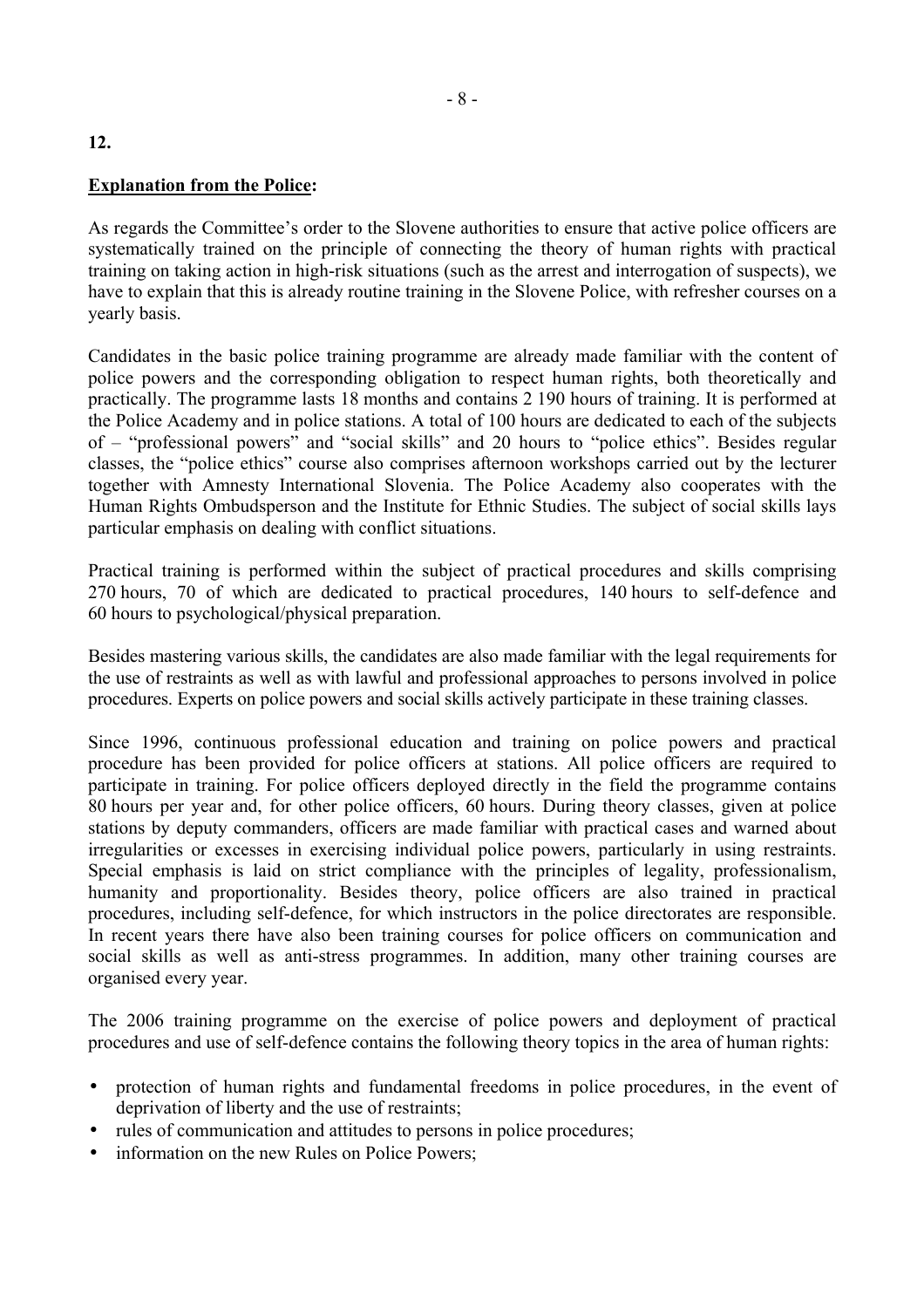**12.**

**Explanation from the Police:**

As regards the Committee's order to the Slovene authorities to ensure that active police officers are systematically trained on the principle of connecting the theory of human rights with practical training on taking action in high-risk situations (such as the arrest and interrogation of suspects), we have to explain that this is already routine training in the Slovene Police, with refresher courses on a yearly basis.

Candidates in the basic police training programme are already made familiar with the content of police powers and the corresponding obligation to respect human rights, both theoretically and practically. The programme lasts 18 months and contains 2 190 hours of training. It is performed at the Police Academy and in police stations. A total of 100 hours are dedicated to each of the subjects of – "professional powers" and "social skills" and 20 hours to "police ethics". Besides regular classes, the "police ethics" course also comprises afternoon workshops carried out by the lecturer together with Amnesty International Slovenia. The Police Academy also cooperates with the Human Rights Ombudsperson and the Institute for Ethnic Studies. The subject of social skills lays particular emphasis on dealing with conflict situations.

Practical training is performed within the subject of practical procedures and skills comprising 270 hours, 70 of which are dedicated to practical procedures, 140 hours to self-defence and 60 hours to psychological/physical preparation.

Besides mastering various skills, the candidates are also made familiar with the legal requirements for the use of restraints as well as with lawful and professional approaches to persons involved in police procedures. Experts on police powers and social skills actively participate in these training classes.

Since 1996, continuous professional education and training on police powers and practical procedure has been provided for police officers at stations. All police officers are required to participate in training. For police officers deployed directly in the field the programme contains 80 hours per year and, for other police officers, 60 hours. During theory classes, given at police stations by deputy commanders, officers are made familiar with practical cases and warned about irregularities or excesses in exercising individual police powers, particularly in using restraints. Special emphasis is laid on strict compliance with the principles of legality, professionalism, humanity and proportionality. Besides theory, police officers are also trained in practical procedures, including self-defence, for which instructors in the police directorates are responsible. In recent years there have also been training courses for police officers on communication and social skills as well as anti-stress programmes. In addition, many other training courses are organised every year.

The 2006 training programme on the exercise of police powers and deployment of practical procedures and use of self-defence contains the following theory topics in the area of human rights:

- protection of human rights and fundamental freedoms in police procedures, in the event of deprivation of liberty and the use of restraints;
- rules of communication and attitudes to persons in police procedures;
- information on the new Rules on Police Powers;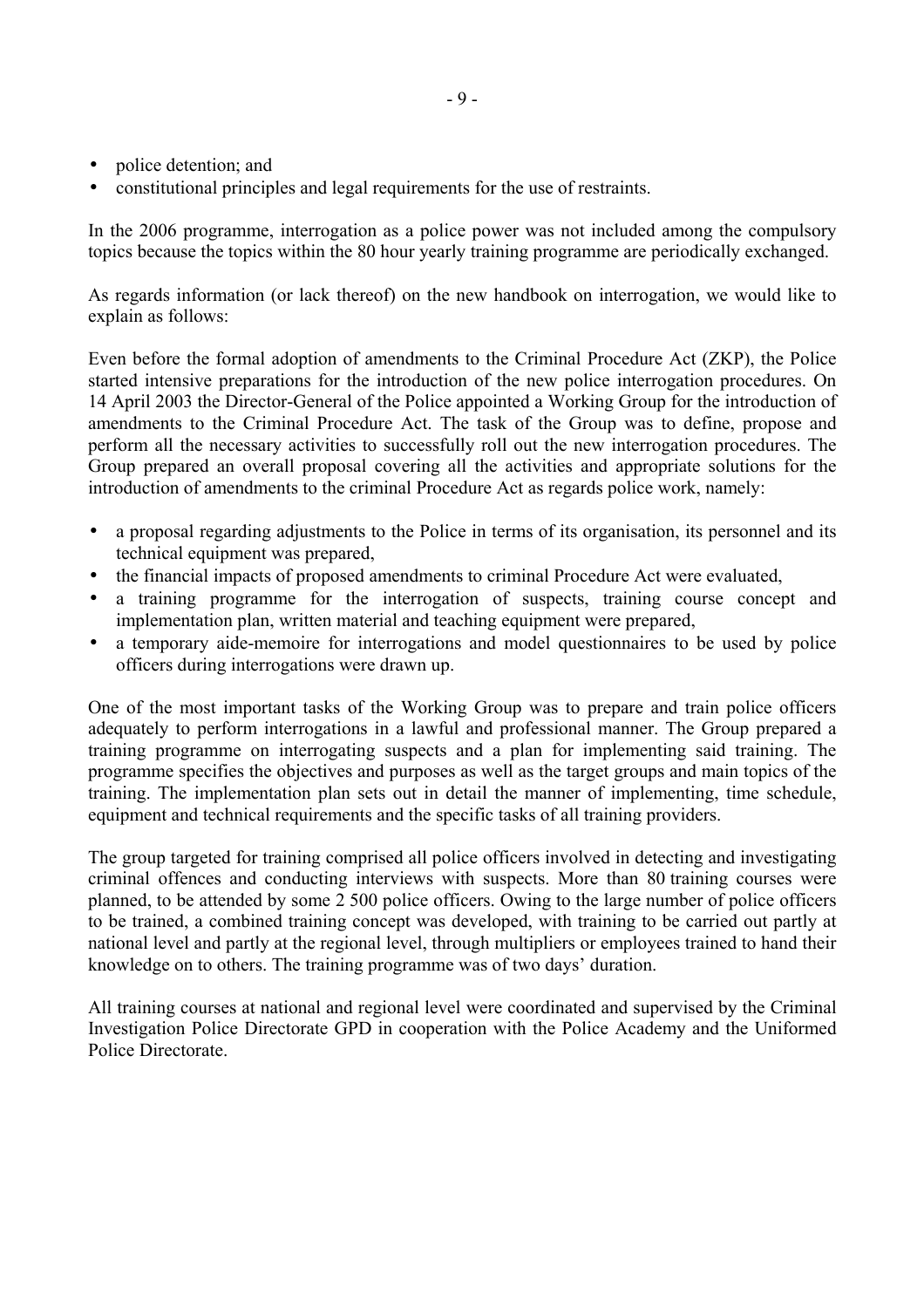- police detention; and
- constitutional principles and legal requirements for the use of restraints.

In the 2006 programme, interrogation as a police power was not included among the compulsory topics because the topics within the 80 hour yearly training programme are periodically exchanged.

As regards information (or lack thereof) on the new handbook on interrogation, we would like to explain as follows:

Even before the formal adoption of amendments to the Criminal Procedure Act (ZKP), the Police started intensive preparations for the introduction of the new police interrogation procedures. On 14 April 2003 the Director-General of the Police appointed a Working Group for the introduction of amendments to the Criminal Procedure Act. The task of the Group was to define, propose and perform all the necessary activities to successfully roll out the new interrogation procedures. The Group prepared an overall proposal covering all the activities and appropriate solutions for the introduction of amendments to the criminal Procedure Act as regards police work, namely:

- a proposal regarding adjustments to the Police in terms of its organisation, its personnel and its technical equipment was prepared,
- the financial impacts of proposed amendments to criminal Procedure Act were evaluated,
- a training programme for the interrogation of suspects, training course concept and implementation plan, written material and teaching equipment were prepared,
- a temporary aide-memoire for interrogations and model questionnaires to be used by police officers during interrogations were drawn up.

One of the most important tasks of the Working Group was to prepare and train police officers adequately to perform interrogations in a lawful and professional manner. The Group prepared a training programme on interrogating suspects and a plan for implementing said training. The programme specifies the objectives and purposes as well as the target groups and main topics of the training. The implementation plan sets out in detail the manner of implementing, time schedule, equipment and technical requirements and the specific tasks of all training providers.

The group targeted for training comprised all police officers involved in detecting and investigating criminal offences and conducting interviews with suspects. More than 80 training courses were planned, to be attended by some 2 500 police officers. Owing to the large number of police officers to be trained, a combined training concept was developed, with training to be carried out partly at national level and partly at the regional level, through multipliers or employees trained to hand their knowledge on to others. The training programme was of two days' duration.

All training courses at national and regional level were coordinated and supervised by the Criminal Investigation Police Directorate GPD in cooperation with the Police Academy and the Uniformed Police Directorate.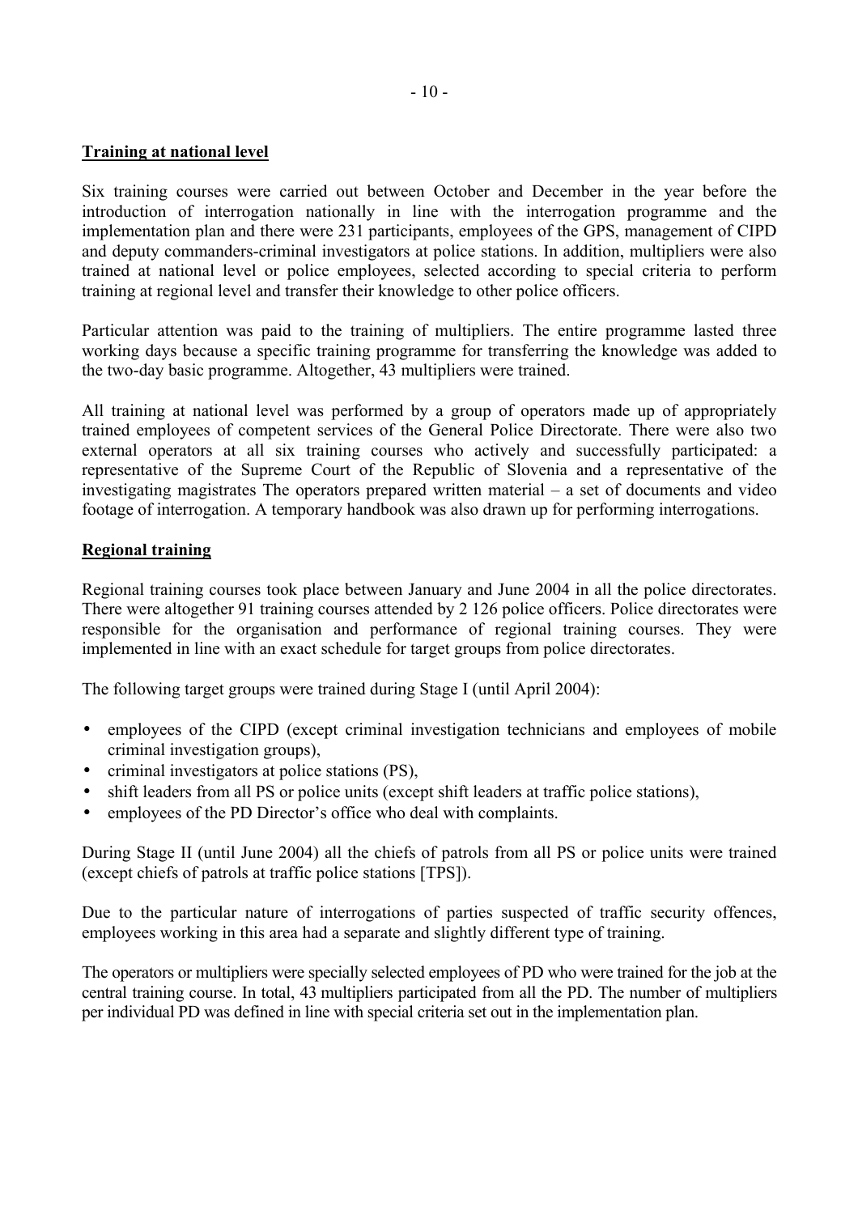**Training at national level**

Six training courses were carried out between October and December in the year before the introduction of interrogation nationally in line with the interrogation programme and the implementation plan and there were 231 participants, employees of the GPS, management of CIPD and deputy commanders-criminal investigators at police stations. In addition, multipliers were also trained at national level or police employees, selected according to special criteria to perform training at regional level and transfer their knowledge to other police officers.

Particular attention was paid to the training of multipliers. The entire programme lasted three working days because a specific training programme for transferring the knowledge was added to the two-day basic programme. Altogether, 43 multipliers were trained.

All training at national level was performed by a group of operators made up of appropriately trained employees of competent services of the General Police Directorate. There were also two external operators at all six training courses who actively and successfully participated: a representative of the Supreme Court of the Republic of Slovenia and a representative of the investigating magistrates The operators prepared written material – a set of documents and video footage of interrogation. A temporary handbook was also drawn up for performing interrogations.

**Regional training**

Regional training courses took place between January and June 2004 in all the police directorates. There were altogether 91 training courses attended by 2 126 police officers. Police directorates were responsible for the organisation and performance of regional training courses. They were implemented in line with an exact schedule for target groups from police directorates.

The following target groups were trained during Stage I (until April 2004):

- employees of the CIPD (except criminal investigation technicians and employees of mobile criminal investigation groups),
- criminal investigators at police stations (PS),
- shift leaders from all PS or police units (except shift leaders at traffic police stations),
- employees of the PD Director's office who deal with complaints.

During Stage II (until June 2004) all the chiefs of patrols from all PS or police units were trained (except chiefs of patrols at traffic police stations [TPS]).

Due to the particular nature of interrogations of parties suspected of traffic security offences, employees working in this area had a separate and slightly different type of training.

The operators or multipliers were specially selected employees of PD who were trained for the job at the central training course. In total, 43 multipliers participated from all the PD. The number of multipliers per individual PD was defined in line with special criteria set out in the implementation plan.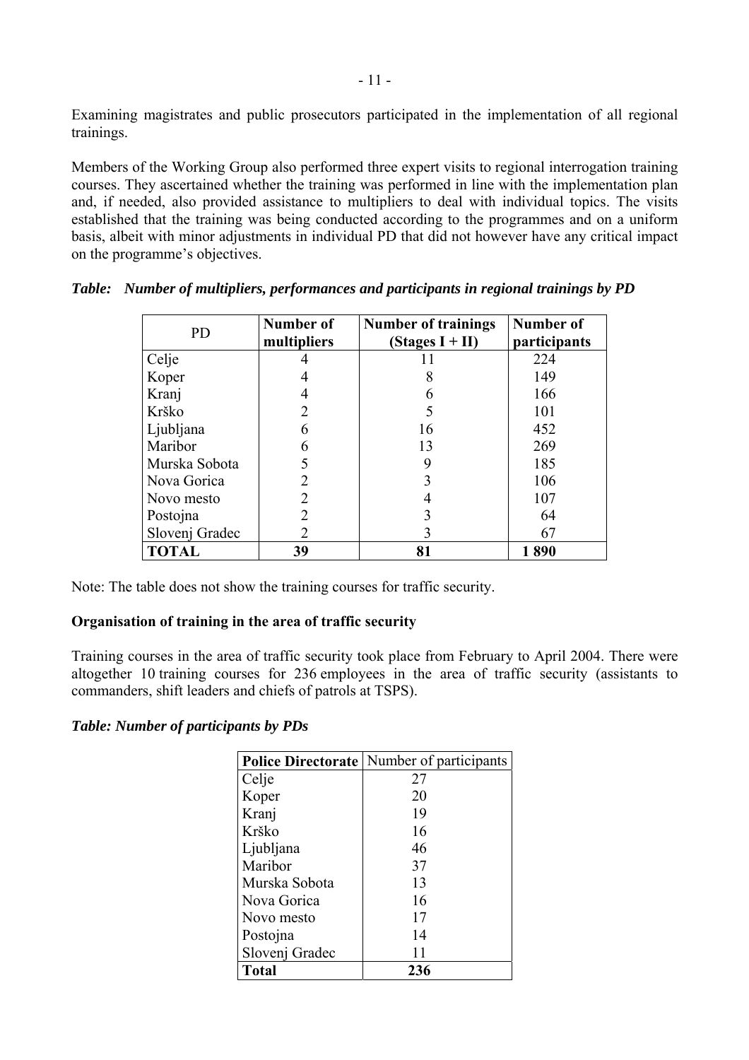Examining magistrates and public prosecutors participated in the implementation of all regional trainings.

Members of the Working Group also performed three expert visits to regional interrogation training courses. They ascertained whether the training was performed in line with the implementation plan and, if needed, also provided assistance to multipliers to deal with individual topics. The visits established that the training was being conducted according to the programmes and on a uniform basis, albeit with minor adjustments in individual PD that did not however have any critical impact on the programme's objectives.

***Table: Number of multipliers, performances and participants in regional trainings by PD***

| PD | **Number of multipliers** | **Number of trainings (Stages I + II)** | **Number of participants** |
|---|---|---|---|
| Celje | 4 | 11 | 224 |
| Koper | 4 | 8 | 149 |
| Kranj | 4 | 6 | 166 |
| Krško | 2 | 5 | 101 |
| Ljubljana | 6 | 16 | 452 |
| Maribor | 6 | 13 | 269 |
| Murska Sobota | 5 | 9 | 185 |
| Nova Gorica | 2 | 3 | 106 |
| Novo mesto | 2 | 4 | 107 |
| Postojna | 2 | 3 | 64 |
| Slovenj Gradec | 2 | 3 | 67 |
| **TOTAL** | **39** | **81** | **1 890** |

Note: The table does not show the training courses for traffic security.

**Organisation of training in the area of traffic security**

Training courses in the area of traffic security took place from February to April 2004. There were altogether 10 training courses for 236 employees in the area of traffic security (assistants to commanders, shift leaders and chiefs of patrols at TSPS).

***Table: Number of participants by PDs***

| **Police Directorate** | Number of participants |
|---|---|
| Celje | 27 |
| Koper | 20 |
| Kranj | 19 |
| Krško | 16 |
| Ljubljana | 46 |
| Maribor | 37 |
| Murska Sobota | 13 |
| Nova Gorica | 16 |
| Novo mesto | 17 |
| Postojna | 14 |
| Slovenj Gradec | 11 |
| **Total** | **236** |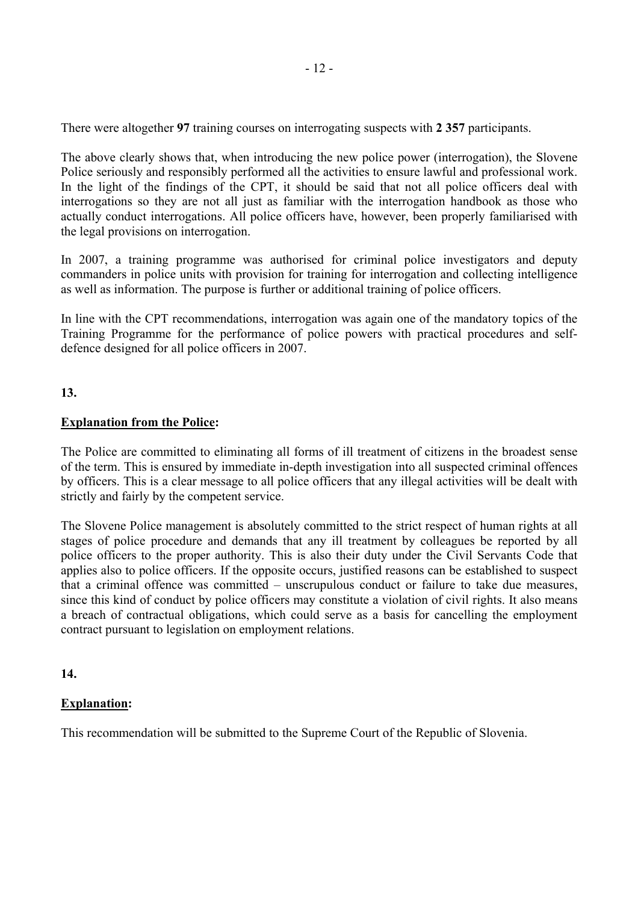There were altogether **97** training courses on interrogating suspects with **2 357** participants.

The above clearly shows that, when introducing the new police power (interrogation), the Slovene Police seriously and responsibly performed all the activities to ensure lawful and professional work. In the light of the findings of the CPT, it should be said that not all police officers deal with interrogations so they are not all just as familiar with the interrogation handbook as those who actually conduct interrogations. All police officers have, however, been properly familiarised with the legal provisions on interrogation.

In 2007, a training programme was authorised for criminal police investigators and deputy commanders in police units with provision for training for interrogation and collecting intelligence as well as information. The purpose is further or additional training of police officers.

In line with the CPT recommendations, interrogation was again one of the mandatory topics of the Training Programme for the performance of police powers with practical procedures and self-defence designed for all police officers in 2007.

**13.**

**Explanation from the Police:**

The Police are committed to eliminating all forms of ill treatment of citizens in the broadest sense of the term. This is ensured by immediate in-depth investigation into all suspected criminal offences by officers. This is a clear message to all police officers that any illegal activities will be dealt with strictly and fairly by the competent service.

The Slovene Police management is absolutely committed to the strict respect of human rights at all stages of police procedure and demands that any ill treatment by colleagues be reported by all police officers to the proper authority. This is also their duty under the Civil Servants Code that applies also to police officers. If the opposite occurs, justified reasons can be established to suspect that a criminal offence was committed – unscrupulous conduct or failure to take due measures, since this kind of conduct by police officers may constitute a violation of civil rights. It also means a breach of contractual obligations, which could serve as a basis for cancelling the employment contract pursuant to legislation on employment relations.

**14.**

**Explanation:**

This recommendation will be submitted to the Supreme Court of the Republic of Slovenia.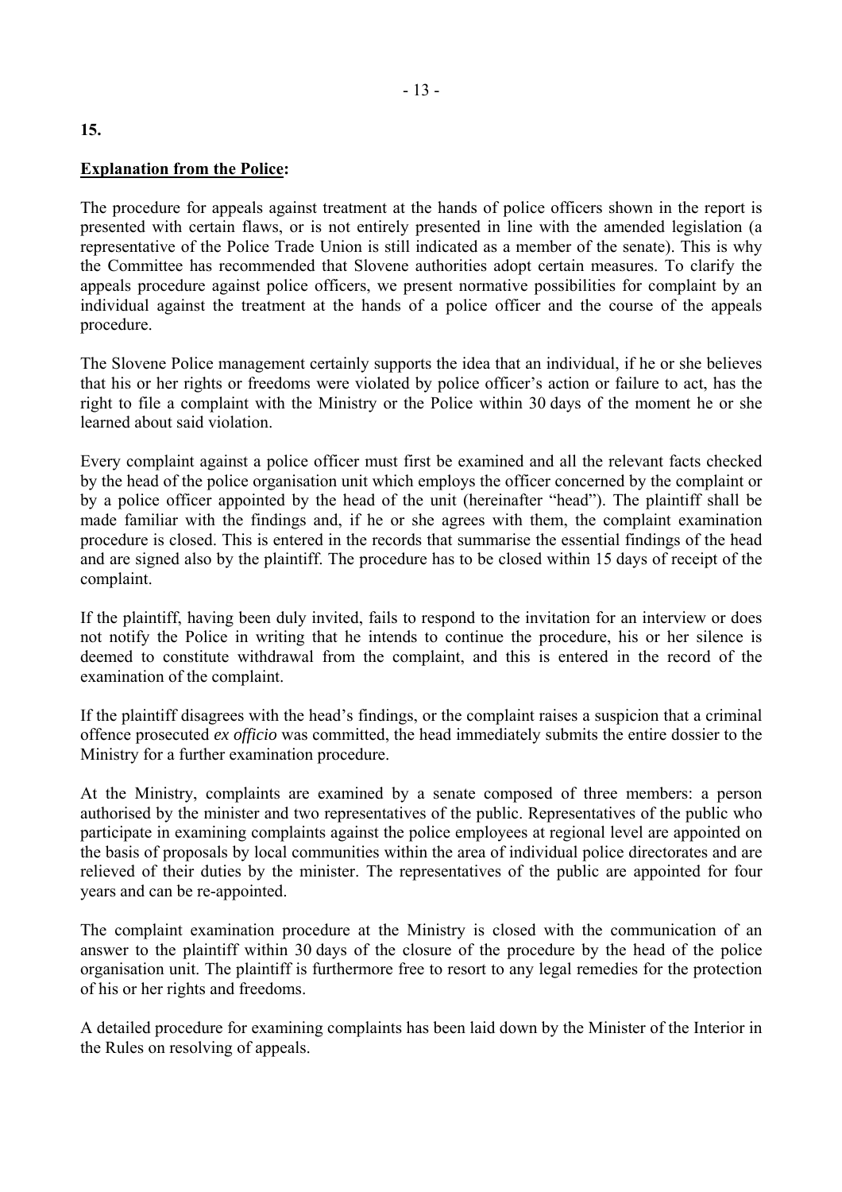**15.**

**Explanation from the Police:**

The procedure for appeals against treatment at the hands of police officers shown in the report is presented with certain flaws, or is not entirely presented in line with the amended legislation (a representative of the Police Trade Union is still indicated as a member of the senate). This is why the Committee has recommended that Slovene authorities adopt certain measures. To clarify the appeals procedure against police officers, we present normative possibilities for complaint by an individual against the treatment at the hands of a police officer and the course of the appeals procedure.

The Slovene Police management certainly supports the idea that an individual, if he or she believes that his or her rights or freedoms were violated by police officer's action or failure to act, has the right to file a complaint with the Ministry or the Police within 30 days of the moment he or she learned about said violation.

Every complaint against a police officer must first be examined and all the relevant facts checked by the head of the police organisation unit which employs the officer concerned by the complaint or by a police officer appointed by the head of the unit (hereinafter "head"). The plaintiff shall be made familiar with the findings and, if he or she agrees with them, the complaint examination procedure is closed. This is entered in the records that summarise the essential findings of the head and are signed also by the plaintiff. The procedure has to be closed within 15 days of receipt of the complaint.

If the plaintiff, having been duly invited, fails to respond to the invitation for an interview or does not notify the Police in writing that he intends to continue the procedure, his or her silence is deemed to constitute withdrawal from the complaint, and this is entered in the record of the examination of the complaint.

If the plaintiff disagrees with the head's findings, or the complaint raises a suspicion that a criminal offence prosecuted *ex officio* was committed, the head immediately submits the entire dossier to the Ministry for a further examination procedure.

At the Ministry, complaints are examined by a senate composed of three members: a person authorised by the minister and two representatives of the public. Representatives of the public who participate in examining complaints against the police employees at regional level are appointed on the basis of proposals by local communities within the area of individual police directorates and are relieved of their duties by the minister. The representatives of the public are appointed for four years and can be re-appointed.

The complaint examination procedure at the Ministry is closed with the communication of an answer to the plaintiff within 30 days of the closure of the procedure by the head of the police organisation unit. The plaintiff is furthermore free to resort to any legal remedies for the protection of his or her rights and freedoms.

A detailed procedure for examining complaints has been laid down by the Minister of the Interior in the Rules on resolving of appeals.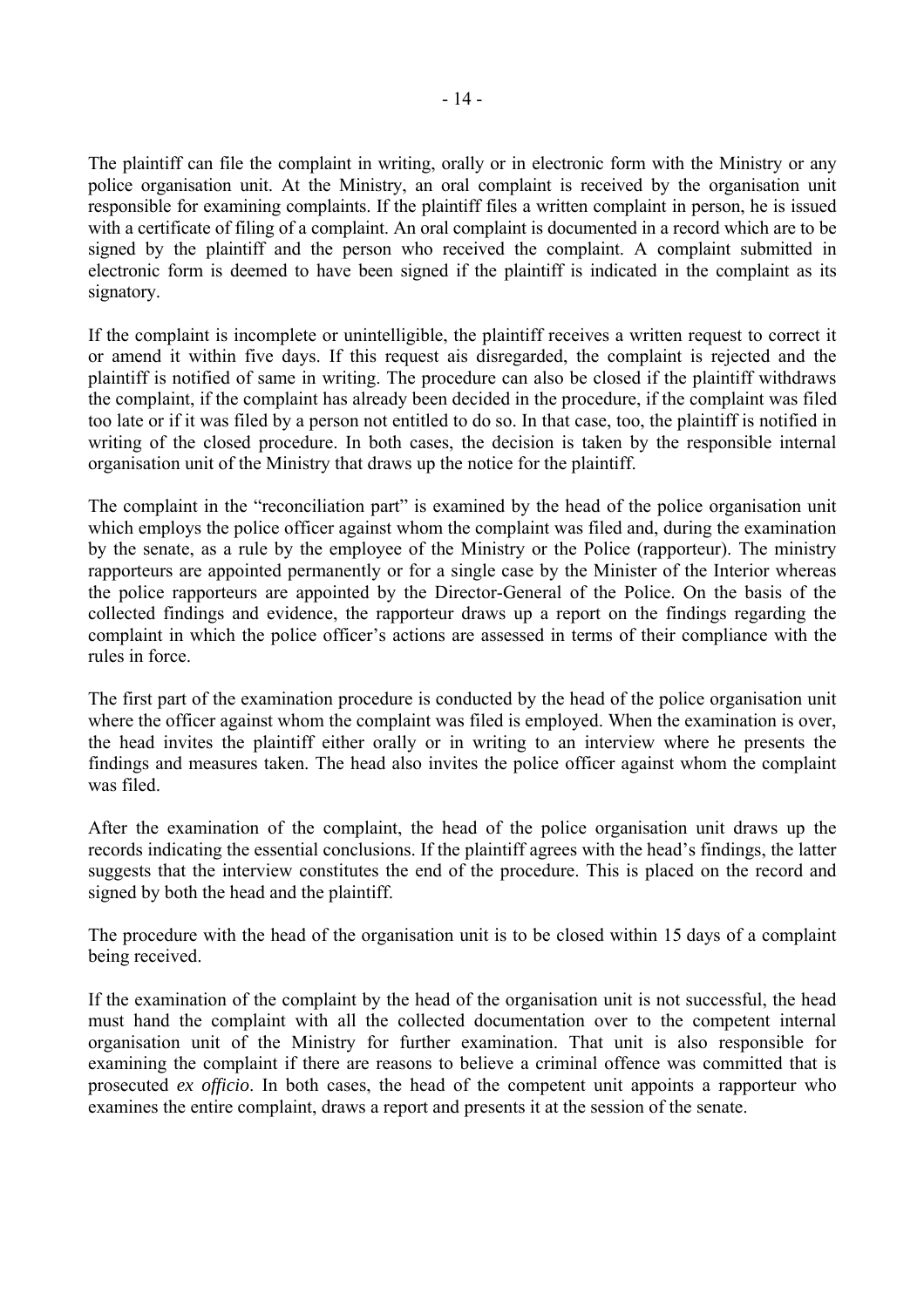The plaintiff can file the complaint in writing, orally or in electronic form with the Ministry or any police organisation unit. At the Ministry, an oral complaint is received by the organisation unit responsible for examining complaints. If the plaintiff files a written complaint in person, he is issued with a certificate of filing of a complaint. An oral complaint is documented in a record which are to be signed by the plaintiff and the person who received the complaint. A complaint submitted in electronic form is deemed to have been signed if the plaintiff is indicated in the complaint as its signatory.

If the complaint is incomplete or unintelligible, the plaintiff receives a written request to correct it or amend it within five days. If this request ais disregarded, the complaint is rejected and the plaintiff is notified of same in writing. The procedure can also be closed if the plaintiff withdraws the complaint, if the complaint has already been decided in the procedure, if the complaint was filed too late or if it was filed by a person not entitled to do so. In that case, too, the plaintiff is notified in writing of the closed procedure. In both cases, the decision is taken by the responsible internal organisation unit of the Ministry that draws up the notice for the plaintiff.

The complaint in the "reconciliation part" is examined by the head of the police organisation unit which employs the police officer against whom the complaint was filed and, during the examination by the senate, as a rule by the employee of the Ministry or the Police (rapporteur). The ministry rapporteurs are appointed permanently or for a single case by the Minister of the Interior whereas the police rapporteurs are appointed by the Director-General of the Police. On the basis of the collected findings and evidence, the rapporteur draws up a report on the findings regarding the complaint in which the police officer's actions are assessed in terms of their compliance with the rules in force.

The first part of the examination procedure is conducted by the head of the police organisation unit where the officer against whom the complaint was filed is employed. When the examination is over, the head invites the plaintiff either orally or in writing to an interview where he presents the findings and measures taken. The head also invites the police officer against whom the complaint was filed.

After the examination of the complaint, the head of the police organisation unit draws up the records indicating the essential conclusions. If the plaintiff agrees with the head's findings, the latter suggests that the interview constitutes the end of the procedure. This is placed on the record and signed by both the head and the plaintiff.

The procedure with the head of the organisation unit is to be closed within 15 days of a complaint being received.

If the examination of the complaint by the head of the organisation unit is not successful, the head must hand the complaint with all the collected documentation over to the competent internal organisation unit of the Ministry for further examination. That unit is also responsible for examining the complaint if there are reasons to believe a criminal offence was committed that is prosecuted *ex officio*. In both cases, the head of the competent unit appoints a rapporteur who examines the entire complaint, draws a report and presents it at the session of the senate.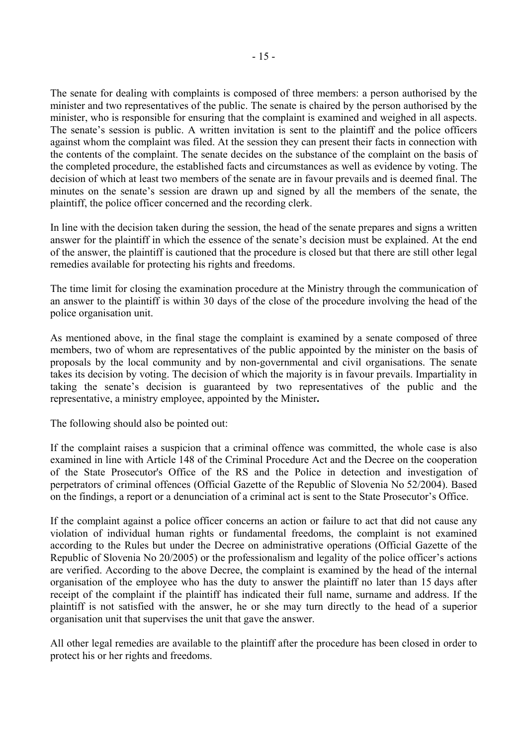The senate for dealing with complaints is composed of three members: a person authorised by the minister and two representatives of the public. The senate is chaired by the person authorised by the minister, who is responsible for ensuring that the complaint is examined and weighed in all aspects. The senate's session is public. A written invitation is sent to the plaintiff and the police officers against whom the complaint was filed. At the session they can present their facts in connection with the contents of the complaint. The senate decides on the substance of the complaint on the basis of the completed procedure, the established facts and circumstances as well as evidence by voting. The decision of which at least two members of the senate are in favour prevails and is deemed final. The minutes on the senate's session are drawn up and signed by all the members of the senate, the plaintiff, the police officer concerned and the recording clerk.

In line with the decision taken during the session, the head of the senate prepares and signs a written answer for the plaintiff in which the essence of the senate's decision must be explained. At the end of the answer, the plaintiff is cautioned that the procedure is closed but that there are still other legal remedies available for protecting his rights and freedoms.

The time limit for closing the examination procedure at the Ministry through the communication of an answer to the plaintiff is within 30 days of the close of the procedure involving the head of the police organisation unit.

As mentioned above, in the final stage the complaint is examined by a senate composed of three members, two of whom are representatives of the public appointed by the minister on the basis of proposals by the local community and by non-governmental and civil organisations. The senate takes its decision by voting. The decision of which the majority is in favour prevails. Impartiality in taking the senate's decision is guaranteed by two representatives of the public and the representative, a ministry employee, appointed by the Minister**.**

The following should also be pointed out:

If the complaint raises a suspicion that a criminal offence was committed, the whole case is also examined in line with Article 148 of the Criminal Procedure Act and the Decree on the cooperation of the State Prosecutor's Office of the RS and the Police in detection and investigation of perpetrators of criminal offences (Official Gazette of the Republic of Slovenia No 52/2004). Based on the findings, a report or a denunciation of a criminal act is sent to the State Prosecutor's Office.

If the complaint against a police officer concerns an action or failure to act that did not cause any violation of individual human rights or fundamental freedoms, the complaint is not examined according to the Rules but under the Decree on administrative operations (Official Gazette of the Republic of Slovenia No 20/2005) or the professionalism and legality of the police officer's actions are verified. According to the above Decree, the complaint is examined by the head of the internal organisation of the employee who has the duty to answer the plaintiff no later than 15 days after receipt of the complaint if the plaintiff has indicated their full name, surname and address. If the plaintiff is not satisfied with the answer, he or she may turn directly to the head of a superior organisation unit that supervises the unit that gave the answer.

All other legal remedies are available to the plaintiff after the procedure has been closed in order to protect his or her rights and freedoms.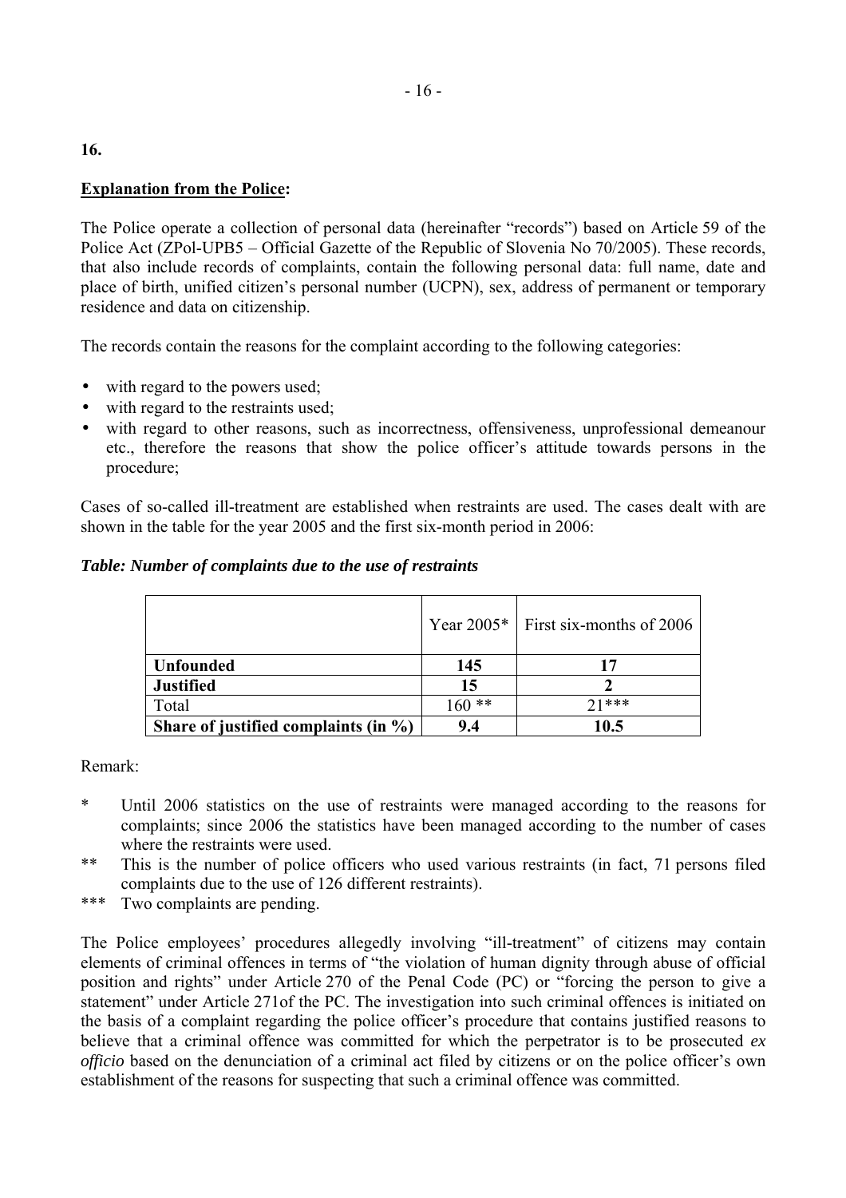**16.**

**Explanation from the Police:**

The Police operate a collection of personal data (hereinafter "records") based on Article 59 of the Police Act (ZPol-UPB5 – Official Gazette of the Republic of Slovenia No 70/2005). These records, that also include records of complaints, contain the following personal data: full name, date and place of birth, unified citizen's personal number (UCPN), sex, address of permanent or temporary residence and data on citizenship.

The records contain the reasons for the complaint according to the following categories:

- with regard to the powers used;
- with regard to the restraints used;
- with regard to other reasons, such as incorrectness, offensiveness, unprofessional demeanour etc., therefore the reasons that show the police officer's attitude towards persons in the procedure;

Cases of so-called ill-treatment are established when restraints are used. The cases dealt with are shown in the table for the year 2005 and the first six-month period in 2006:

***Table: Number of complaints due to the use of restraints***

| | Year 2005* | First six-months of 2006 |
|---|---|---|
| **Unfounded** | **145** | **17** |
| **Justified** | **15** | **2** |
| Total | 160 ** | 21*** |
| **Share of justified complaints (in %)** | **9.4** | **10.5** |

Remark:

\* Until 2006 statistics on the use of restraints were managed according to the reasons for complaints; since 2006 the statistics have been managed according to the number of cases where the restraints were used.

\** This is the number of police officers who used various restraints (in fact, 71 persons filed complaints due to the use of 126 different restraints).

\*** Two complaints are pending.

The Police employees' procedures allegedly involving "ill-treatment" of citizens may contain elements of criminal offences in terms of "the violation of human dignity through abuse of official position and rights" under Article 270 of the Penal Code (PC) or "forcing the person to give a statement" under Article 271of the PC. The investigation into such criminal offences is initiated on the basis of a complaint regarding the police officer's procedure that contains justified reasons to believe that a criminal offence was committed for which the perpetrator is to be prosecuted *ex officio* based on the denunciation of a criminal act filed by citizens or on the police officer's own establishment of the reasons for suspecting that such a criminal offence was committed.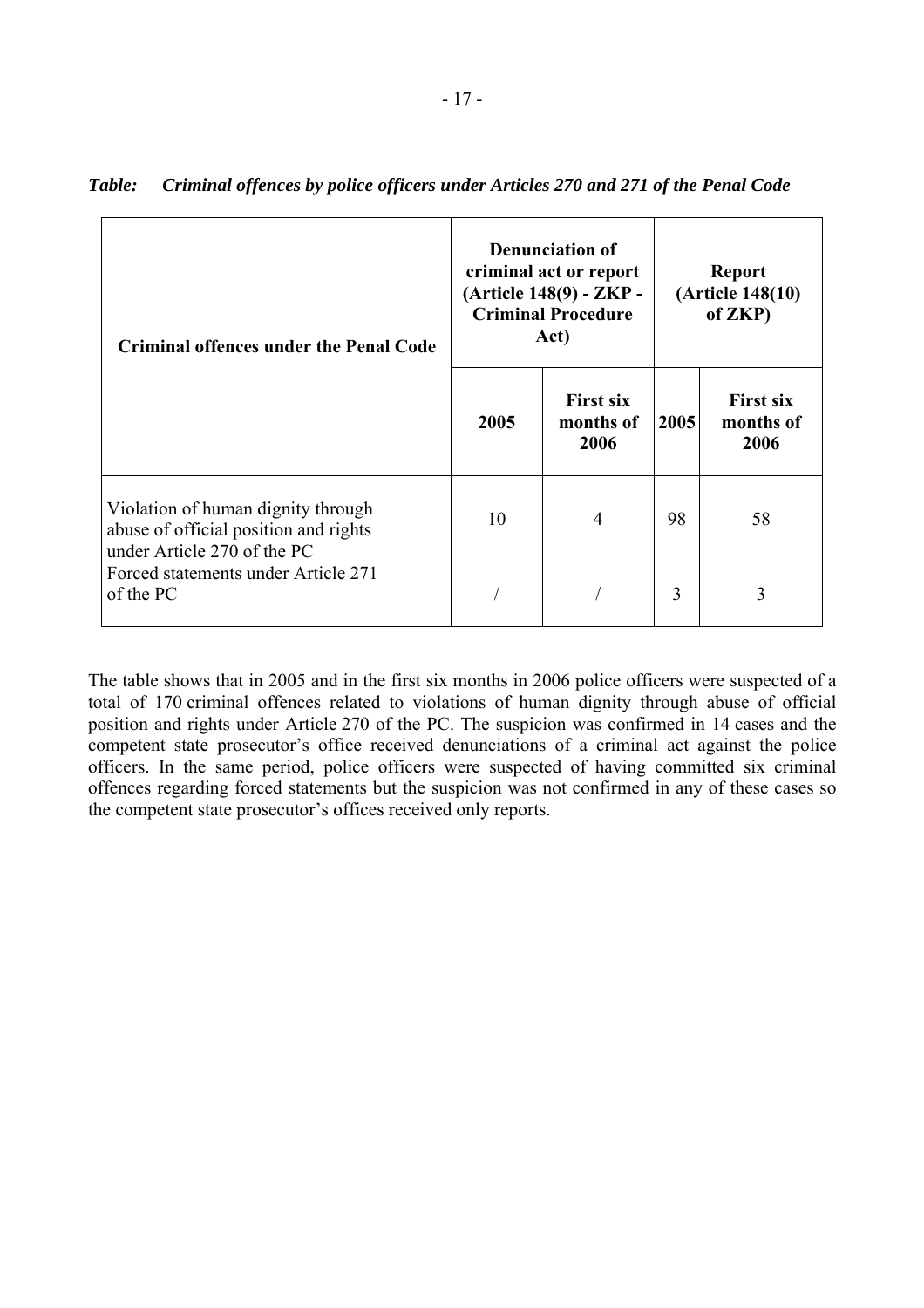*Table: Criminal offences by police officers under Articles 270 and 271 of the Penal Code*

| Criminal offences under the Penal Code | Denunciation of criminal act or report (Article 148(9) - ZKP - Criminal Procedure Act) | | Report (Article 148(10) of ZKP) | |
|---|---|---|---|---|
| | 2005 | First six months of 2006 | 2005 | First six months of 2006 |
| Violation of human dignity through abuse of official position and rights under Article 270 of the PC | 10 | 4 | 98 | 58 |
| Forced statements under Article 271 of the PC | / | / | 3 | 3 |

The table shows that in 2005 and in the first six months in 2006 police officers were suspected of a total of 170 criminal offences related to violations of human dignity through abuse of official position and rights under Article 270 of the PC. The suspicion was confirmed in 14 cases and the competent state prosecutor's office received denunciations of a criminal act against the police officers. In the same period, police officers were suspected of having committed six criminal offences regarding forced statements but the suspicion was not confirmed in any of these cases so the competent state prosecutor's offices received only reports.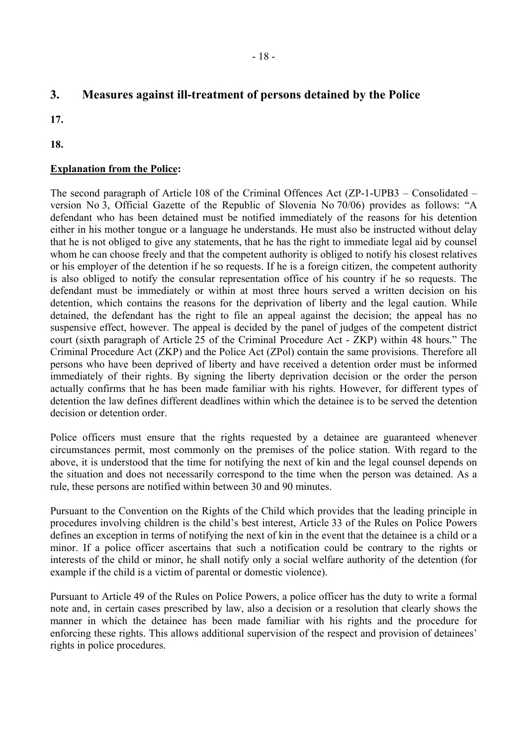## 3. Measures against ill-treatment of persons detained by the Police

**17.**

**18.**

**Explanation from the Police:**

The second paragraph of Article 108 of the Criminal Offences Act (ZP-1-UPB3 – Consolidated – version No 3, Official Gazette of the Republic of Slovenia No 70/06) provides as follows: "A defendant who has been detained must be notified immediately of the reasons for his detention either in his mother tongue or a language he understands. He must also be instructed without delay that he is not obliged to give any statements, that he has the right to immediate legal aid by counsel whom he can choose freely and that the competent authority is obliged to notify his closest relatives or his employer of the detention if he so requests. If he is a foreign citizen, the competent authority is also obliged to notify the consular representation office of his country if he so requests. The defendant must be immediately or within at most three hours served a written decision on his detention, which contains the reasons for the deprivation of liberty and the legal caution. While detained, the defendant has the right to file an appeal against the decision; the appeal has no suspensive effect, however. The appeal is decided by the panel of judges of the competent district court (sixth paragraph of Article 25 of the Criminal Procedure Act - ZKP) within 48 hours." The Criminal Procedure Act (ZKP) and the Police Act (ZPol) contain the same provisions. Therefore all persons who have been deprived of liberty and have received a detention order must be informed immediately of their rights. By signing the liberty deprivation decision or the order the person actually confirms that he has been made familiar with his rights. However, for different types of detention the law defines different deadlines within which the detainee is to be served the detention decision or detention order.

Police officers must ensure that the rights requested by a detainee are guaranteed whenever circumstances permit, most commonly on the premises of the police station. With regard to the above, it is understood that the time for notifying the next of kin and the legal counsel depends on the situation and does not necessarily correspond to the time when the person was detained. As a rule, these persons are notified within between 30 and 90 minutes.

Pursuant to the Convention on the Rights of the Child which provides that the leading principle in procedures involving children is the child's best interest, Article 33 of the Rules on Police Powers defines an exception in terms of notifying the next of kin in the event that the detainee is a child or a minor. If a police officer ascertains that such a notification could be contrary to the rights or interests of the child or minor, he shall notify only a social welfare authority of the detention (for example if the child is a victim of parental or domestic violence).

Pursuant to Article 49 of the Rules on Police Powers, a police officer has the duty to write a formal note and, in certain cases prescribed by law, also a decision or a resolution that clearly shows the manner in which the detainee has been made familiar with his rights and the procedure for enforcing these rights. This allows additional supervision of the respect and provision of detainees' rights in police procedures.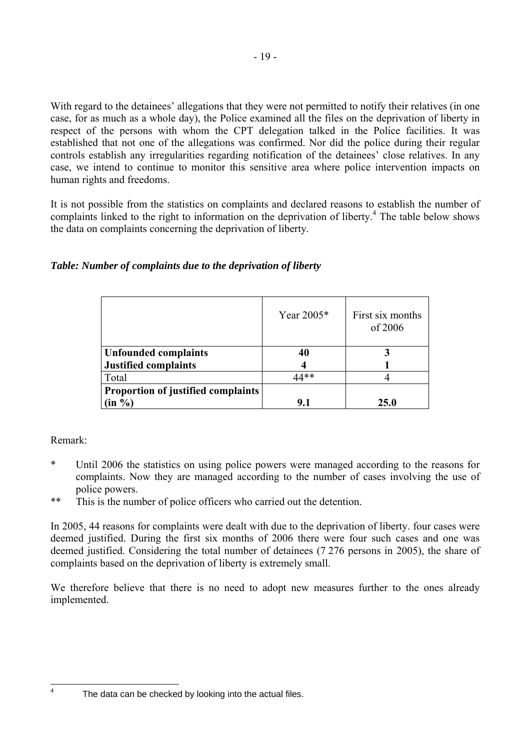With regard to the detainees' allegations that they were not permitted to notify their relatives (in one case, for as much as a whole day), the Police examined all the files on the deprivation of liberty in respect of the persons with whom the CPT delegation talked in the Police facilities. It was established that not one of the allegations was confirmed. Nor did the police during their regular controls establish any irregularities regarding notification of the detainees' close relatives. In any case, we intend to continue to monitor this sensitive area where police intervention impacts on human rights and freedoms.

It is not possible from the statistics on complaints and declared reasons to establish the number of complaints linked to the right to information on the deprivation of liberty.[4] The table below shows the data on complaints concerning the deprivation of liberty.

***Table: Number of complaints due to the deprivation of liberty***

| | Year 2005* | First six months of 2006 |
|---|---|---|
| **Unfounded complaints** | **40** | **3** |
| **Justified complaints** | **4** | **1** |
| Total | 44** | 4 |
| **Proportion of justified complaints (in %)** | **9.1** | **25.0** |

Remark:

- \* Until 2006 the statistics on using police powers were managed according to the reasons for complaints. Now they are managed according to the number of cases involving the use of police powers.
- \** This is the number of police officers who carried out the detention.

In 2005, 44 reasons for complaints were dealt with due to the deprivation of liberty. four cases were deemed justified. During the first six months of 2006 there were four such cases and one was deemed justified. Considering the total number of detainees (7 276 persons in 2005), the share of complaints based on the deprivation of liberty is extremely small.

We therefore believe that there is no need to adopt new measures further to the ones already implemented.

---

[4] The data can be checked by looking into the actual files.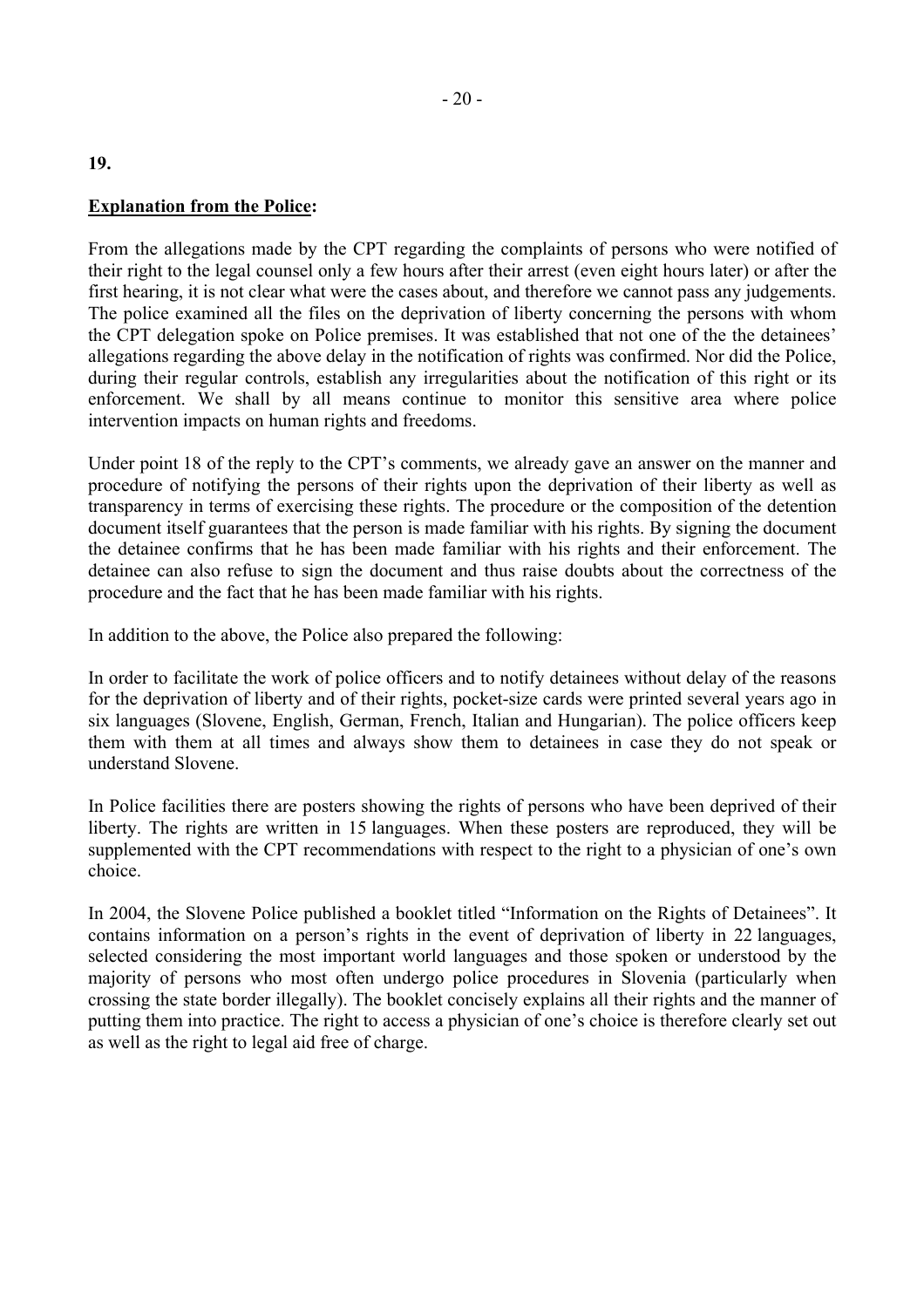**19.**

**<u>Explanation from the Police</u>:**

From the allegations made by the CPT regarding the complaints of persons who were notified of their right to the legal counsel only a few hours after their arrest (even eight hours later) or after the first hearing, it is not clear what were the cases about, and therefore we cannot pass any judgements. The police examined all the files on the deprivation of liberty concerning the persons with whom the CPT delegation spoke on Police premises. It was established that not one of the the detainees' allegations regarding the above delay in the notification of rights was confirmed. Nor did the Police, during their regular controls, establish any irregularities about the notification of this right or its enforcement. We shall by all means continue to monitor this sensitive area where police intervention impacts on human rights and freedoms.

Under point 18 of the reply to the CPT's comments, we already gave an answer on the manner and procedure of notifying the persons of their rights upon the deprivation of their liberty as well as transparency in terms of exercising these rights. The procedure or the composition of the detention document itself guarantees that the person is made familiar with his rights. By signing the document the detainee confirms that he has been made familiar with his rights and their enforcement. The detainee can also refuse to sign the document and thus raise doubts about the correctness of the procedure and the fact that he has been made familiar with his rights.

In addition to the above, the Police also prepared the following:

In order to facilitate the work of police officers and to notify detainees without delay of the reasons for the deprivation of liberty and of their rights, pocket-size cards were printed several years ago in six languages (Slovene, English, German, French, Italian and Hungarian). The police officers keep them with them at all times and always show them to detainees in case they do not speak or understand Slovene.

In Police facilities there are posters showing the rights of persons who have been deprived of their liberty. The rights are written in 15 languages. When these posters are reproduced, they will be supplemented with the CPT recommendations with respect to the right to a physician of one's own choice.

In 2004, the Slovene Police published a booklet titled "Information on the Rights of Detainees". It contains information on a person's rights in the event of deprivation of liberty in 22 languages, selected considering the most important world languages and those spoken or understood by the majority of persons who most often undergo police procedures in Slovenia (particularly when crossing the state border illegally). The booklet concisely explains all their rights and the manner of putting them into practice. The right to access a physician of one's choice is therefore clearly set out as well as the right to legal aid free of charge.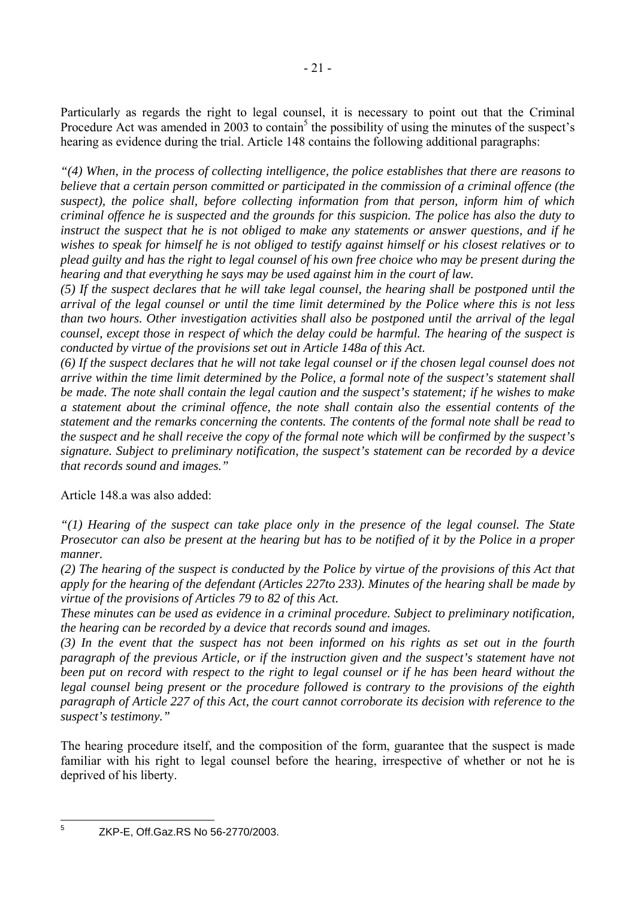Particularly as regards the right to legal counsel, it is necessary to point out that the Criminal Procedure Act was amended in 2003 to contain[5] the possibility of using the minutes of the suspect's hearing as evidence during the trial. Article 148 contains the following additional paragraphs:

*"(4) When, in the process of collecting intelligence, the police establishes that there are reasons to believe that a certain person committed or participated in the commission of a criminal offence (the suspect), the police shall, before collecting information from that person, inform him of which criminal offence he is suspected and the grounds for this suspicion. The police has also the duty to instruct the suspect that he is not obliged to make any statements or answer questions, and if he wishes to speak for himself he is not obliged to testify against himself or his closest relatives or to plead guilty and has the right to legal counsel of his own free choice who may be present during the hearing and that everything he says may be used against him in the court of law.*

*(5) If the suspect declares that he will take legal counsel, the hearing shall be postponed until the arrival of the legal counsel or until the time limit determined by the Police where this is not less than two hours. Other investigation activities shall also be postponed until the arrival of the legal counsel, except those in respect of which the delay could be harmful. The hearing of the suspect is conducted by virtue of the provisions set out in Article 148a of this Act.*

*(6) If the suspect declares that he will not take legal counsel or if the chosen legal counsel does not arrive within the time limit determined by the Police, a formal note of the suspect's statement shall be made. The note shall contain the legal caution and the suspect's statement; if he wishes to make a statement about the criminal offence, the note shall contain also the essential contents of the statement and the remarks concerning the contents. The contents of the formal note shall be read to the suspect and he shall receive the copy of the formal note which will be confirmed by the suspect's signature. Subject to preliminary notification, the suspect's statement can be recorded by a device that records sound and images."*

Article 148.a was also added:

*"(1) Hearing of the suspect can take place only in the presence of the legal counsel. The State Prosecutor can also be present at the hearing but has to be notified of it by the Police in a proper manner.*

*(2) The hearing of the suspect is conducted by the Police by virtue of the provisions of this Act that apply for the hearing of the defendant (Articles 227to 233). Minutes of the hearing shall be made by virtue of the provisions of Articles 79 to 82 of this Act.*

*These minutes can be used as evidence in a criminal procedure. Subject to preliminary notification, the hearing can be recorded by a device that records sound and images.*

*(3) In the event that the suspect has not been informed on his rights as set out in the fourth paragraph of the previous Article, or if the instruction given and the suspect's statement have not been put on record with respect to the right to legal counsel or if he has been heard without the legal counsel being present or the procedure followed is contrary to the provisions of the eighth paragraph of Article 227 of this Act, the court cannot corroborate its decision with reference to the suspect's testimony."*

The hearing procedure itself, and the composition of the form, guarantee that the suspect is made familiar with his right to legal counsel before the hearing, irrespective of whether or not he is deprived of his liberty.

---

[5] ZKP-E, Off.Gaz.RS No 56-2770/2003.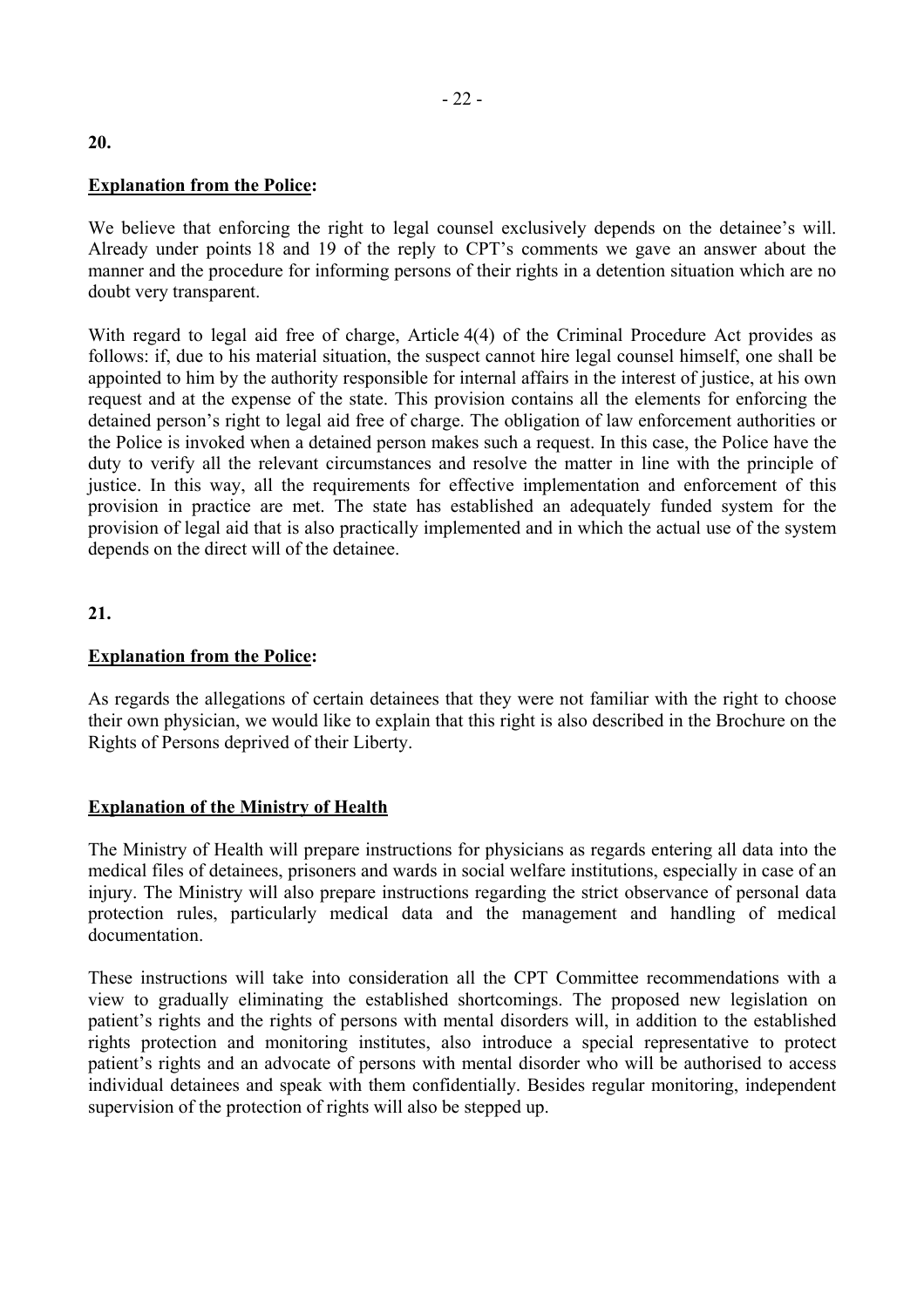**20.**

**Explanation from the Police:**

We believe that enforcing the right to legal counsel exclusively depends on the detainee's will. Already under points 18 and 19 of the reply to CPT's comments we gave an answer about the manner and the procedure for informing persons of their rights in a detention situation which are no doubt very transparent.

With regard to legal aid free of charge, Article 4(4) of the Criminal Procedure Act provides as follows: if, due to his material situation, the suspect cannot hire legal counsel himself, one shall be appointed to him by the authority responsible for internal affairs in the interest of justice, at his own request and at the expense of the state. This provision contains all the elements for enforcing the detained person's right to legal aid free of charge. The obligation of law enforcement authorities or the Police is invoked when a detained person makes such a request. In this case, the Police have the duty to verify all the relevant circumstances and resolve the matter in line with the principle of justice. In this way, all the requirements for effective implementation and enforcement of this provision in practice are met. The state has established an adequately funded system for the provision of legal aid that is also practically implemented and in which the actual use of the system depends on the direct will of the detainee.

**21.**

**Explanation from the Police:**

As regards the allegations of certain detainees that they were not familiar with the right to choose their own physician, we would like to explain that this right is also described in the Brochure on the Rights of Persons deprived of their Liberty.

**Explanation of the Ministry of Health**

The Ministry of Health will prepare instructions for physicians as regards entering all data into the medical files of detainees, prisoners and wards in social welfare institutions, especially in case of an injury. The Ministry will also prepare instructions regarding the strict observance of personal data protection rules, particularly medical data and the management and handling of medical documentation.

These instructions will take into consideration all the CPT Committee recommendations with a view to gradually eliminating the established shortcomings. The proposed new legislation on patient's rights and the rights of persons with mental disorders will, in addition to the established rights protection and monitoring institutes, also introduce a special representative to protect patient's rights and an advocate of persons with mental disorder who will be authorised to access individual detainees and speak with them confidentially. Besides regular monitoring, independent supervision of the protection of rights will also be stepped up.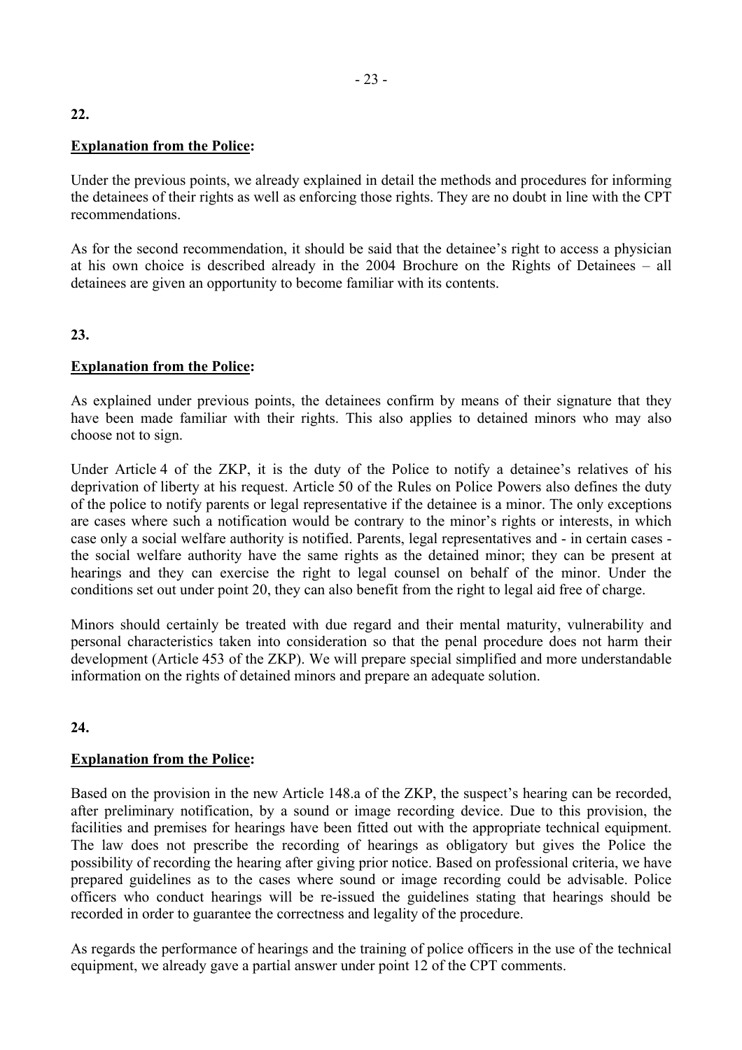**22.**

**<u>Explanation from the Police</u>:**

Under the previous points, we already explained in detail the methods and procedures for informing the detainees of their rights as well as enforcing those rights. They are no doubt in line with the CPT recommendations.

As for the second recommendation, it should be said that the detainee's right to access a physician at his own choice is described already in the 2004 Brochure on the Rights of Detainees – all detainees are given an opportunity to become familiar with its contents.

**23.**

**<u>Explanation from the Police</u>:**

As explained under previous points, the detainees confirm by means of their signature that they have been made familiar with their rights. This also applies to detained minors who may also choose not to sign.

Under Article 4 of the ZKP, it is the duty of the Police to notify a detainee's relatives of his deprivation of liberty at his request. Article 50 of the Rules on Police Powers also defines the duty of the police to notify parents or legal representative if the detainee is a minor. The only exceptions are cases where such a notification would be contrary to the minor's rights or interests, in which case only a social welfare authority is notified. Parents, legal representatives and - in certain cases - the social welfare authority have the same rights as the detained minor; they can be present at hearings and they can exercise the right to legal counsel on behalf of the minor. Under the conditions set out under point 20, they can also benefit from the right to legal aid free of charge.

Minors should certainly be treated with due regard and their mental maturity, vulnerability and personal characteristics taken into consideration so that the penal procedure does not harm their development (Article 453 of the ZKP). We will prepare special simplified and more understandable information on the rights of detained minors and prepare an adequate solution.

**24.**

**<u>Explanation from the Police</u>:**

Based on the provision in the new Article 148.a of the ZKP, the suspect's hearing can be recorded, after preliminary notification, by a sound or image recording device. Due to this provision, the facilities and premises for hearings have been fitted out with the appropriate technical equipment. The law does not prescribe the recording of hearings as obligatory but gives the Police the possibility of recording the hearing after giving prior notice. Based on professional criteria, we have prepared guidelines as to the cases where sound or image recording could be advisable. Police officers who conduct hearings will be re-issued the guidelines stating that hearings should be recorded in order to guarantee the correctness and legality of the procedure.

As regards the performance of hearings and the training of police officers in the use of the technical equipment, we already gave a partial answer under point 12 of the CPT comments.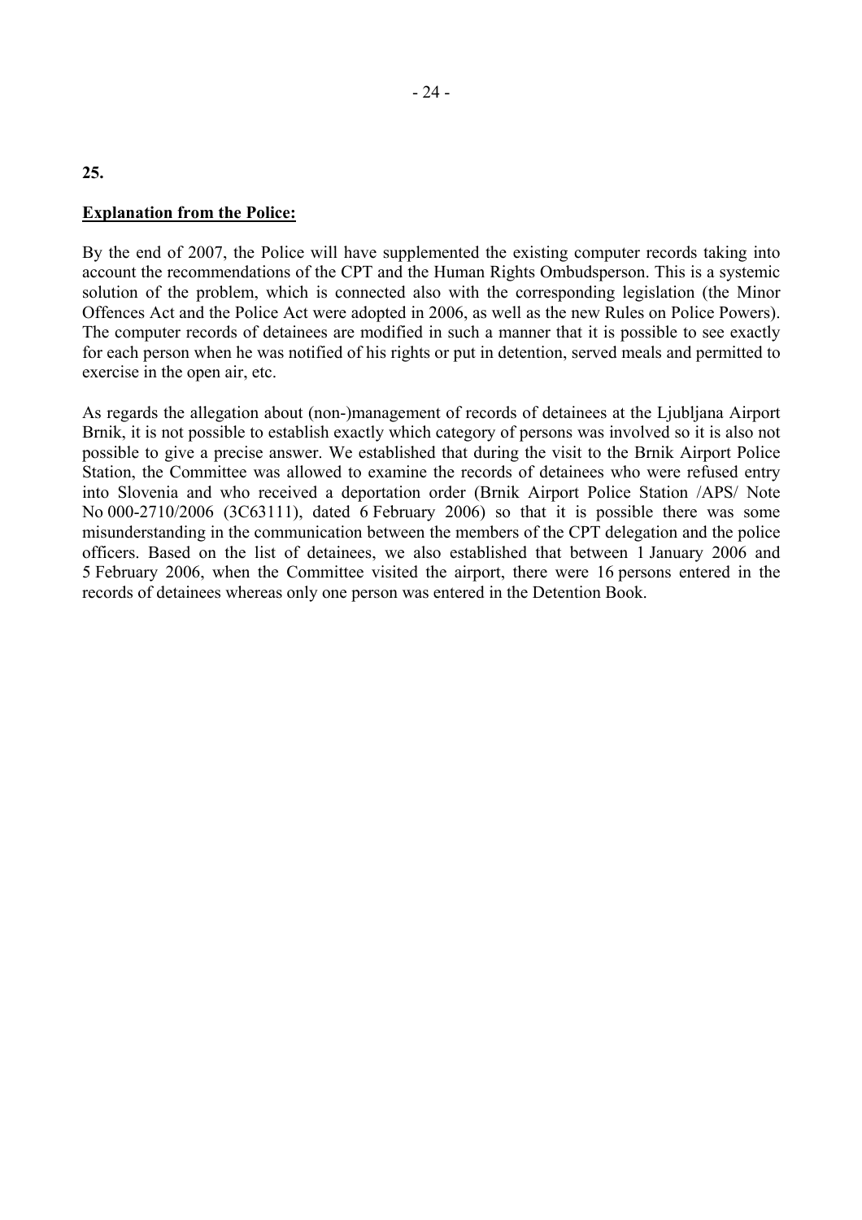**25.**

**<u>Explanation from the Police:</u>**

By the end of 2007, the Police will have supplemented the existing computer records taking into account the recommendations of the CPT and the Human Rights Ombudsperson. This is a systemic solution of the problem, which is connected also with the corresponding legislation (the Minor Offences Act and the Police Act were adopted in 2006, as well as the new Rules on Police Powers). The computer records of detainees are modified in such a manner that it is possible to see exactly for each person when he was notified of his rights or put in detention, served meals and permitted to exercise in the open air, etc.

As regards the allegation about (non-)management of records of detainees at the Ljubljana Airport Brnik, it is not possible to establish exactly which category of persons was involved so it is also not possible to give a precise answer. We established that during the visit to the Brnik Airport Police Station, the Committee was allowed to examine the records of detainees who were refused entry into Slovenia and who received a deportation order (Brnik Airport Police Station /APS/ Note No 000-2710/2006 (3C63111), dated 6 February 2006) so that it is possible there was some misunderstanding in the communication between the members of the CPT delegation and the police officers. Based on the list of detainees, we also established that between 1 January 2006 and 5 February 2006, when the Committee visited the airport, there were 16 persons entered in the records of detainees whereas only one person was entered in the Detention Book.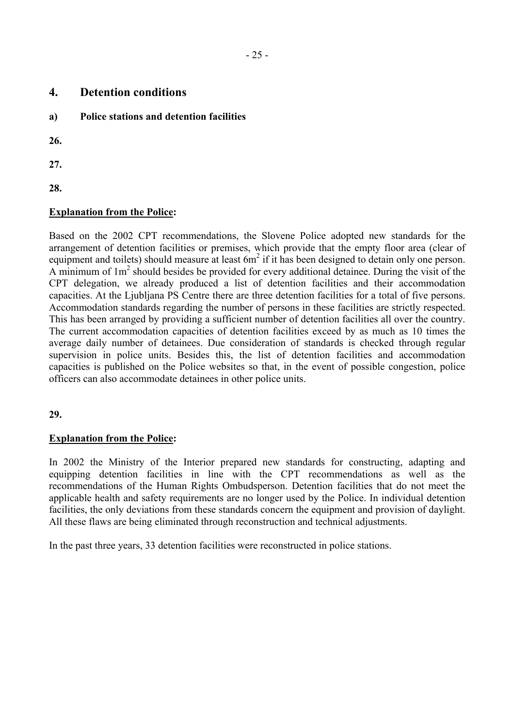## 4. Detention conditions

### a) Police stations and detention facilities

**26.**

**27.**

**28.**

**Explanation from the Police:**

Based on the 2002 CPT recommendations, the Slovene Police adopted new standards for the arrangement of detention facilities or premises, which provide that the empty floor area (clear of equipment and toilets) should measure at least $6m^2$ if it has been designed to detain only one person. A minimum of $1m^2$ should besides be provided for every additional detainee. During the visit of the CPT delegation, we already produced a list of detention facilities and their accommodation capacities. At the Ljubljana PS Centre there are three detention facilities for a total of five persons. Accommodation standards regarding the number of persons in these facilities are strictly respected. This has been arranged by providing a sufficient number of detention facilities all over the country. The current accommodation capacities of detention facilities exceed by as much as 10 times the average daily number of detainees. Due consideration of standards is checked through regular supervision in police units. Besides this, the list of detention facilities and accommodation capacities is published on the Police websites so that, in the event of possible congestion, police officers can also accommodate detainees in other police units.

**29.**

**Explanation from the Police:**

In 2002 the Ministry of the Interior prepared new standards for constructing, adapting and equipping detention facilities in line with the CPT recommendations as well as the recommendations of the Human Rights Ombudsperson. Detention facilities that do not meet the applicable health and safety requirements are no longer used by the Police. In individual detention facilities, the only deviations from these standards concern the equipment and provision of daylight. All these flaws are being eliminated through reconstruction and technical adjustments.

In the past three years, 33 detention facilities were reconstructed in police stations.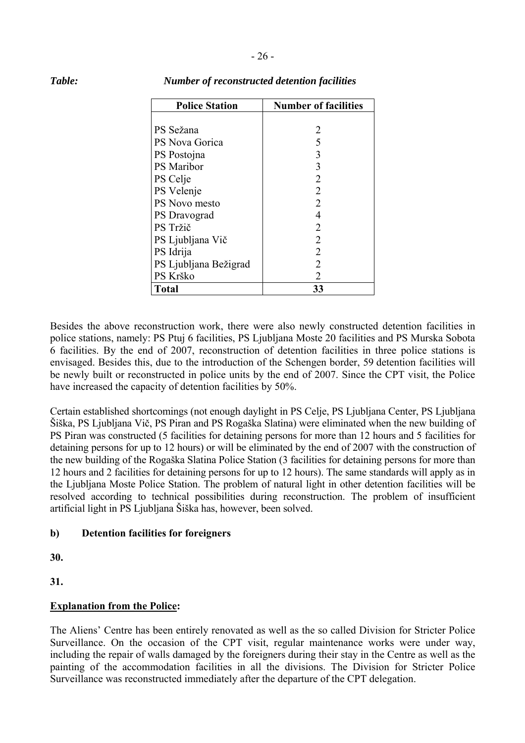*Table:* ***Number of reconstructed detention facilities***

| Police Station | Number of facilities |
|---|---|
| PS Sežana | 2 |
| PS Nova Gorica | 5 |
| PS Postojna | 3 |
| PS Maribor | 3 |
| PS Celje | 2 |
| PS Velenje | 2 |
| PS Novo mesto | 2 |
| PS Dravograd | 4 |
| PS Tržič | 2 |
| PS Ljubljana Vič | 2 |
| PS Idrija | 2 |
| PS Ljubljana Bežigrad | 2 |
| PS Krško | 2 |
| **Total** | **33** |

Besides the above reconstruction work, there were also newly constructed detention facilities in police stations, namely: PS Ptuj 6 facilities, PS Ljubljana Moste 20 facilities and PS Murska Sobota 6 facilities. By the end of 2007, reconstruction of detention facilities in three police stations is envisaged. Besides this, due to the introduction of the Schengen border, 59 detention facilities will be newly built or reconstructed in police units by the end of 2007. Since the CPT visit, the Police have increased the capacity of detention facilities by 50%.

Certain established shortcomings (not enough daylight in PS Celje, PS Ljubljana Center, PS Ljubljana Šiška, PS Ljubljana Vič, PS Piran and PS Rogaška Slatina) were eliminated when the new building of PS Piran was constructed (5 facilities for detaining persons for more than 12 hours and 5 facilities for detaining persons for up to 12 hours) or will be eliminated by the end of 2007 with the construction of the new building of the Rogaška Slatina Police Station (3 facilities for detaining persons for more than 12 hours and 2 facilities for detaining persons for up to 12 hours). The same standards will apply as in the Ljubljana Moste Police Station. The problem of natural light in other detention facilities will be resolved according to technical possibilities during reconstruction. The problem of insufficient artificial light in PS Ljubljana Šiška has, however, been solved.

### b) Detention facilities for foreigners

**30.**

**31.**

**Explanation from the Police:**

The Aliens' Centre has been entirely renovated as well as the so called Division for Stricter Police Surveillance. On the occasion of the CPT visit, regular maintenance works were under way, including the repair of walls damaged by the foreigners during their stay in the Centre as well as the painting of the accommodation facilities in all the divisions. The Division for Stricter Police Surveillance was reconstructed immediately after the departure of the CPT delegation.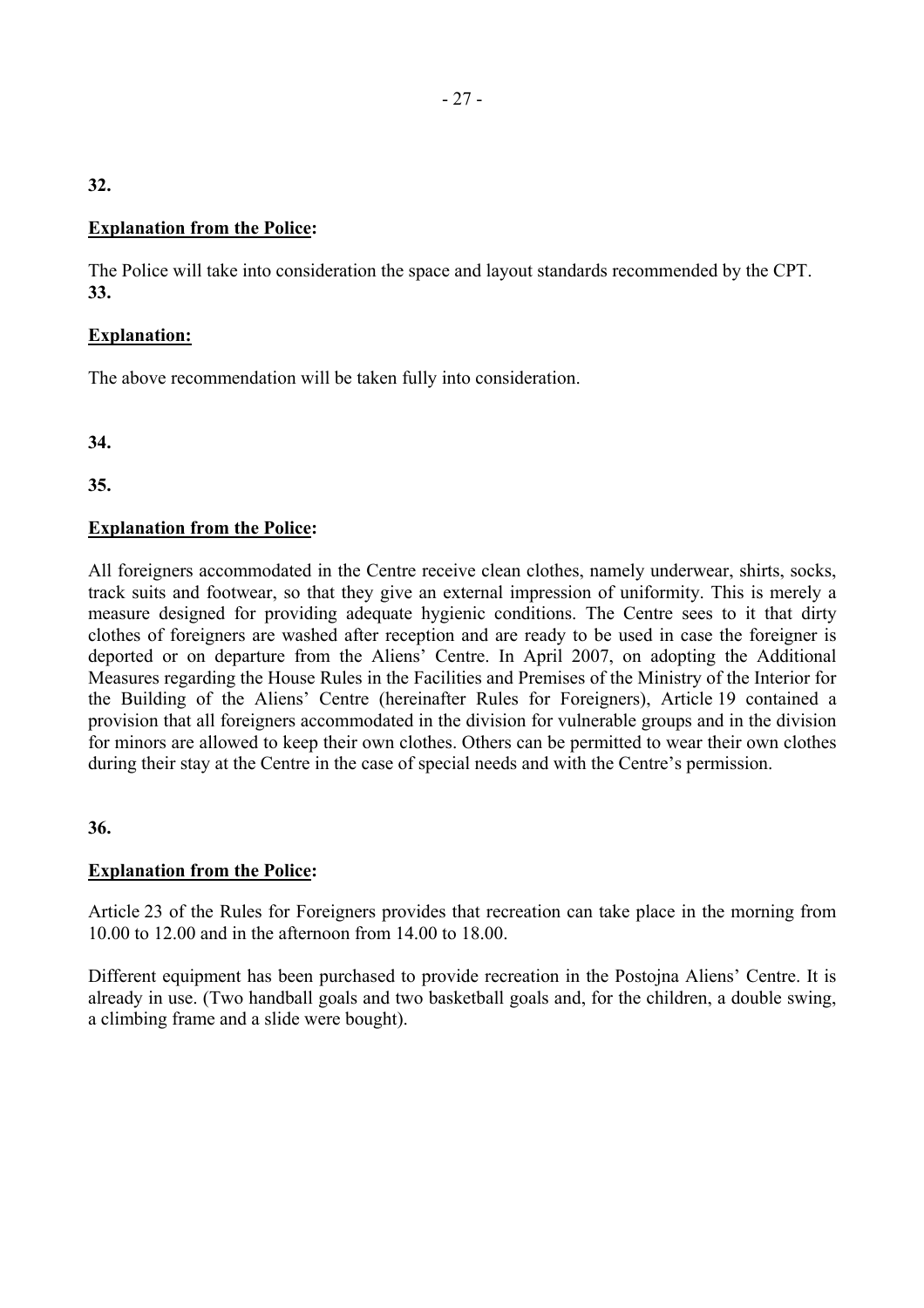**32.**

**Explanation from the Police:**

The Police will take into consideration the space and layout standards recommended by the CPT.

**33.**

**Explanation:**

The above recommendation will be taken fully into consideration.

**34.**

**35.**

**Explanation from the Police:**

All foreigners accommodated in the Centre receive clean clothes, namely underwear, shirts, socks, track suits and footwear, so that they give an external impression of uniformity. This is merely a measure designed for providing adequate hygienic conditions. The Centre sees to it that dirty clothes of foreigners are washed after reception and are ready to be used in case the foreigner is deported or on departure from the Aliens' Centre. In April 2007, on adopting the Additional Measures regarding the House Rules in the Facilities and Premises of the Ministry of the Interior for the Building of the Aliens' Centre (hereinafter Rules for Foreigners), Article 19 contained a provision that all foreigners accommodated in the division for vulnerable groups and in the division for minors are allowed to keep their own clothes. Others can be permitted to wear their own clothes during their stay at the Centre in the case of special needs and with the Centre's permission.

**36.**

**Explanation from the Police:**

Article 23 of the Rules for Foreigners provides that recreation can take place in the morning from 10.00 to 12.00 and in the afternoon from 14.00 to 18.00.

Different equipment has been purchased to provide recreation in the Postojna Aliens' Centre. It is already in use. (Two handball goals and two basketball goals and, for the children, a double swing, a climbing frame and a slide were bought).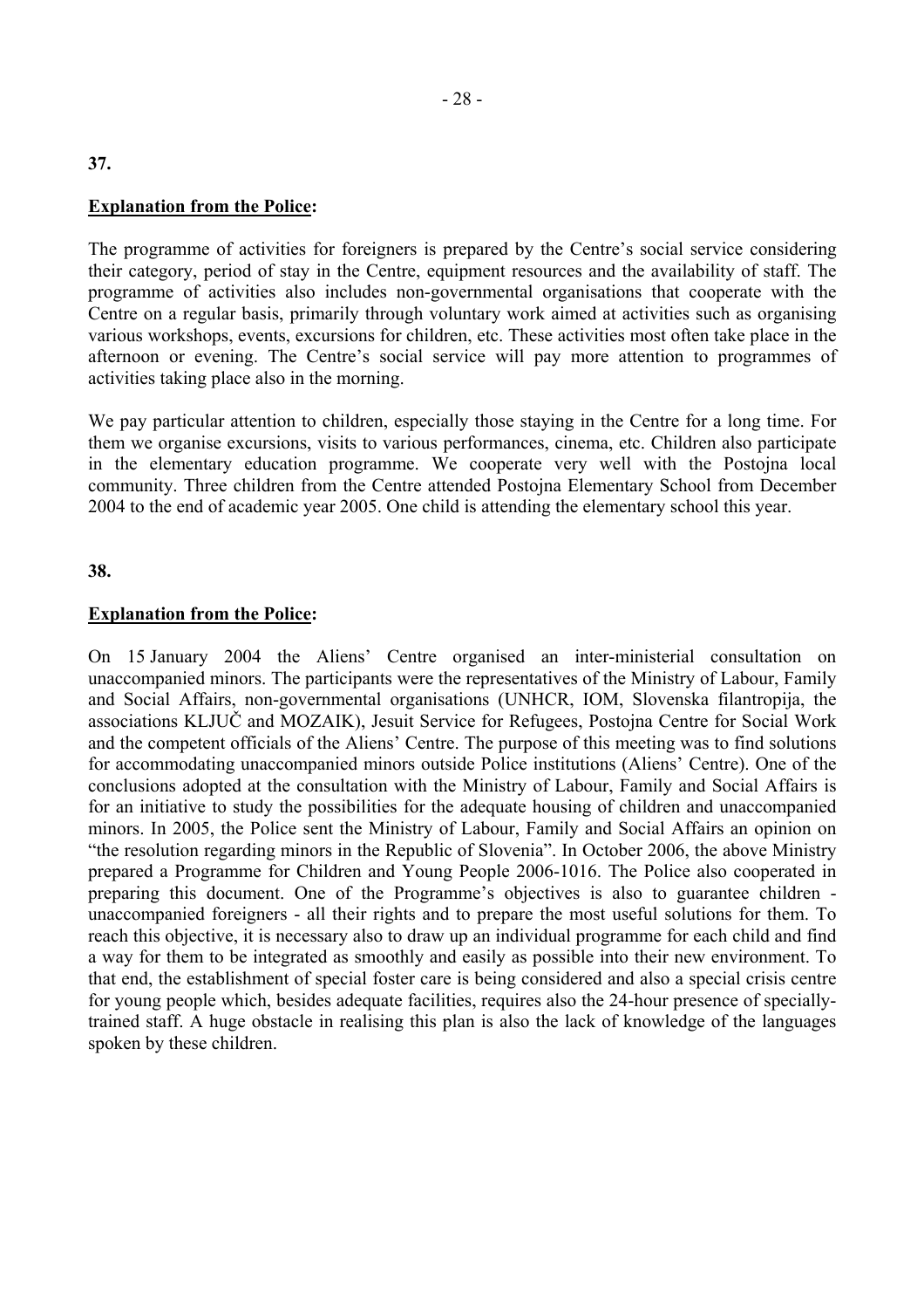**37.**

**Explanation from the Police:**

The programme of activities for foreigners is prepared by the Centre's social service considering their category, period of stay in the Centre, equipment resources and the availability of staff. The programme of activities also includes non-governmental organisations that cooperate with the Centre on a regular basis, primarily through voluntary work aimed at activities such as organising various workshops, events, excursions for children, etc. These activities most often take place in the afternoon or evening. The Centre's social service will pay more attention to programmes of activities taking place also in the morning.

We pay particular attention to children, especially those staying in the Centre for a long time. For them we organise excursions, visits to various performances, cinema, etc. Children also participate in the elementary education programme. We cooperate very well with the Postojna local community. Three children from the Centre attended Postojna Elementary School from December 2004 to the end of academic year 2005. One child is attending the elementary school this year.

**38.**

**Explanation from the Police:**

On 15 January 2004 the Aliens' Centre organised an inter-ministerial consultation on unaccompanied minors. The participants were the representatives of the Ministry of Labour, Family and Social Affairs, non-governmental organisations (UNHCR, IOM, Slovenska filantropija, the associations KLJUČ and MOZAIK), Jesuit Service for Refugees, Postojna Centre for Social Work and the competent officials of the Aliens' Centre. The purpose of this meeting was to find solutions for accommodating unaccompanied minors outside Police institutions (Aliens' Centre). One of the conclusions adopted at the consultation with the Ministry of Labour, Family and Social Affairs is for an initiative to study the possibilities for the adequate housing of children and unaccompanied minors. In 2005, the Police sent the Ministry of Labour, Family and Social Affairs an opinion on "the resolution regarding minors in the Republic of Slovenia". In October 2006, the above Ministry prepared a Programme for Children and Young People 2006-1016. The Police also cooperated in preparing this document. One of the Programme's objectives is also to guarantee children - unaccompanied foreigners - all their rights and to prepare the most useful solutions for them. To reach this objective, it is necessary also to draw up an individual programme for each child and find a way for them to be integrated as smoothly and easily as possible into their new environment. To that end, the establishment of special foster care is being considered and also a special crisis centre for young people which, besides adequate facilities, requires also the 24-hour presence of specially-trained staff. A huge obstacle in realising this plan is also the lack of knowledge of the languages spoken by these children.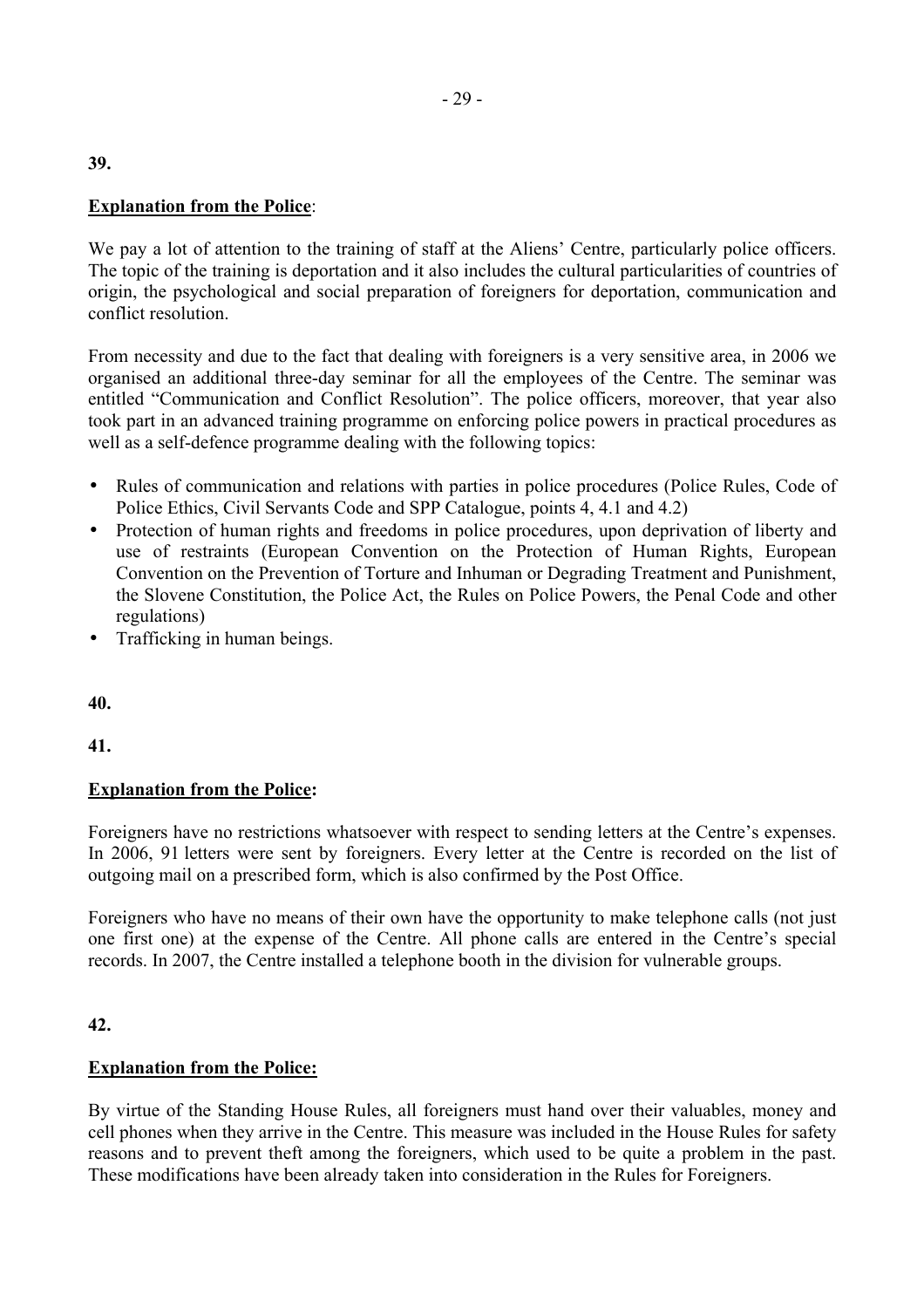**39.**

**Explanation from the Police**:

We pay a lot of attention to the training of staff at the Aliens' Centre, particularly police officers. The topic of the training is deportation and it also includes the cultural particularities of countries of origin, the psychological and social preparation of foreigners for deportation, communication and conflict resolution.

From necessity and due to the fact that dealing with foreigners is a very sensitive area, in 2006 we organised an additional three-day seminar for all the employees of the Centre. The seminar was entitled "Communication and Conflict Resolution". The police officers, moreover, that year also took part in an advanced training programme on enforcing police powers in practical procedures as well as a self-defence programme dealing with the following topics:

- Rules of communication and relations with parties in police procedures (Police Rules, Code of Police Ethics, Civil Servants Code and SPP Catalogue, points 4, 4.1 and 4.2)
- Protection of human rights and freedoms in police procedures, upon deprivation of liberty and use of restraints (European Convention on the Protection of Human Rights, European Convention on the Prevention of Torture and Inhuman or Degrading Treatment and Punishment, the Slovene Constitution, the Police Act, the Rules on Police Powers, the Penal Code and other regulations)
- Trafficking in human beings.

**40.**

**41.**

**Explanation from the Police:**

Foreigners have no restrictions whatsoever with respect to sending letters at the Centre's expenses. In 2006, 91 letters were sent by foreigners. Every letter at the Centre is recorded on the list of outgoing mail on a prescribed form, which is also confirmed by the Post Office.

Foreigners who have no means of their own have the opportunity to make telephone calls (not just one first one) at the expense of the Centre. All phone calls are entered in the Centre's special records. In 2007, the Centre installed a telephone booth in the division for vulnerable groups.

**42.**

**Explanation from the Police:**

By virtue of the Standing House Rules, all foreigners must hand over their valuables, money and cell phones when they arrive in the Centre. This measure was included in the House Rules for safety reasons and to prevent theft among the foreigners, which used to be quite a problem in the past. These modifications have been already taken into consideration in the Rules for Foreigners.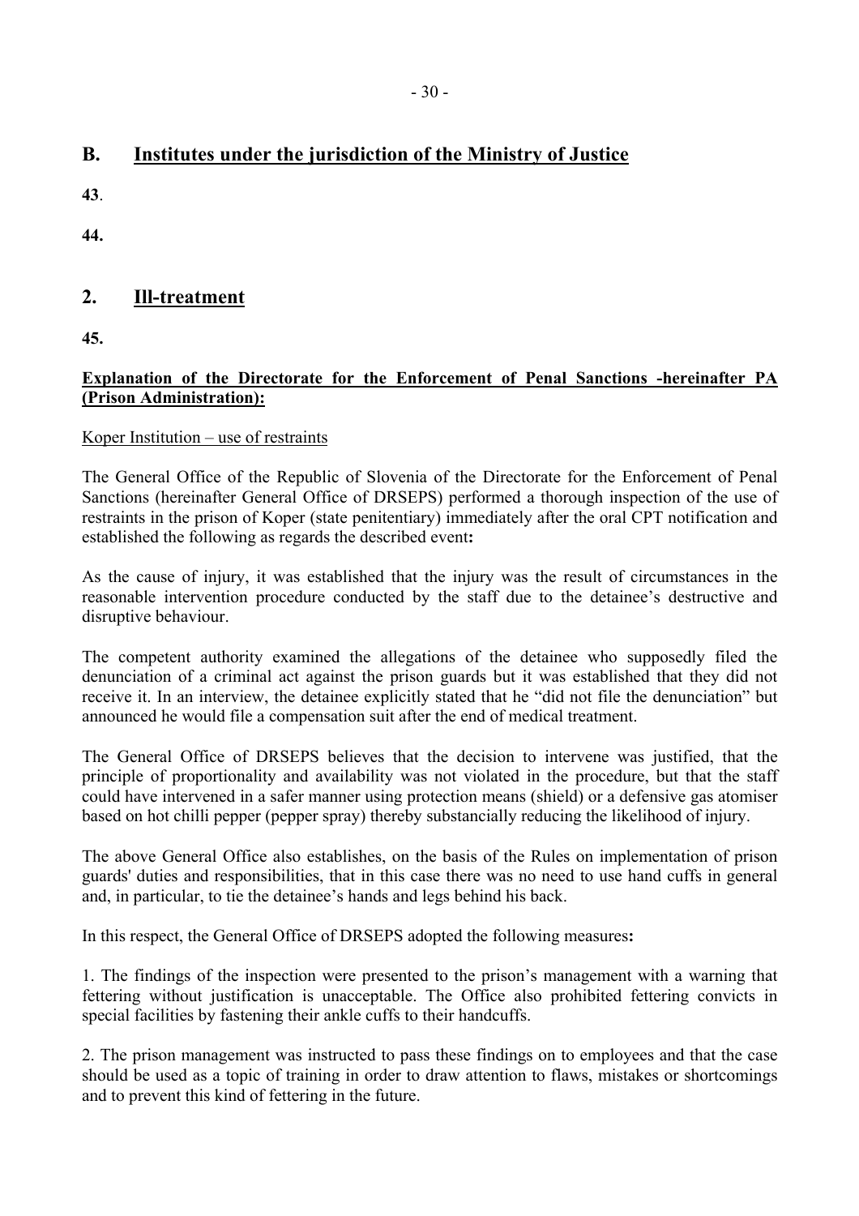## B. Institutes under the jurisdiction of the Ministry of Justice

**43**.

**44.**

## 2. Ill-treatment

**45.**

**Explanation of the Directorate for the Enforcement of Penal Sanctions -hereinafter PA (Prison Administration):**

Koper Institution – use of restraints

The General Office of the Republic of Slovenia of the Directorate for the Enforcement of Penal Sanctions (hereinafter General Office of DRSEPS) performed a thorough inspection of the use of restraints in the prison of Koper (state penitentiary) immediately after the oral CPT notification and established the following as regards the described event**:**

As the cause of injury, it was established that the injury was the result of circumstances in the reasonable intervention procedure conducted by the staff due to the detainee's destructive and disruptive behaviour.

The competent authority examined the allegations of the detainee who supposedly filed the denunciation of a criminal act against the prison guards but it was established that they did not receive it. In an interview, the detainee explicitly stated that he "did not file the denunciation" but announced he would file a compensation suit after the end of medical treatment.

The General Office of DRSEPS believes that the decision to intervene was justified, that the principle of proportionality and availability was not violated in the procedure, but that the staff could have intervened in a safer manner using protection means (shield) or a defensive gas atomiser based on hot chilli pepper (pepper spray) thereby substancially reducing the likelihood of injury.

The above General Office also establishes, on the basis of the Rules on implementation of prison guards' duties and responsibilities, that in this case there was no need to use hand cuffs in general and, in particular, to tie the detainee's hands and legs behind his back.

In this respect, the General Office of DRSEPS adopted the following measures**:**

1. The findings of the inspection were presented to the prison's management with a warning that fettering without justification is unacceptable. The Office also prohibited fettering convicts in special facilities by fastening their ankle cuffs to their handcuffs.

2. The prison management was instructed to pass these findings on to employees and that the case should be used as a topic of training in order to draw attention to flaws, mistakes or shortcomings and to prevent this kind of fettering in the future.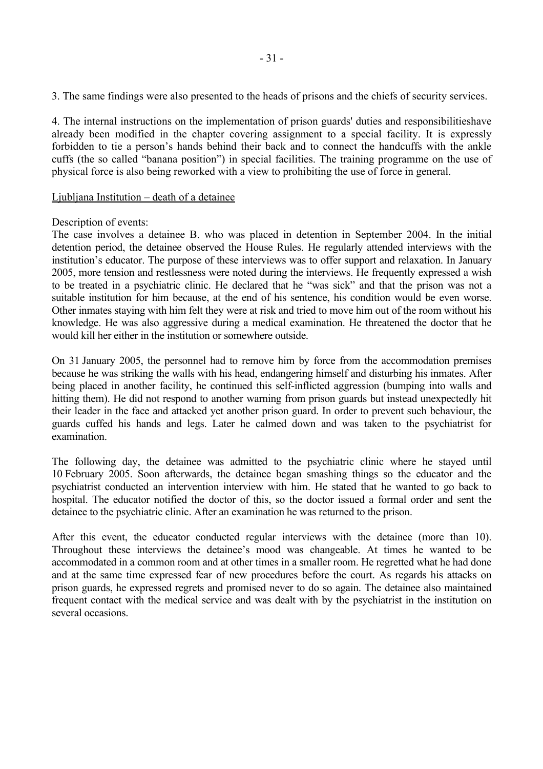3. The same findings were also presented to the heads of prisons and the chiefs of security services.

4. The internal instructions on the implementation of prison guards' duties and responsibilitieshave already been modified in the chapter covering assignment to a special facility. It is expressly forbidden to tie a person's hands behind their back and to connect the handcuffs with the ankle cuffs (the so called "banana position") in special facilities. The training programme on the use of physical force is also being reworked with a view to prohibiting the use of force in general.

Ljubljana Institution – death of a detainee

Description of events:
The case involves a detainee B. who was placed in detention in September 2004. In the initial detention period, the detainee observed the House Rules. He regularly attended interviews with the institution's educator. The purpose of these interviews was to offer support and relaxation. In January 2005, more tension and restlessness were noted during the interviews. He frequently expressed a wish to be treated in a psychiatric clinic. He declared that he "was sick" and that the prison was not a suitable institution for him because, at the end of his sentence, his condition would be even worse. Other inmates staying with him felt they were at risk and tried to move him out of the room without his knowledge. He was also aggressive during a medical examination. He threatened the doctor that he would kill her either in the institution or somewhere outside.

On 31 January 2005, the personnel had to remove him by force from the accommodation premises because he was striking the walls with his head, endangering himself and disturbing his inmates. After being placed in another facility, he continued this self-inflicted aggression (bumping into walls and hitting them). He did not respond to another warning from prison guards but instead unexpectedly hit their leader in the face and attacked yet another prison guard. In order to prevent such behaviour, the guards cuffed his hands and legs. Later he calmed down and was taken to the psychiatrist for examination.

The following day, the detainee was admitted to the psychiatric clinic where he stayed until 10 February 2005. Soon afterwards, the detainee began smashing things so the educator and the psychiatrist conducted an intervention interview with him. He stated that he wanted to go back to hospital. The educator notified the doctor of this, so the doctor issued a formal order and sent the detainee to the psychiatric clinic. After an examination he was returned to the prison.

After this event, the educator conducted regular interviews with the detainee (more than 10). Throughout these interviews the detainee's mood was changeable. At times he wanted to be accommodated in a common room and at other times in a smaller room. He regretted what he had done and at the same time expressed fear of new procedures before the court. As regards his attacks on prison guards, he expressed regrets and promised never to do so again. The detainee also maintained frequent contact with the medical service and was dealt with by the psychiatrist in the institution on several occasions.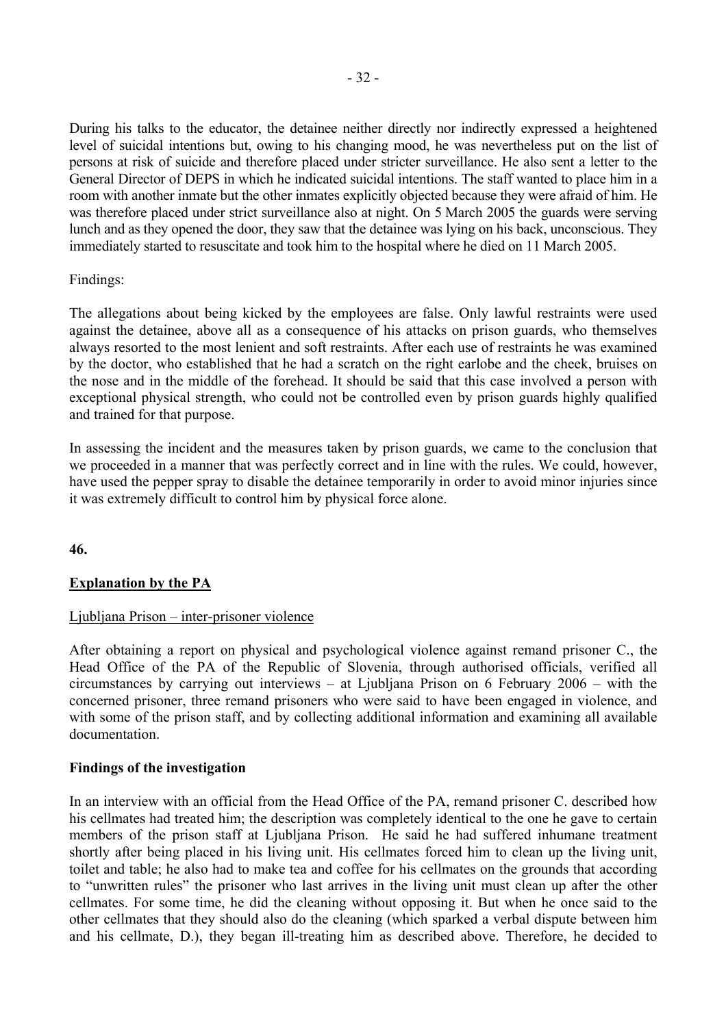During his talks to the educator, the detainee neither directly nor indirectly expressed a heightened level of suicidal intentions but, owing to his changing mood, he was nevertheless put on the list of persons at risk of suicide and therefore placed under stricter surveillance. He also sent a letter to the General Director of DEPS in which he indicated suicidal intentions. The staff wanted to place him in a room with another inmate but the other inmates explicitly objected because they were afraid of him. He was therefore placed under strict surveillance also at night. On 5 March 2005 the guards were serving lunch and as they opened the door, they saw that the detainee was lying on his back, unconscious. They immediately started to resuscitate and took him to the hospital where he died on 11 March 2005.

Findings:

The allegations about being kicked by the employees are false. Only lawful restraints were used against the detainee, above all as a consequence of his attacks on prison guards, who themselves always resorted to the most lenient and soft restraints. After each use of restraints he was examined by the doctor, who established that he had a scratch on the right earlobe and the cheek, bruises on the nose and in the middle of the forehead. It should be said that this case involved a person with exceptional physical strength, who could not be controlled even by prison guards highly qualified and trained for that purpose.

In assessing the incident and the measures taken by prison guards, we came to the conclusion that we proceeded in a manner that was perfectly correct and in line with the rules. We could, however, have used the pepper spray to disable the detainee temporarily in order to avoid minor injuries since it was extremely difficult to control him by physical force alone.

**46.**

**Explanation by the PA**

Ljubljana Prison – inter-prisoner violence

After obtaining a report on physical and psychological violence against remand prisoner C., the Head Office of the PA of the Republic of Slovenia, through authorised officials, verified all circumstances by carrying out interviews – at Ljubljana Prison on 6 February 2006 – with the concerned prisoner, three remand prisoners who were said to have been engaged in violence, and with some of the prison staff, and by collecting additional information and examining all available documentation.

**Findings of the investigation**

In an interview with an official from the Head Office of the PA, remand prisoner C. described how his cellmates had treated him; the description was completely identical to the one he gave to certain members of the prison staff at Ljubljana Prison. He said he had suffered inhumane treatment shortly after being placed in his living unit. His cellmates forced him to clean up the living unit, toilet and table; he also had to make tea and coffee for his cellmates on the grounds that according to "unwritten rules" the prisoner who last arrives in the living unit must clean up after the other cellmates. For some time, he did the cleaning without opposing it. But when he once said to the other cellmates that they should also do the cleaning (which sparked a verbal dispute between him and his cellmate, D.), they began ill-treating him as described above. Therefore, he decided to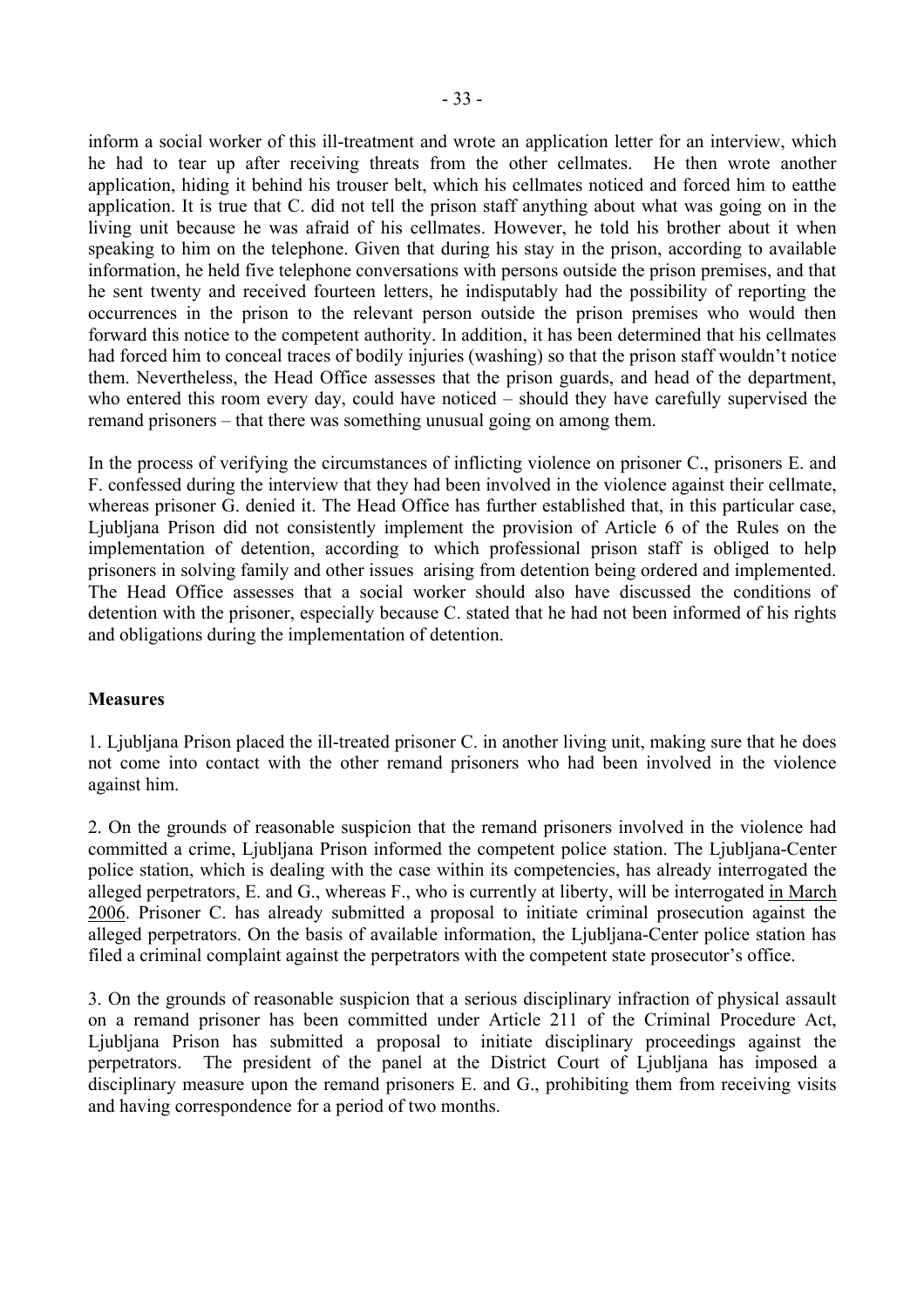inform a social worker of this ill-treatment and wrote an application letter for an interview, which he had to tear up after receiving threats from the other cellmates. He then wrote another application, hiding it behind his trouser belt, which his cellmates noticed and forced him to eatthe application. It is true that C. did not tell the prison staff anything about what was going on in the living unit because he was afraid of his cellmates. However, he told his brother about it when speaking to him on the telephone. Given that during his stay in the prison, according to available information, he held five telephone conversations with persons outside the prison premises, and that he sent twenty and received fourteen letters, he indisputably had the possibility of reporting the occurrences in the prison to the relevant person outside the prison premises who would then forward this notice to the competent authority. In addition, it has been determined that his cellmates had forced him to conceal traces of bodily injuries (washing) so that the prison staff wouldn't notice them. Nevertheless, the Head Office assesses that the prison guards, and head of the department, who entered this room every day, could have noticed – should they have carefully supervised the remand prisoners – that there was something unusual going on among them.

In the process of verifying the circumstances of inflicting violence on prisoner C., prisoners E. and F. confessed during the interview that they had been involved in the violence against their cellmate, whereas prisoner G. denied it. The Head Office has further established that, in this particular case, Ljubljana Prison did not consistently implement the provision of Article 6 of the Rules on the implementation of detention, according to which professional prison staff is obliged to help prisoners in solving family and other issues arising from detention being ordered and implemented. The Head Office assesses that a social worker should also have discussed the conditions of detention with the prisoner, especially because C. stated that he had not been informed of his rights and obligations during the implementation of detention.

**Measures**

1. Ljubljana Prison placed the ill-treated prisoner C. in another living unit, making sure that he does not come into contact with the other remand prisoners who had been involved in the violence against him.

2. On the grounds of reasonable suspicion that the remand prisoners involved in the violence had committed a crime, Ljubljana Prison informed the competent police station. The Ljubljana-Center police station, which is dealing with the case within its competencies, has already interrogated the alleged perpetrators, E. and G., whereas F., who is currently at liberty, will be interrogated in March 2006. Prisoner C. has already submitted a proposal to initiate criminal prosecution against the alleged perpetrators. On the basis of available information, the Ljubljana-Center police station has filed a criminal complaint against the perpetrators with the competent state prosecutor's office.

3. On the grounds of reasonable suspicion that a serious disciplinary infraction of physical assault on a remand prisoner has been committed under Article 211 of the Criminal Procedure Act, Ljubljana Prison has submitted a proposal to initiate disciplinary proceedings against the perpetrators. The president of the panel at the District Court of Ljubljana has imposed a disciplinary measure upon the remand prisoners E. and G., prohibiting them from receiving visits and having correspondence for a period of two months.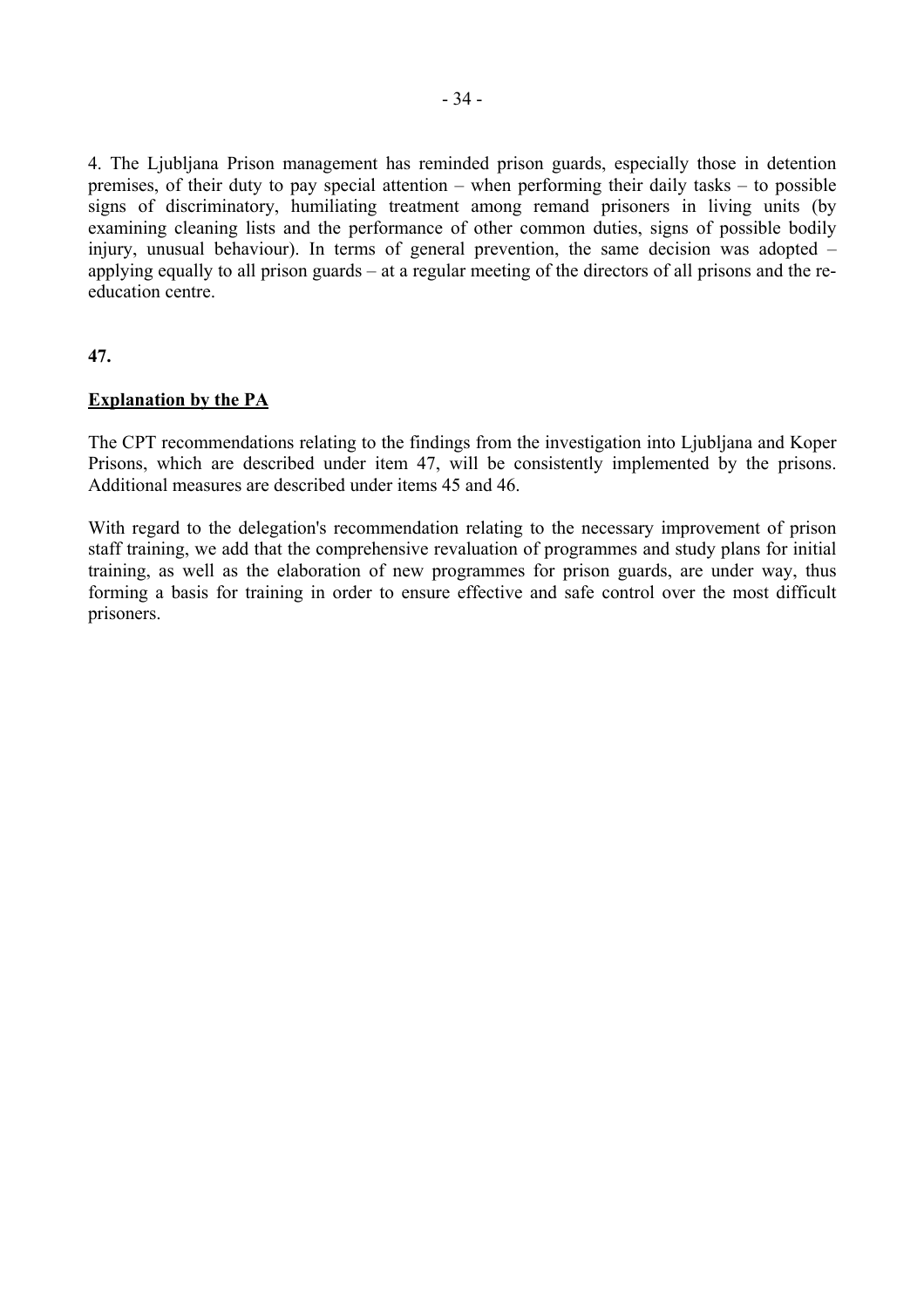4. The Ljubljana Prison management has reminded prison guards, especially those in detention premises, of their duty to pay special attention – when performing their daily tasks – to possible signs of discriminatory, humiliating treatment among remand prisoners in living units (by examining cleaning lists and the performance of other common duties, signs of possible bodily injury, unusual behaviour). In terms of general prevention, the same decision was adopted – applying equally to all prison guards – at a regular meeting of the directors of all prisons and the re-education centre.

**47.**

**Explanation by the PA**

The CPT recommendations relating to the findings from the investigation into Ljubljana and Koper Prisons, which are described under item 47, will be consistently implemented by the prisons. Additional measures are described under items 45 and 46.

With regard to the delegation's recommendation relating to the necessary improvement of prison staff training, we add that the comprehensive revaluation of programmes and study plans for initial training, as well as the elaboration of new programmes for prison guards, are under way, thus forming a basis for training in order to ensure effective and safe control over the most difficult prisoners.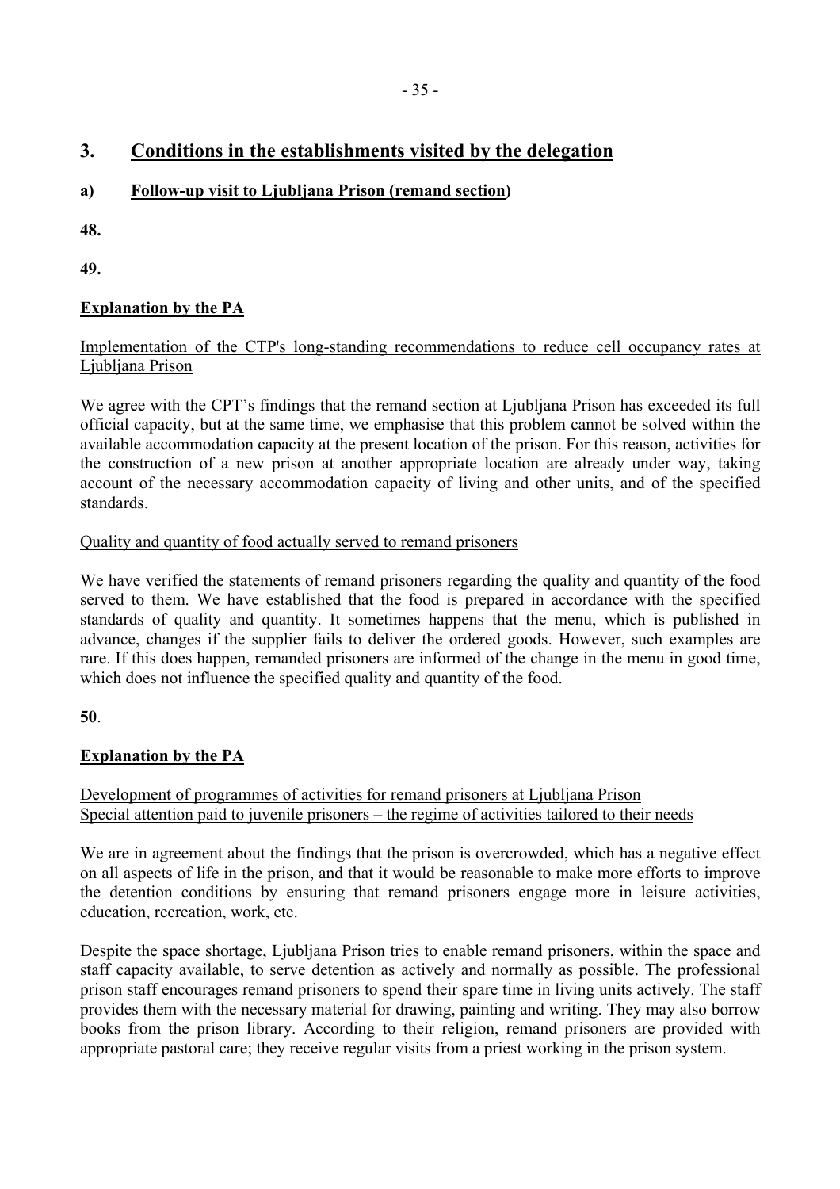## 3. Conditions in the establishments visited by the delegation

### a) Follow-up visit to Ljubljana Prison (remand section)

**48.**

**49.**

**Explanation by the PA**

Implementation of the CTP's long-standing recommendations to reduce cell occupancy rates at Ljubljana Prison

We agree with the CPT's findings that the remand section at Ljubljana Prison has exceeded its full official capacity, but at the same time, we emphasise that this problem cannot be solved within the available accommodation capacity at the present location of the prison. For this reason, activities for the construction of a new prison at another appropriate location are already under way, taking account of the necessary accommodation capacity of living and other units, and of the specified standards.

Quality and quantity of food actually served to remand prisoners

We have verified the statements of remand prisoners regarding the quality and quantity of the food served to them. We have established that the food is prepared in accordance with the specified standards of quality and quantity. It sometimes happens that the menu, which is published in advance, changes if the supplier fails to deliver the ordered goods. However, such examples are rare. If this does happen, remanded prisoners are informed of the change in the menu in good time, which does not influence the specified quality and quantity of the food.

**50**.

**Explanation by the PA**

Development of programmes of activities for remand prisoners at Ljubljana Prison
Special attention paid to juvenile prisoners – the regime of activities tailored to their needs

We are in agreement about the findings that the prison is overcrowded, which has a negative effect on all aspects of life in the prison, and that it would be reasonable to make more efforts to improve the detention conditions by ensuring that remand prisoners engage more in leisure activities, education, recreation, work, etc.

Despite the space shortage, Ljubljana Prison tries to enable remand prisoners, within the space and staff capacity available, to serve detention as actively and normally as possible. The professional prison staff encourages remand prisoners to spend their spare time in living units actively. The staff provides them with the necessary material for drawing, painting and writing. They may also borrow books from the prison library. According to their religion, remand prisoners are provided with appropriate pastoral care; they receive regular visits from a priest working in the prison system.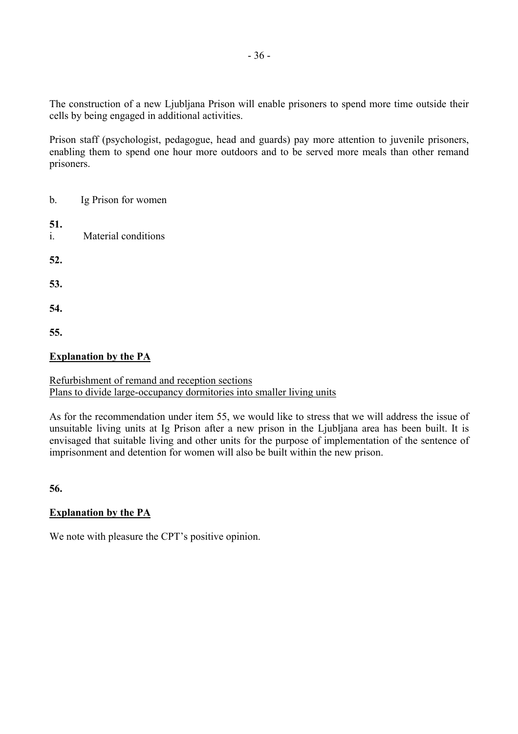The construction of a new Ljubljana Prison will enable prisoners to spend more time outside their cells by being engaged in additional activities.

Prison staff (psychologist, pedagogue, head and guards) pay more attention to juvenile prisoners, enabling them to spend one hour more outdoors and to be served more meals than other remand prisoners.

b. Ig Prison for women

**51.**

i. Material conditions

**52.**

**53.**

**54.**

**55.**

**Explanation by the PA**

Refurbishment of remand and reception sections
Plans to divide large-occupancy dormitories into smaller living units

As for the recommendation under item 55, we would like to stress that we will address the issue of unsuitable living units at Ig Prison after a new prison in the Ljubljana area has been built. It is envisaged that suitable living and other units for the purpose of implementation of the sentence of imprisonment and detention for women will also be built within the new prison.

**56.**

**Explanation by the PA**

We note with pleasure the CPT's positive opinion.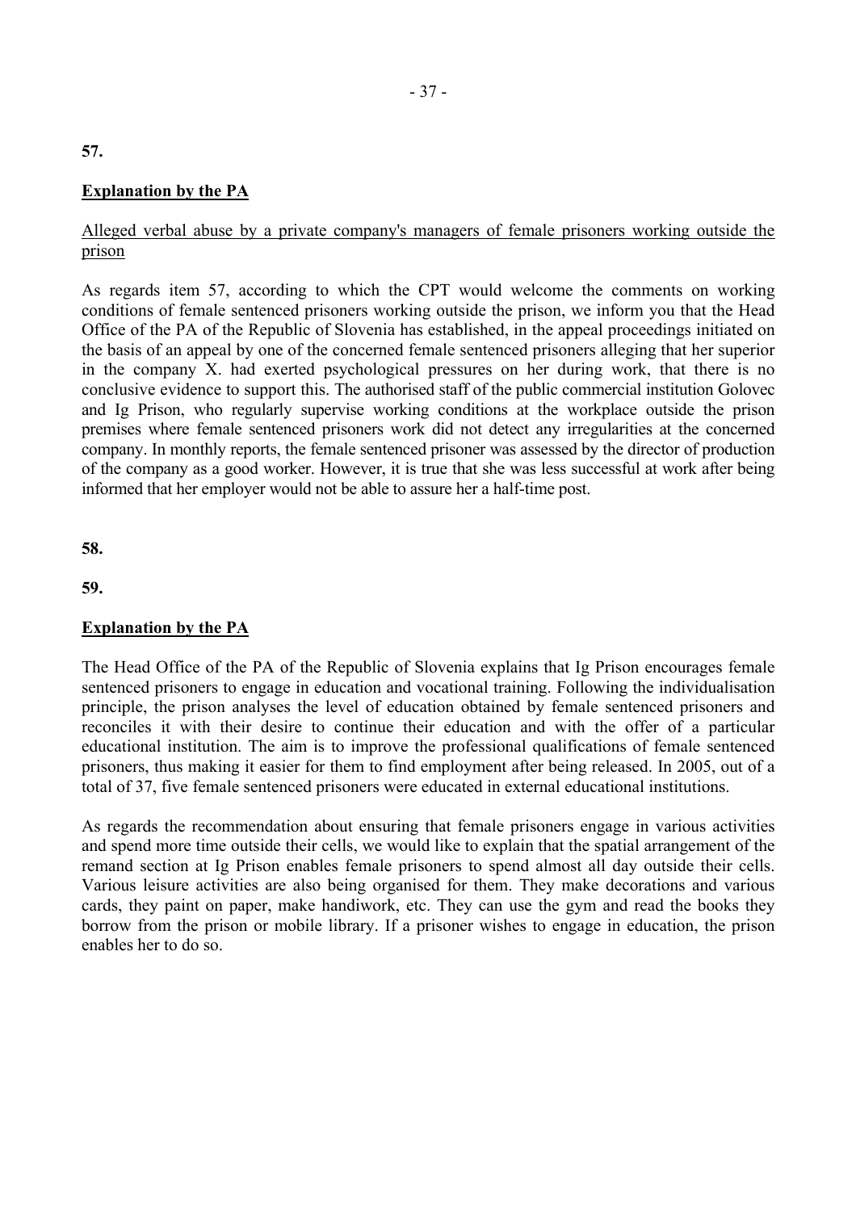**57.**

**Explanation by the PA**

Alleged verbal abuse by a private company's managers of female prisoners working outside the prison

As regards item 57, according to which the CPT would welcome the comments on working conditions of female sentenced prisoners working outside the prison, we inform you that the Head Office of the PA of the Republic of Slovenia has established, in the appeal proceedings initiated on the basis of an appeal by one of the concerned female sentenced prisoners alleging that her superior in the company X. had exerted psychological pressures on her during work, that there is no conclusive evidence to support this. The authorised staff of the public commercial institution Golovec and Ig Prison, who regularly supervise working conditions at the workplace outside the prison premises where female sentenced prisoners work did not detect any irregularities at the concerned company. In monthly reports, the female sentenced prisoner was assessed by the director of production of the company as a good worker. However, it is true that she was less successful at work after being informed that her employer would not be able to assure her a half-time post.

**58.**

**59.**

**Explanation by the PA**

The Head Office of the PA of the Republic of Slovenia explains that Ig Prison encourages female sentenced prisoners to engage in education and vocational training. Following the individualisation principle, the prison analyses the level of education obtained by female sentenced prisoners and reconciles it with their desire to continue their education and with the offer of a particular educational institution. The aim is to improve the professional qualifications of female sentenced prisoners, thus making it easier for them to find employment after being released. In 2005, out of a total of 37, five female sentenced prisoners were educated in external educational institutions.

As regards the recommendation about ensuring that female prisoners engage in various activities and spend more time outside their cells, we would like to explain that the spatial arrangement of the remand section at Ig Prison enables female prisoners to spend almost all day outside their cells. Various leisure activities are also being organised for them. They make decorations and various cards, they paint on paper, make handiwork, etc. They can use the gym and read the books they borrow from the prison or mobile library. If a prisoner wishes to engage in education, the prison enables her to do so.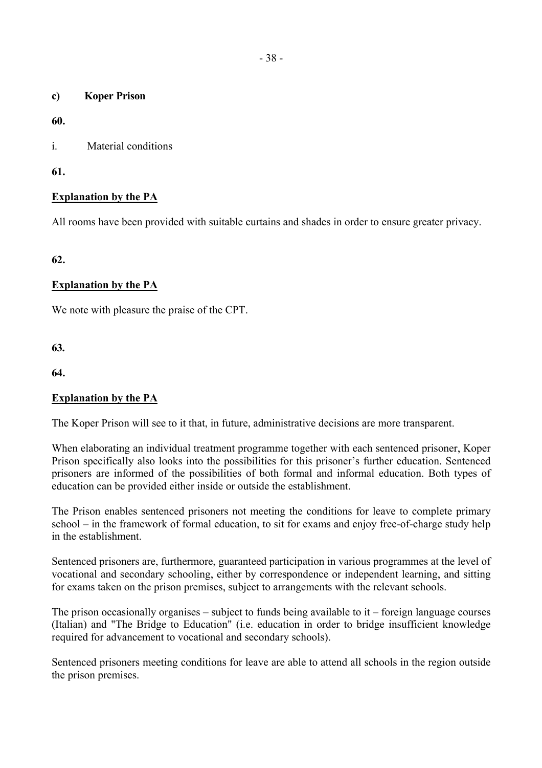**c) Koper Prison**

**60.**

i. Material conditions

**61.**

**<u>Explanation by the PA</u>**

All rooms have been provided with suitable curtains and shades in order to ensure greater privacy.

**62.**

**<u>Explanation by the PA</u>**

We note with pleasure the praise of the CPT.

**63.**

**64.**

**<u>Explanation by the PA</u>**

The Koper Prison will see to it that, in future, administrative decisions are more transparent.

When elaborating an individual treatment programme together with each sentenced prisoner, Koper Prison specifically also looks into the possibilities for this prisoner's further education. Sentenced prisoners are informed of the possibilities of both formal and informal education. Both types of education can be provided either inside or outside the establishment.

The Prison enables sentenced prisoners not meeting the conditions for leave to complete primary school – in the framework of formal education, to sit for exams and enjoy free-of-charge study help in the establishment.

Sentenced prisoners are, furthermore, guaranteed participation in various programmes at the level of vocational and secondary schooling, either by correspondence or independent learning, and sitting for exams taken on the prison premises, subject to arrangements with the relevant schools.

The prison occasionally organises – subject to funds being available to it – foreign language courses (Italian) and "The Bridge to Education" (i.e. education in order to bridge insufficient knowledge required for advancement to vocational and secondary schools).

Sentenced prisoners meeting conditions for leave are able to attend all schools in the region outside the prison premises.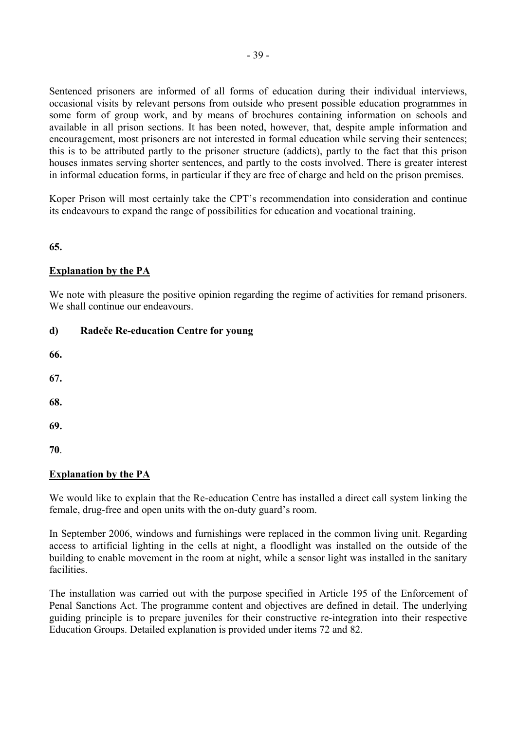Sentenced prisoners are informed of all forms of education during their individual interviews, occasional visits by relevant persons from outside who present possible education programmes in some form of group work, and by means of brochures containing information on schools and available in all prison sections. It has been noted, however, that, despite ample information and encouragement, most prisoners are not interested in formal education while serving their sentences; this is to be attributed partly to the prisoner structure (addicts), partly to the fact that this prison houses inmates serving shorter sentences, and partly to the costs involved. There is greater interest in informal education forms, in particular if they are free of charge and held on the prison premises.

Koper Prison will most certainly take the CPT's recommendation into consideration and continue its endeavours to expand the range of possibilities for education and vocational training.

**65.**

**Explanation by the PA**

We note with pleasure the positive opinion regarding the regime of activities for remand prisoners. We shall continue our endeavours.

**d) Radeče Re-education Centre for young**

**66.**

**67.**

**68.**

**69.**

**70**.

**Explanation by the PA**

We would like to explain that the Re-education Centre has installed a direct call system linking the female, drug-free and open units with the on-duty guard's room.

In September 2006, windows and furnishings were replaced in the common living unit. Regarding access to artificial lighting in the cells at night, a floodlight was installed on the outside of the building to enable movement in the room at night, while a sensor light was installed in the sanitary facilities.

The installation was carried out with the purpose specified in Article 195 of the Enforcement of Penal Sanctions Act. The programme content and objectives are defined in detail. The underlying guiding principle is to prepare juveniles for their constructive re-integration into their respective Education Groups. Detailed explanation is provided under items 72 and 82.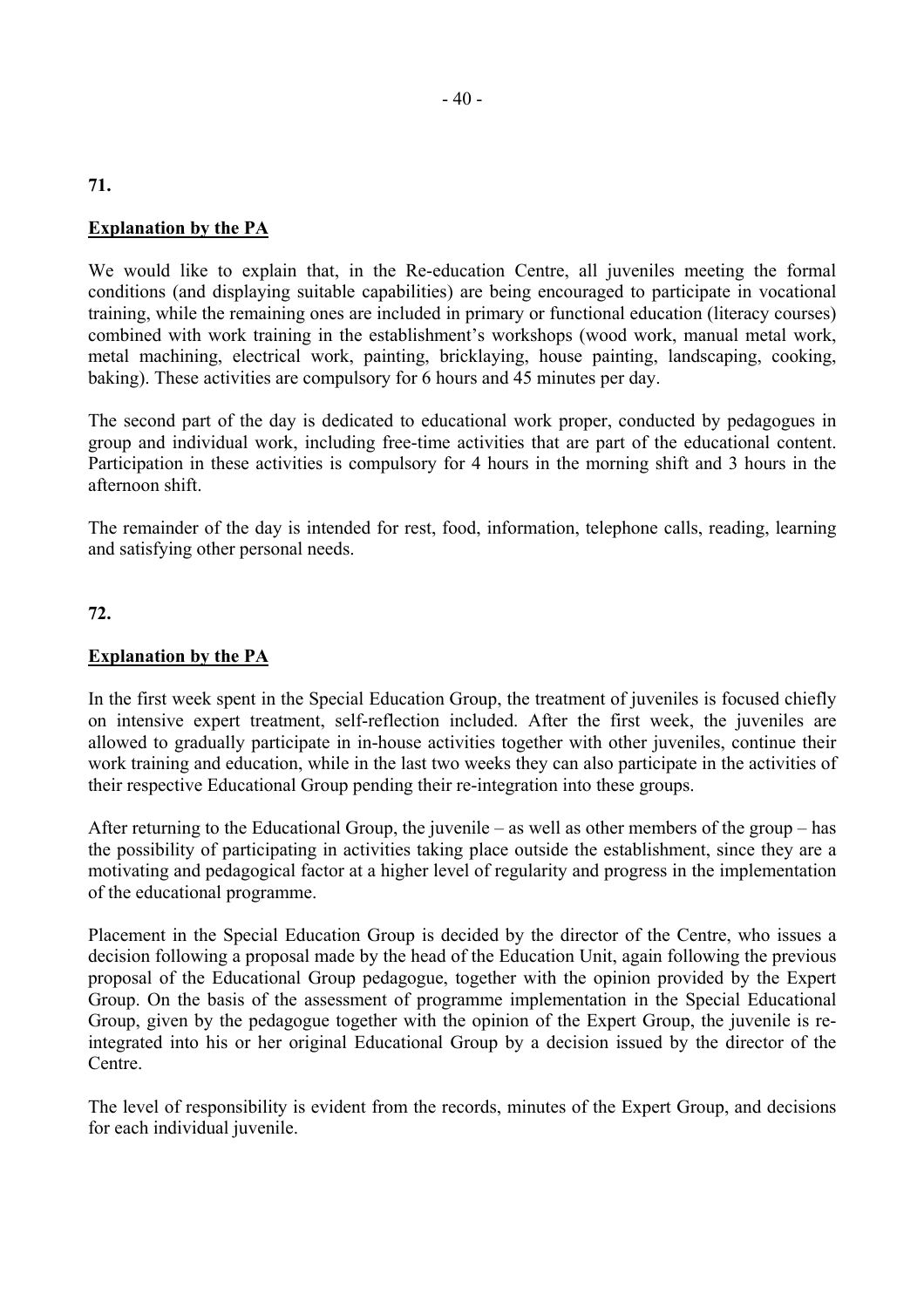**71.**

**Explanation by the PA**

We would like to explain that, in the Re-education Centre, all juveniles meeting the formal conditions (and displaying suitable capabilities) are being encouraged to participate in vocational training, while the remaining ones are included in primary or functional education (literacy courses) combined with work training in the establishment's workshops (wood work, manual metal work, metal machining, electrical work, painting, bricklaying, house painting, landscaping, cooking, baking). These activities are compulsory for 6 hours and 45 minutes per day.

The second part of the day is dedicated to educational work proper, conducted by pedagogues in group and individual work, including free-time activities that are part of the educational content. Participation in these activities is compulsory for 4 hours in the morning shift and 3 hours in the afternoon shift.

The remainder of the day is intended for rest, food, information, telephone calls, reading, learning and satisfying other personal needs.

**72.**

**Explanation by the PA**

In the first week spent in the Special Education Group, the treatment of juveniles is focused chiefly on intensive expert treatment, self-reflection included. After the first week, the juveniles are allowed to gradually participate in in-house activities together with other juveniles, continue their work training and education, while in the last two weeks they can also participate in the activities of their respective Educational Group pending their re-integration into these groups.

After returning to the Educational Group, the juvenile – as well as other members of the group – has the possibility of participating in activities taking place outside the establishment, since they are a motivating and pedagogical factor at a higher level of regularity and progress in the implementation of the educational programme.

Placement in the Special Education Group is decided by the director of the Centre, who issues a decision following a proposal made by the head of the Education Unit, again following the previous proposal of the Educational Group pedagogue, together with the opinion provided by the Expert Group. On the basis of the assessment of programme implementation in the Special Educational Group, given by the pedagogue together with the opinion of the Expert Group, the juvenile is re-integrated into his or her original Educational Group by a decision issued by the director of the Centre.

The level of responsibility is evident from the records, minutes of the Expert Group, and decisions for each individual juvenile.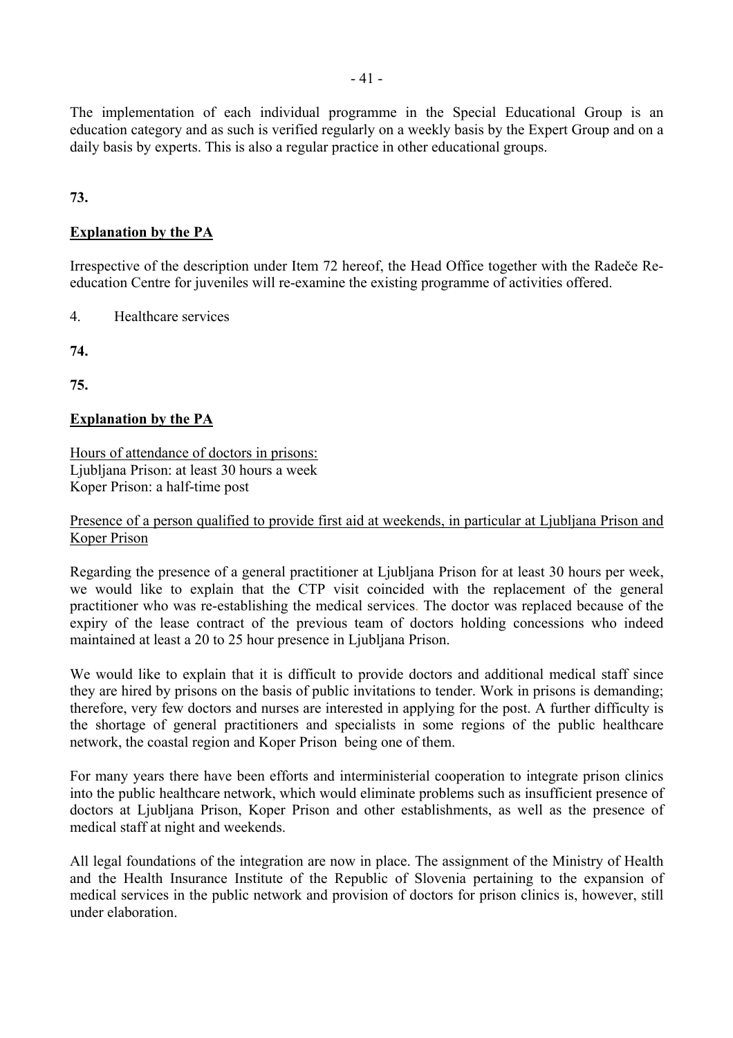The implementation of each individual programme in the Special Educational Group is an education category and as such is verified regularly on a weekly basis by the Expert Group and on a daily basis by experts. This is also a regular practice in other educational groups.

**73.**

**Explanation by the PA**

Irrespective of the description under Item 72 hereof, the Head Office together with the Radeče Re-education Centre for juveniles will re-examine the existing programme of activities offered.

4. Healthcare services

**74.**

**75.**

**Explanation by the PA**

Hours of attendance of doctors in prisons:
Ljubljana Prison: at least 30 hours a week
Koper Prison: a half-time post

Presence of a person qualified to provide first aid at weekends, in particular at Ljubljana Prison and Koper Prison

Regarding the presence of a general practitioner at Ljubljana Prison for at least 30 hours per week, we would like to explain that the CTP visit coincided with the replacement of the general practitioner who was re-establishing the medical services. The doctor was replaced because of the expiry of the lease contract of the previous team of doctors holding concessions who indeed maintained at least a 20 to 25 hour presence in Ljubljana Prison.

We would like to explain that it is difficult to provide doctors and additional medical staff since they are hired by prisons on the basis of public invitations to tender. Work in prisons is demanding; therefore, very few doctors and nurses are interested in applying for the post. A further difficulty is the shortage of general practitioners and specialists in some regions of the public healthcare network, the coastal region and Koper Prison being one of them.

For many years there have been efforts and interministerial cooperation to integrate prison clinics into the public healthcare network, which would eliminate problems such as insufficient presence of doctors at Ljubljana Prison, Koper Prison and other establishments, as well as the presence of medical staff at night and weekends.

All legal foundations of the integration are now in place. The assignment of the Ministry of Health and the Health Insurance Institute of the Republic of Slovenia pertaining to the expansion of medical services in the public network and provision of doctors for prison clinics is, however, still under elaboration.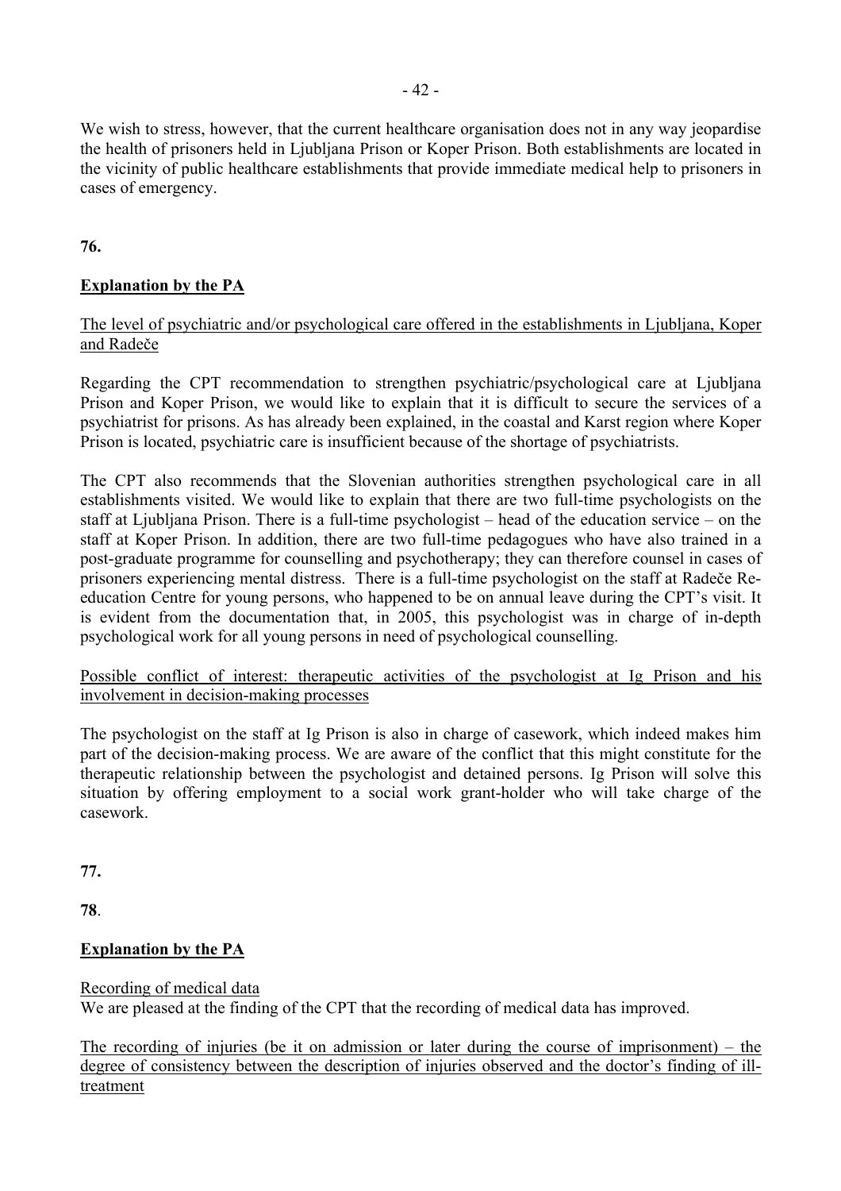We wish to stress, however, that the current healthcare organisation does not in any way jeopardise the health of prisoners held in Ljubljana Prison or Koper Prison. Both establishments are located in the vicinity of public healthcare establishments that provide immediate medical help to prisoners in cases of emergency.

**76.**

**Explanation by the PA**

The level of psychiatric and/or psychological care offered in the establishments in Ljubljana, Koper and Radeče

Regarding the CPT recommendation to strengthen psychiatric/psychological care at Ljubljana Prison and Koper Prison, we would like to explain that it is difficult to secure the services of a psychiatrist for prisons. As has already been explained, in the coastal and Karst region where Koper Prison is located, psychiatric care is insufficient because of the shortage of psychiatrists.

The CPT also recommends that the Slovenian authorities strengthen psychological care in all establishments visited. We would like to explain that there are two full-time psychologists on the staff at Ljubljana Prison. There is a full-time psychologist – head of the education service – on the staff at Koper Prison. In addition, there are two full-time pedagogues who have also trained in a post-graduate programme for counselling and psychotherapy; they can therefore counsel in cases of prisoners experiencing mental distress. There is a full-time psychologist on the staff at Radeče Re-education Centre for young persons, who happened to be on annual leave during the CPT's visit. It is evident from the documentation that, in 2005, this psychologist was in charge of in-depth psychological work for all young persons in need of psychological counselling.

Possible conflict of interest: therapeutic activities of the psychologist at Ig Prison and his involvement in decision-making processes

The psychologist on the staff at Ig Prison is also in charge of casework, which indeed makes him part of the decision-making process. We are aware of the conflict that this might constitute for the therapeutic relationship between the psychologist and detained persons. Ig Prison will solve this situation by offering employment to a social work grant-holder who will take charge of the casework.

**77.**

**78**.

**Explanation by the PA**

Recording of medical data
We are pleased at the finding of the CPT that the recording of medical data has improved.

The recording of injuries (be it on admission or later during the course of imprisonment) – the degree of consistency between the description of injuries observed and the doctor's finding of ill-treatment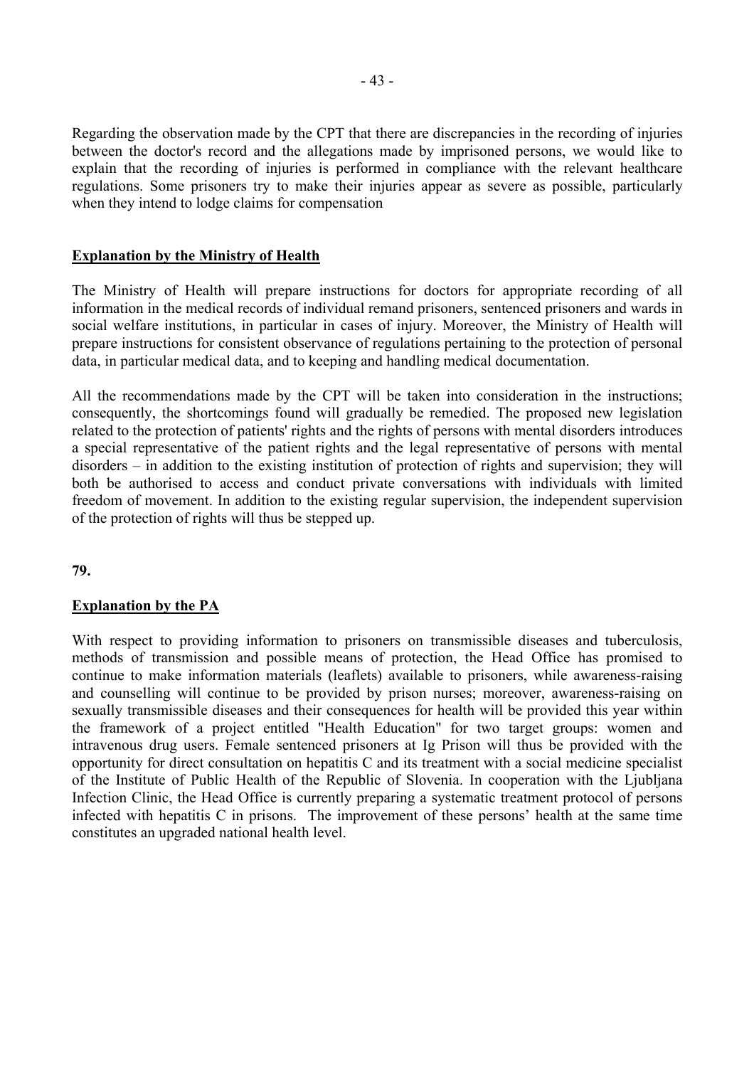Regarding the observation made by the CPT that there are discrepancies in the recording of injuries between the doctor's record and the allegations made by imprisoned persons, we would like to explain that the recording of injuries is performed in compliance with the relevant healthcare regulations. Some prisoners try to make their injuries appear as severe as possible, particularly when they intend to lodge claims for compensation

**Explanation by the Ministry of Health**

The Ministry of Health will prepare instructions for doctors for appropriate recording of all information in the medical records of individual remand prisoners, sentenced prisoners and wards in social welfare institutions, in particular in cases of injury. Moreover, the Ministry of Health will prepare instructions for consistent observance of regulations pertaining to the protection of personal data, in particular medical data, and to keeping and handling medical documentation.

All the recommendations made by the CPT will be taken into consideration in the instructions; consequently, the shortcomings found will gradually be remedied. The proposed new legislation related to the protection of patients' rights and the rights of persons with mental disorders introduces a special representative of the patient rights and the legal representative of persons with mental disorders – in addition to the existing institution of protection of rights and supervision; they will both be authorised to access and conduct private conversations with individuals with limited freedom of movement. In addition to the existing regular supervision, the independent supervision of the protection of rights will thus be stepped up.

**79.**

**Explanation by the PA**

With respect to providing information to prisoners on transmissible diseases and tuberculosis, methods of transmission and possible means of protection, the Head Office has promised to continue to make information materials (leaflets) available to prisoners, while awareness-raising and counselling will continue to be provided by prison nurses; moreover, awareness-raising on sexually transmissible diseases and their consequences for health will be provided this year within the framework of a project entitled "Health Education" for two target groups: women and intravenous drug users. Female sentenced prisoners at Ig Prison will thus be provided with the opportunity for direct consultation on hepatitis C and its treatment with a social medicine specialist of the Institute of Public Health of the Republic of Slovenia. In cooperation with the Ljubljana Infection Clinic, the Head Office is currently preparing a systematic treatment protocol of persons infected with hepatitis C in prisons. The improvement of these persons' health at the same time constitutes an upgraded national health level.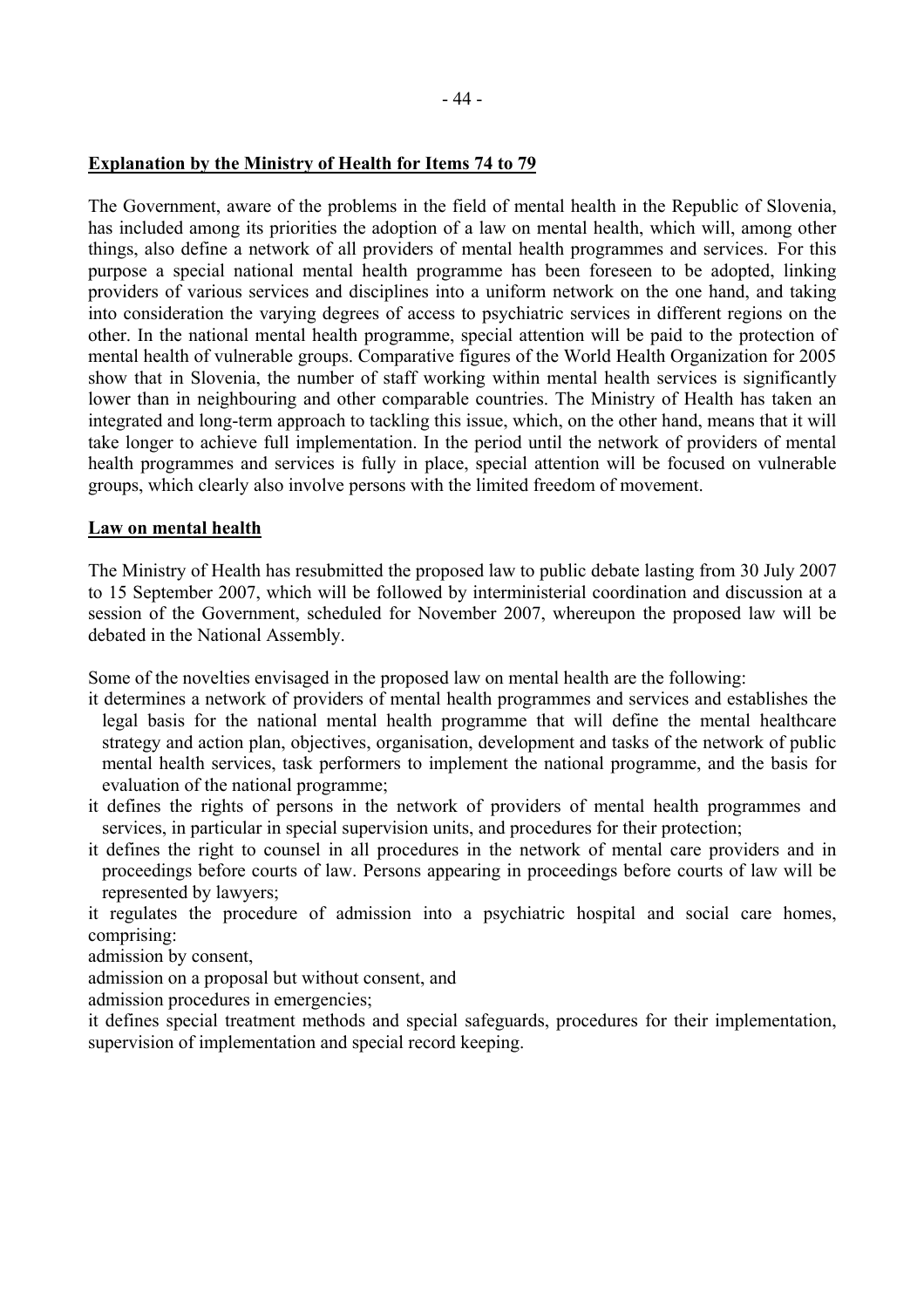**Explanation by the Ministry of Health for Items 74 to 79**

The Government, aware of the problems in the field of mental health in the Republic of Slovenia, has included among its priorities the adoption of a law on mental health, which will, among other things, also define a network of all providers of mental health programmes and services. For this purpose a special national mental health programme has been foreseen to be adopted, linking providers of various services and disciplines into a uniform network on the one hand, and taking into consideration the varying degrees of access to psychiatric services in different regions on the other. In the national mental health programme, special attention will be paid to the protection of mental health of vulnerable groups. Comparative figures of the World Health Organization for 2005 show that in Slovenia, the number of staff working within mental health services is significantly lower than in neighbouring and other comparable countries. The Ministry of Health has taken an integrated and long-term approach to tackling this issue, which, on the other hand, means that it will take longer to achieve full implementation. In the period until the network of providers of mental health programmes and services is fully in place, special attention will be focused on vulnerable groups, which clearly also involve persons with the limited freedom of movement.

**Law on mental health**

The Ministry of Health has resubmitted the proposed law to public debate lasting from 30 July 2007 to 15 September 2007, which will be followed by interministerial coordination and discussion at a session of the Government, scheduled for November 2007, whereupon the proposed law will be debated in the National Assembly.

Some of the novelties envisaged in the proposed law on mental health are the following:

- it determines a network of providers of mental health programmes and services and establishes the legal basis for the national mental health programme that will define the mental healthcare strategy and action plan, objectives, organisation, development and tasks of the network of public mental health services, task performers to implement the national programme, and the basis for evaluation of the national programme;
- it defines the rights of persons in the network of providers of mental health programmes and services, in particular in special supervision units, and procedures for their protection;
- it defines the right to counsel in all procedures in the network of mental care providers and in proceedings before courts of law. Persons appearing in proceedings before courts of law will be represented by lawyers;
- it regulates the procedure of admission into a psychiatric hospital and social care homes, comprising:
  - admission by consent,
  - admission on a proposal but without consent, and
  - admission procedures in emergencies;
- it defines special treatment methods and special safeguards, procedures for their implementation, supervision of implementation and special record keeping.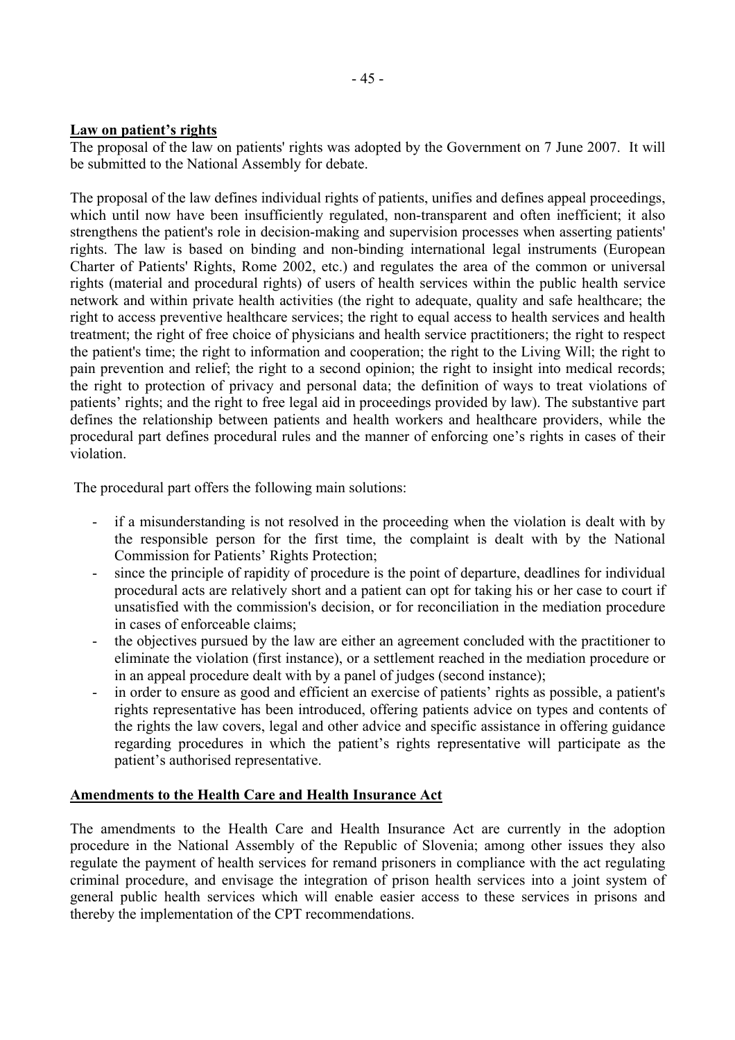**Law on patient's rights**

The proposal of the law on patients' rights was adopted by the Government on 7 June 2007. It will be submitted to the National Assembly for debate.

The proposal of the law defines individual rights of patients, unifies and defines appeal proceedings, which until now have been insufficiently regulated, non-transparent and often inefficient; it also strengthens the patient's role in decision-making and supervision processes when asserting patients' rights. The law is based on binding and non-binding international legal instruments (European Charter of Patients' Rights, Rome 2002, etc.) and regulates the area of the common or universal rights (material and procedural rights) of users of health services within the public health service network and within private health activities (the right to adequate, quality and safe healthcare; the right to access preventive healthcare services; the right to equal access to health services and health treatment; the right of free choice of physicians and health service practitioners; the right to respect the patient's time; the right to information and cooperation; the right to the Living Will; the right to pain prevention and relief; the right to a second opinion; the right to insight into medical records; the right to protection of privacy and personal data; the definition of ways to treat violations of patients' rights; and the right to free legal aid in proceedings provided by law). The substantive part defines the relationship between patients and health workers and healthcare providers, while the procedural part defines procedural rules and the manner of enforcing one's rights in cases of their violation.

The procedural part offers the following main solutions:

- if a misunderstanding is not resolved in the proceeding when the violation is dealt with by the responsible person for the first time, the complaint is dealt with by the National Commission for Patients' Rights Protection;
- since the principle of rapidity of procedure is the point of departure, deadlines for individual procedural acts are relatively short and a patient can opt for taking his or her case to court if unsatisfied with the commission's decision, or for reconciliation in the mediation procedure in cases of enforceable claims;
- the objectives pursued by the law are either an agreement concluded with the practitioner to eliminate the violation (first instance), or a settlement reached in the mediation procedure or in an appeal procedure dealt with by a panel of judges (second instance);
- in order to ensure as good and efficient an exercise of patients' rights as possible, a patient's rights representative has been introduced, offering patients advice on types and contents of the rights the law covers, legal and other advice and specific assistance in offering guidance regarding procedures in which the patient's rights representative will participate as the patient's authorised representative.

**Amendments to the Health Care and Health Insurance Act**

The amendments to the Health Care and Health Insurance Act are currently in the adoption procedure in the National Assembly of the Republic of Slovenia; among other issues they also regulate the payment of health services for remand prisoners in compliance with the act regulating criminal procedure, and envisage the integration of prison health services into a joint system of general public health services which will enable easier access to these services in prisons and thereby the implementation of the CPT recommendations.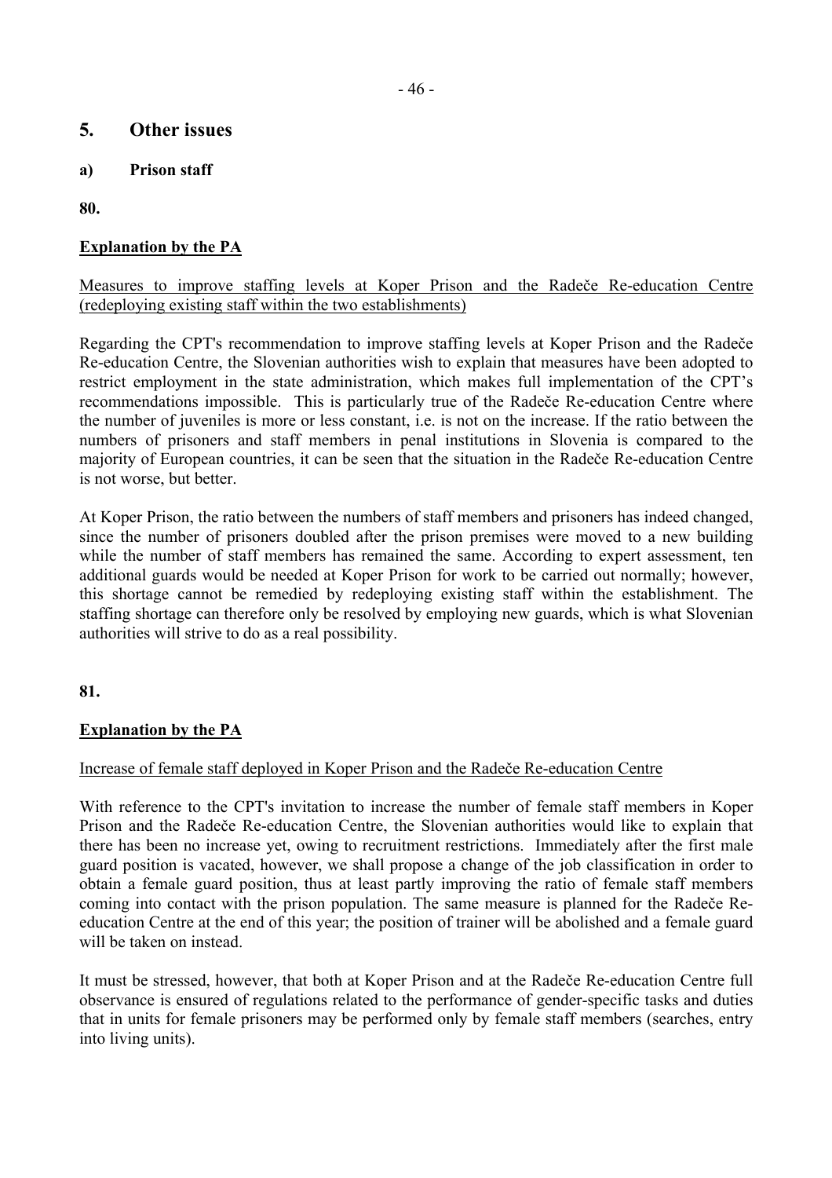## 5. Other issues

### a) Prison staff

**80.**

**Explanation by the PA**

Measures to improve staffing levels at Koper Prison and the Radeče Re-education Centre (redeploying existing staff within the two establishments)

Regarding the CPT's recommendation to improve staffing levels at Koper Prison and the Radeče Re-education Centre, the Slovenian authorities wish to explain that measures have been adopted to restrict employment in the state administration, which makes full implementation of the CPT's recommendations impossible. This is particularly true of the Radeče Re-education Centre where the number of juveniles is more or less constant, i.e. is not on the increase. If the ratio between the numbers of prisoners and staff members in penal institutions in Slovenia is compared to the majority of European countries, it can be seen that the situation in the Radeče Re-education Centre is not worse, but better.

At Koper Prison, the ratio between the numbers of staff members and prisoners has indeed changed, since the number of prisoners doubled after the prison premises were moved to a new building while the number of staff members has remained the same. According to expert assessment, ten additional guards would be needed at Koper Prison for work to be carried out normally; however, this shortage cannot be remedied by redeploying existing staff within the establishment. The staffing shortage can therefore only be resolved by employing new guards, which is what Slovenian authorities will strive to do as a real possibility.

**81.**

**Explanation by the PA**

Increase of female staff deployed in Koper Prison and the Radeče Re-education Centre

With reference to the CPT's invitation to increase the number of female staff members in Koper Prison and the Radeče Re-education Centre, the Slovenian authorities would like to explain that there has been no increase yet, owing to recruitment restrictions. Immediately after the first male guard position is vacated, however, we shall propose a change of the job classification in order to obtain a female guard position, thus at least partly improving the ratio of female staff members coming into contact with the prison population. The same measure is planned for the Radeče Re-education Centre at the end of this year; the position of trainer will be abolished and a female guard will be taken on instead.

It must be stressed, however, that both at Koper Prison and at the Radeče Re-education Centre full observance is ensured of regulations related to the performance of gender-specific tasks and duties that in units for female prisoners may be performed only by female staff members (searches, entry into living units).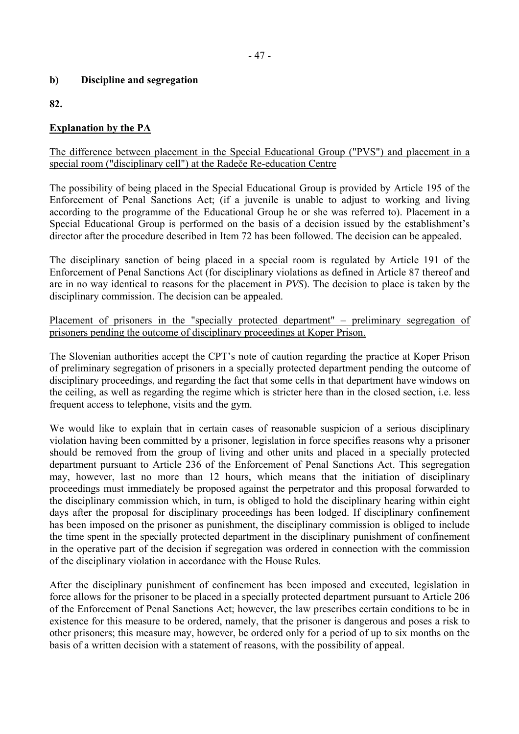## b) Discipline and segregation

**82.**

**Explanation by the PA**

The difference between placement in the Special Educational Group ("PVS") and placement in a special room ("disciplinary cell") at the Radeče Re-education Centre

The possibility of being placed in the Special Educational Group is provided by Article 195 of the Enforcement of Penal Sanctions Act; (if a juvenile is unable to adjust to working and living according to the programme of the Educational Group he or she was referred to). Placement in a Special Educational Group is performed on the basis of a decision issued by the establishment's director after the procedure described in Item 72 has been followed. The decision can be appealed.

The disciplinary sanction of being placed in a special room is regulated by Article 191 of the Enforcement of Penal Sanctions Act (for disciplinary violations as defined in Article 87 thereof and are in no way identical to reasons for the placement in *PVS*). The decision to place is taken by the disciplinary commission. The decision can be appealed.

Placement of prisoners in the "specially protected department" – preliminary segregation of prisoners pending the outcome of disciplinary proceedings at Koper Prison.

The Slovenian authorities accept the CPT's note of caution regarding the practice at Koper Prison of preliminary segregation of prisoners in a specially protected department pending the outcome of disciplinary proceedings, and regarding the fact that some cells in that department have windows on the ceiling, as well as regarding the regime which is stricter here than in the closed section, i.e. less frequent access to telephone, visits and the gym.

We would like to explain that in certain cases of reasonable suspicion of a serious disciplinary violation having been committed by a prisoner, legislation in force specifies reasons why a prisoner should be removed from the group of living and other units and placed in a specially protected department pursuant to Article 236 of the Enforcement of Penal Sanctions Act. This segregation may, however, last no more than 12 hours, which means that the initiation of disciplinary proceedings must immediately be proposed against the perpetrator and this proposal forwarded to the disciplinary commission which, in turn, is obliged to hold the disciplinary hearing within eight days after the proposal for disciplinary proceedings has been lodged. If disciplinary confinement has been imposed on the prisoner as punishment, the disciplinary commission is obliged to include the time spent in the specially protected department in the disciplinary punishment of confinement in the operative part of the decision if segregation was ordered in connection with the commission of the disciplinary violation in accordance with the House Rules.

After the disciplinary punishment of confinement has been imposed and executed, legislation in force allows for the prisoner to be placed in a specially protected department pursuant to Article 206 of the Enforcement of Penal Sanctions Act; however, the law prescribes certain conditions to be in existence for this measure to be ordered, namely, that the prisoner is dangerous and poses a risk to other prisoners; this measure may, however, be ordered only for a period of up to six months on the basis of a written decision with a statement of reasons, with the possibility of appeal.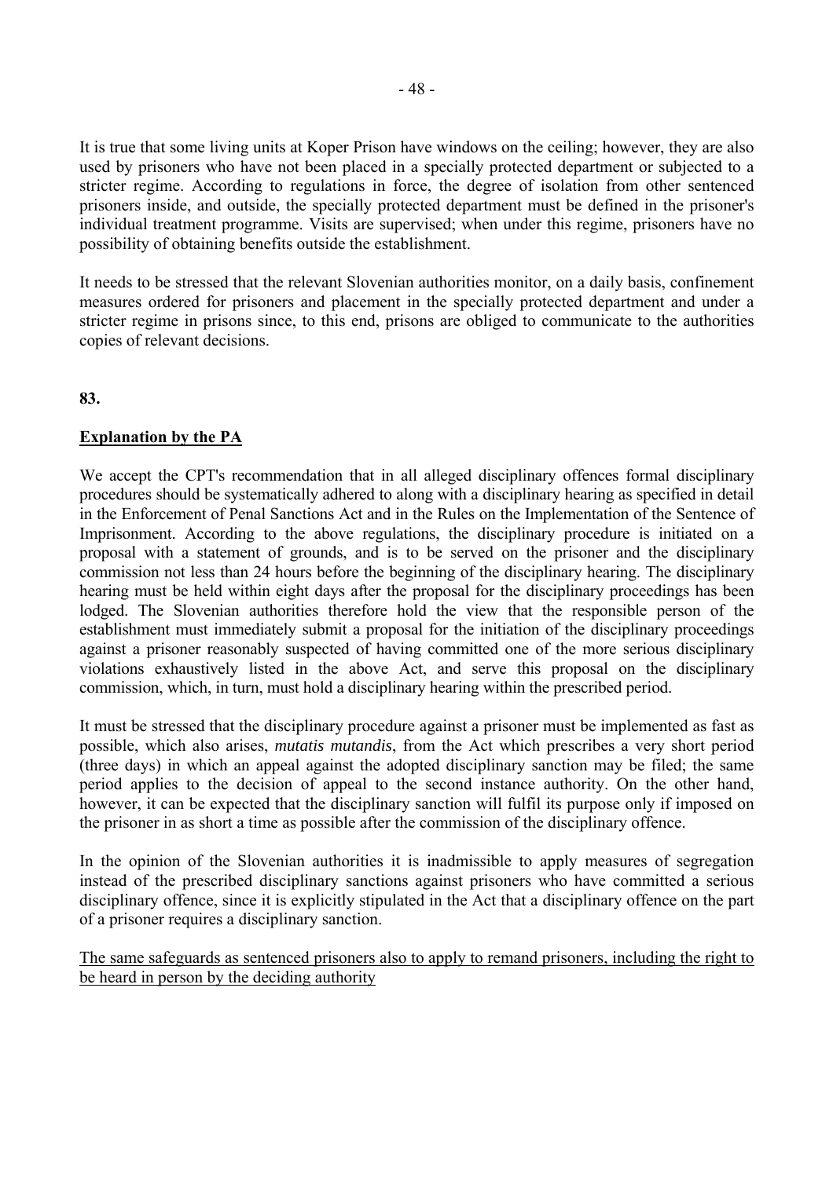It is true that some living units at Koper Prison have windows on the ceiling; however, they are also used by prisoners who have not been placed in a specially protected department or subjected to a stricter regime. According to regulations in force, the degree of isolation from other sentenced prisoners inside, and outside, the specially protected department must be defined in the prisoner's individual treatment programme. Visits are supervised; when under this regime, prisoners have no possibility of obtaining benefits outside the establishment.

It needs to be stressed that the relevant Slovenian authorities monitor, on a daily basis, confinement measures ordered for prisoners and placement in the specially protected department and under a stricter regime in prisons since, to this end, prisons are obliged to communicate to the authorities copies of relevant decisions.

**83.**

**Explanation by the PA**

We accept the CPT's recommendation that in all alleged disciplinary offences formal disciplinary procedures should be systematically adhered to along with a disciplinary hearing as specified in detail in the Enforcement of Penal Sanctions Act and in the Rules on the Implementation of the Sentence of Imprisonment. According to the above regulations, the disciplinary procedure is initiated on a proposal with a statement of grounds, and is to be served on the prisoner and the disciplinary commission not less than 24 hours before the beginning of the disciplinary hearing. The disciplinary hearing must be held within eight days after the proposal for the disciplinary proceedings has been lodged. The Slovenian authorities therefore hold the view that the responsible person of the establishment must immediately submit a proposal for the initiation of the disciplinary proceedings against a prisoner reasonably suspected of having committed one of the more serious disciplinary violations exhaustively listed in the above Act, and serve this proposal on the disciplinary commission, which, in turn, must hold a disciplinary hearing within the prescribed period.

It must be stressed that the disciplinary procedure against a prisoner must be implemented as fast as possible, which also arises, *mutatis mutandis*, from the Act which prescribes a very short period (three days) in which an appeal against the adopted disciplinary sanction may be filed; the same period applies to the decision of appeal to the second instance authority. On the other hand, however, it can be expected that the disciplinary sanction will fulfil its purpose only if imposed on the prisoner in as short a time as possible after the commission of the disciplinary offence.

In the opinion of the Slovenian authorities it is inadmissible to apply measures of segregation instead of the prescribed disciplinary sanctions against prisoners who have committed a serious disciplinary offence, since it is explicitly stipulated in the Act that a disciplinary offence on the part of a prisoner requires a disciplinary sanction.

The same safeguards as sentenced prisoners also to apply to remand prisoners, including the right to be heard in person by the deciding authority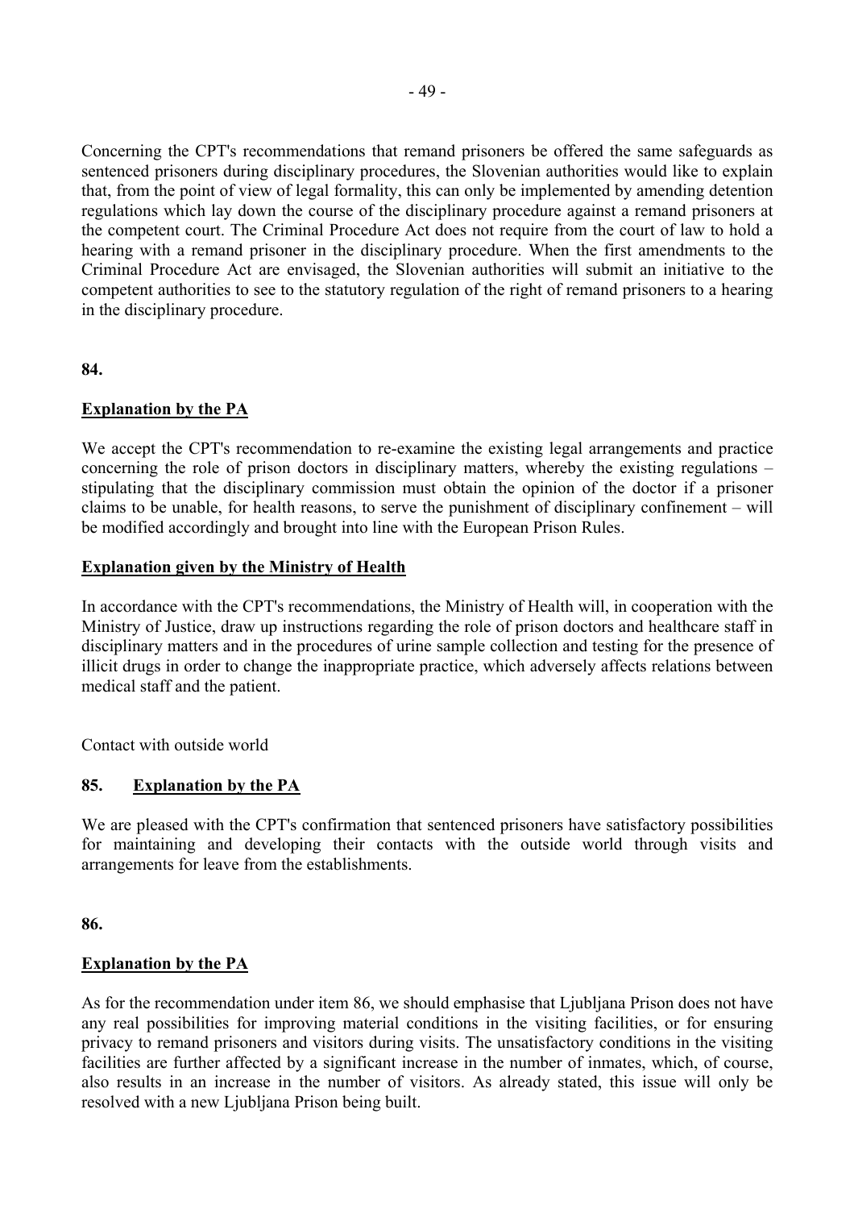Concerning the CPT's recommendations that remand prisoners be offered the same safeguards as sentenced prisoners during disciplinary procedures, the Slovenian authorities would like to explain that, from the point of view of legal formality, this can only be implemented by amending detention regulations which lay down the course of the disciplinary procedure against a remand prisoners at the competent court. The Criminal Procedure Act does not require from the court of law to hold a hearing with a remand prisoner in the disciplinary procedure. When the first amendments to the Criminal Procedure Act are envisaged, the Slovenian authorities will submit an initiative to the competent authorities to see to the statutory regulation of the right of remand prisoners to a hearing in the disciplinary procedure.

**84.**

**<u>Explanation by the PA</u>**

We accept the CPT's recommendation to re-examine the existing legal arrangements and practice concerning the role of prison doctors in disciplinary matters, whereby the existing regulations – stipulating that the disciplinary commission must obtain the opinion of the doctor if a prisoner claims to be unable, for health reasons, to serve the punishment of disciplinary confinement – will be modified accordingly and brought into line with the European Prison Rules.

**<u>Explanation given by the Ministry of Health</u>**

In accordance with the CPT's recommendations, the Ministry of Health will, in cooperation with the Ministry of Justice, draw up instructions regarding the role of prison doctors and healthcare staff in disciplinary matters and in the procedures of urine sample collection and testing for the presence of illicit drugs in order to change the inappropriate practice, which adversely affects relations between medical staff and the patient.

Contact with outside world

**85. <u>Explanation by the PA</u>**

We are pleased with the CPT's confirmation that sentenced prisoners have satisfactory possibilities for maintaining and developing their contacts with the outside world through visits and arrangements for leave from the establishments.

**86.**

**<u>Explanation by the PA</u>**

As for the recommendation under item 86, we should emphasise that Ljubljana Prison does not have any real possibilities for improving material conditions in the visiting facilities, or for ensuring privacy to remand prisoners and visitors during visits. The unsatisfactory conditions in the visiting facilities are further affected by a significant increase in the number of inmates, which, of course, also results in an increase in the number of visitors. As already stated, this issue will only be resolved with a new Ljubljana Prison being built.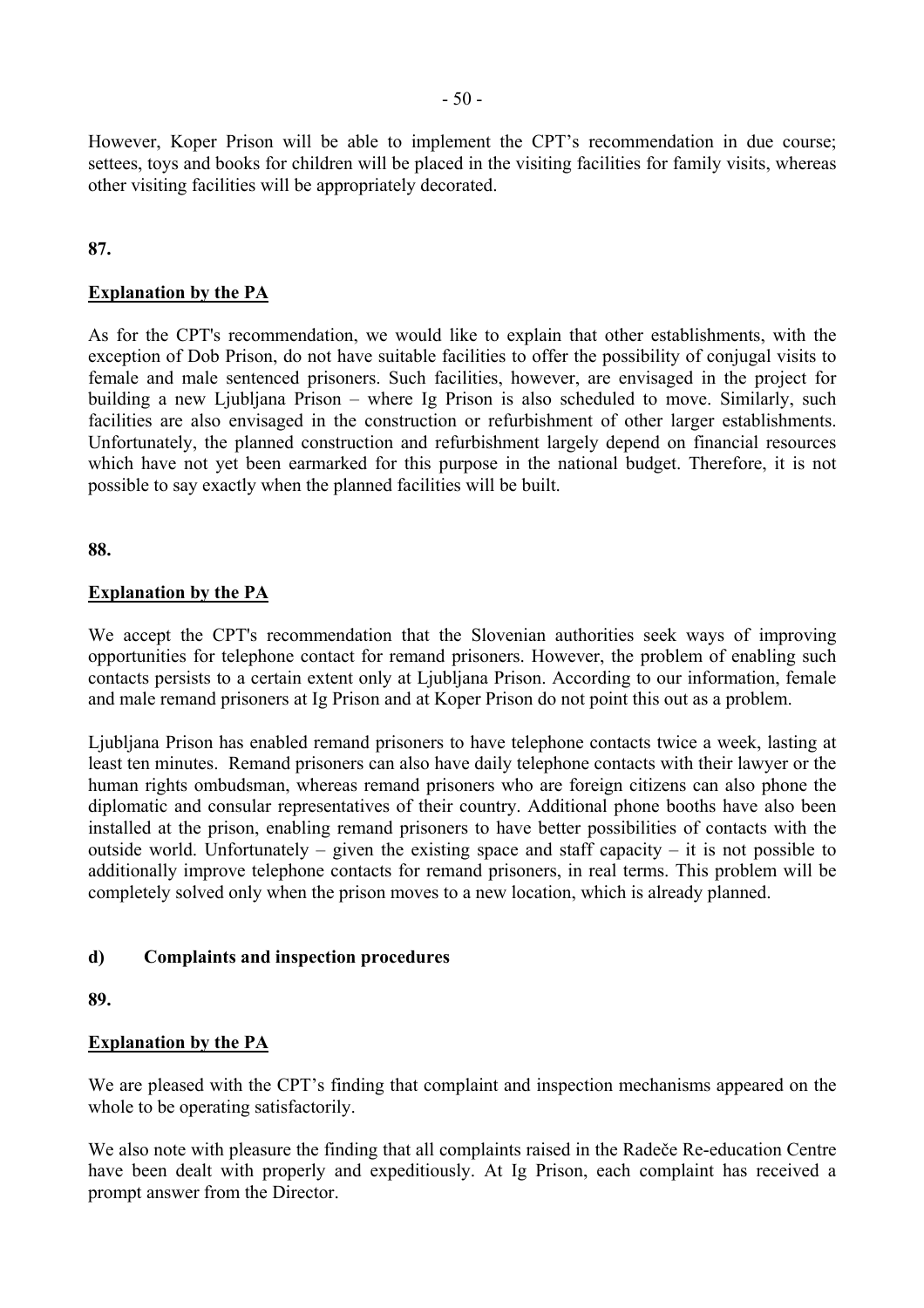However, Koper Prison will be able to implement the CPT's recommendation in due course; settees, toys and books for children will be placed in the visiting facilities for family visits, whereas other visiting facilities will be appropriately decorated.

**87.**

**Explanation by the PA**

As for the CPT's recommendation, we would like to explain that other establishments, with the exception of Dob Prison, do not have suitable facilities to offer the possibility of conjugal visits to female and male sentenced prisoners. Such facilities, however, are envisaged in the project for building a new Ljubljana Prison – where Ig Prison is also scheduled to move. Similarly, such facilities are also envisaged in the construction or refurbishment of other larger establishments. Unfortunately, the planned construction and refurbishment largely depend on financial resources which have not yet been earmarked for this purpose in the national budget. Therefore, it is not possible to say exactly when the planned facilities will be built.

**88.**

**Explanation by the PA**

We accept the CPT's recommendation that the Slovenian authorities seek ways of improving opportunities for telephone contact for remand prisoners. However, the problem of enabling such contacts persists to a certain extent only at Ljubljana Prison. According to our information, female and male remand prisoners at Ig Prison and at Koper Prison do not point this out as a problem.

Ljubljana Prison has enabled remand prisoners to have telephone contacts twice a week, lasting at least ten minutes. Remand prisoners can also have daily telephone contacts with their lawyer or the human rights ombudsman, whereas remand prisoners who are foreign citizens can also phone the diplomatic and consular representatives of their country. Additional phone booths have also been installed at the prison, enabling remand prisoners to have better possibilities of contacts with the outside world. Unfortunately – given the existing space and staff capacity – it is not possible to additionally improve telephone contacts for remand prisoners, in real terms. This problem will be completely solved only when the prison moves to a new location, which is already planned.

**d) Complaints and inspection procedures**

**89.**

**Explanation by the PA**

We are pleased with the CPT's finding that complaint and inspection mechanisms appeared on the whole to be operating satisfactorily.

We also note with pleasure the finding that all complaints raised in the Radeče Re-education Centre have been dealt with properly and expeditiously. At Ig Prison, each complaint has received a prompt answer from the Director.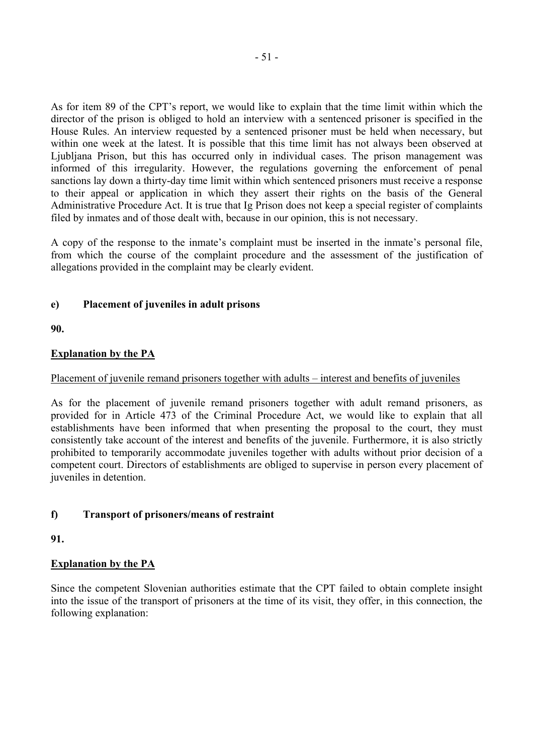As for item 89 of the CPT's report, we would like to explain that the time limit within which the director of the prison is obliged to hold an interview with a sentenced prisoner is specified in the House Rules. An interview requested by a sentenced prisoner must be held when necessary, but within one week at the latest. It is possible that this time limit has not always been observed at Ljubljana Prison, but this has occurred only in individual cases. The prison management was informed of this irregularity. However, the regulations governing the enforcement of penal sanctions lay down a thirty-day time limit within which sentenced prisoners must receive a response to their appeal or application in which they assert their rights on the basis of the General Administrative Procedure Act. It is true that Ig Prison does not keep a special register of complaints filed by inmates and of those dealt with, because in our opinion, this is not necessary.

A copy of the response to the inmate's complaint must be inserted in the inmate's personal file, from which the course of the complaint procedure and the assessment of the justification of allegations provided in the complaint may be clearly evident.

### e) Placement of juveniles in adult prisons

**90.**

**Explanation by the PA**

Placement of juvenile remand prisoners together with adults – interest and benefits of juveniles

As for the placement of juvenile remand prisoners together with adult remand prisoners, as provided for in Article 473 of the Criminal Procedure Act, we would like to explain that all establishments have been informed that when presenting the proposal to the court, they must consistently take account of the interest and benefits of the juvenile. Furthermore, it is also strictly prohibited to temporarily accommodate juveniles together with adults without prior decision of a competent court. Directors of establishments are obliged to supervise in person every placement of juveniles in detention.

### f) Transport of prisoners/means of restraint

**91.**

**Explanation by the PA**

Since the competent Slovenian authorities estimate that the CPT failed to obtain complete insight into the issue of the transport of prisoners at the time of its visit, they offer, in this connection, the following explanation: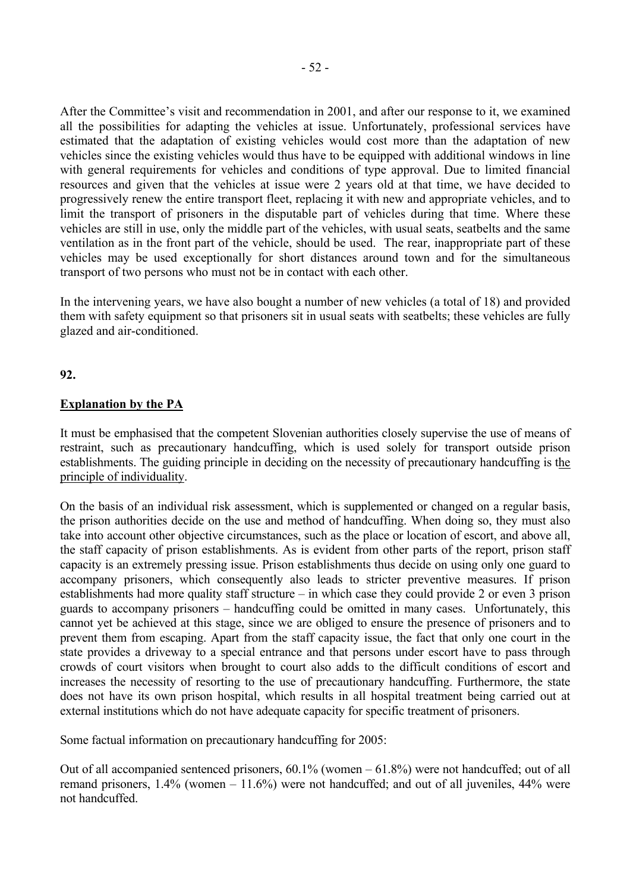After the Committee's visit and recommendation in 2001, and after our response to it, we examined all the possibilities for adapting the vehicles at issue. Unfortunately, professional services have estimated that the adaptation of existing vehicles would cost more than the adaptation of new vehicles since the existing vehicles would thus have to be equipped with additional windows in line with general requirements for vehicles and conditions of type approval. Due to limited financial resources and given that the vehicles at issue were 2 years old at that time, we have decided to progressively renew the entire transport fleet, replacing it with new and appropriate vehicles, and to limit the transport of prisoners in the disputable part of vehicles during that time. Where these vehicles are still in use, only the middle part of the vehicles, with usual seats, seatbelts and the same ventilation as in the front part of the vehicle, should be used. The rear, inappropriate part of these vehicles may be used exceptionally for short distances around town and for the simultaneous transport of two persons who must not be in contact with each other.

In the intervening years, we have also bought a number of new vehicles (a total of 18) and provided them with safety equipment so that prisoners sit in usual seats with seatbelts; these vehicles are fully glazed and air-conditioned.

**92.**

**Explanation by the PA**

It must be emphasised that the competent Slovenian authorities closely supervise the use of means of restraint, such as precautionary handcuffing, which is used solely for transport outside prison establishments. The guiding principle in deciding on the necessity of precautionary handcuffing is the principle of individuality.

On the basis of an individual risk assessment, which is supplemented or changed on a regular basis, the prison authorities decide on the use and method of handcuffing. When doing so, they must also take into account other objective circumstances, such as the place or location of escort, and above all, the staff capacity of prison establishments. As is evident from other parts of the report, prison staff capacity is an extremely pressing issue. Prison establishments thus decide on using only one guard to accompany prisoners, which consequently also leads to stricter preventive measures. If prison establishments had more quality staff structure – in which case they could provide 2 or even 3 prison guards to accompany prisoners – handcuffing could be omitted in many cases. Unfortunately, this cannot yet be achieved at this stage, since we are obliged to ensure the presence of prisoners and to prevent them from escaping. Apart from the staff capacity issue, the fact that only one court in the state provides a driveway to a special entrance and that persons under escort have to pass through crowds of court visitors when brought to court also adds to the difficult conditions of escort and increases the necessity of resorting to the use of precautionary handcuffing. Furthermore, the state does not have its own prison hospital, which results in all hospital treatment being carried out at external institutions which do not have adequate capacity for specific treatment of prisoners.

Some factual information on precautionary handcuffing for 2005:

Out of all accompanied sentenced prisoners, 60.1% (women – 61.8%) were not handcuffed; out of all remand prisoners, 1.4% (women – 11.6%) were not handcuffed; and out of all juveniles, 44% were not handcuffed.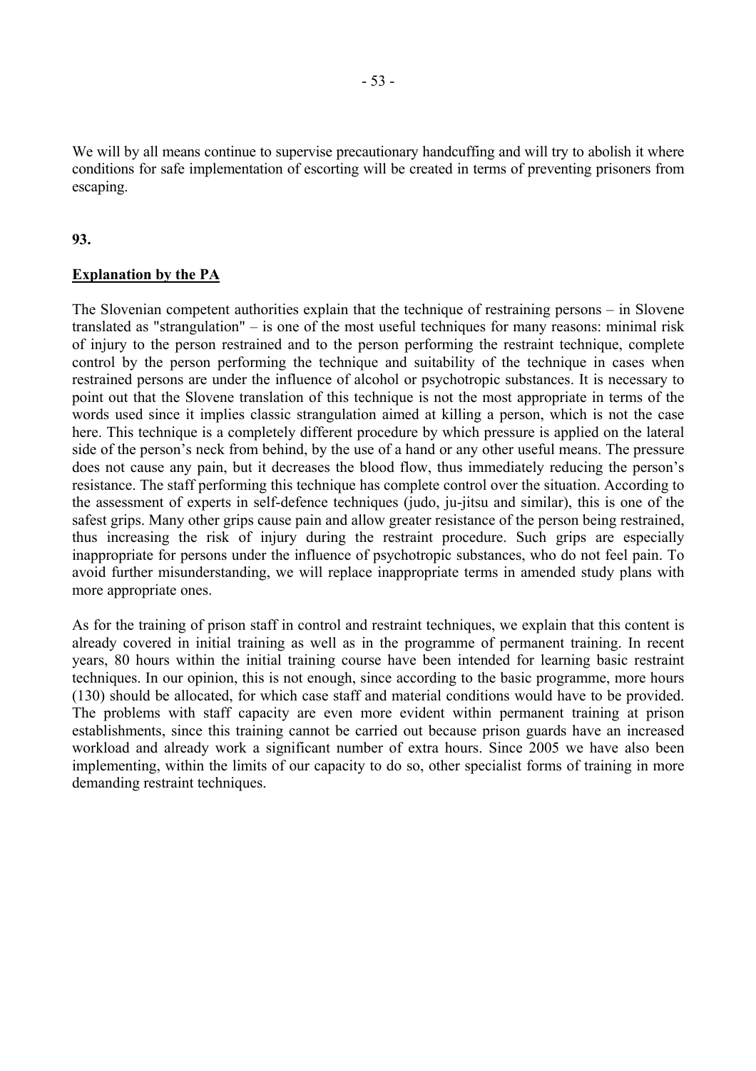We will by all means continue to supervise precautionary handcuffing and will try to abolish it where conditions for safe implementation of escorting will be created in terms of preventing prisoners from escaping.

**93.**

**Explanation by the PA**

The Slovenian competent authorities explain that the technique of restraining persons – in Slovene translated as "strangulation" – is one of the most useful techniques for many reasons: minimal risk of injury to the person restrained and to the person performing the restraint technique, complete control by the person performing the technique and suitability of the technique in cases when restrained persons are under the influence of alcohol or psychotropic substances. It is necessary to point out that the Slovene translation of this technique is not the most appropriate in terms of the words used since it implies classic strangulation aimed at killing a person, which is not the case here. This technique is a completely different procedure by which pressure is applied on the lateral side of the person's neck from behind, by the use of a hand or any other useful means. The pressure does not cause any pain, but it decreases the blood flow, thus immediately reducing the person's resistance. The staff performing this technique has complete control over the situation. According to the assessment of experts in self-defence techniques (judo, ju-jitsu and similar), this is one of the safest grips. Many other grips cause pain and allow greater resistance of the person being restrained, thus increasing the risk of injury during the restraint procedure. Such grips are especially inappropriate for persons under the influence of psychotropic substances, who do not feel pain. To avoid further misunderstanding, we will replace inappropriate terms in amended study plans with more appropriate ones.

As for the training of prison staff in control and restraint techniques, we explain that this content is already covered in initial training as well as in the programme of permanent training. In recent years, 80 hours within the initial training course have been intended for learning basic restraint techniques. In our opinion, this is not enough, since according to the basic programme, more hours (130) should be allocated, for which case staff and material conditions would have to be provided. The problems with staff capacity are even more evident within permanent training at prison establishments, since this training cannot be carried out because prison guards have an increased workload and already work a significant number of extra hours. Since 2005 we have also been implementing, within the limits of our capacity to do so, other specialist forms of training in more demanding restraint techniques.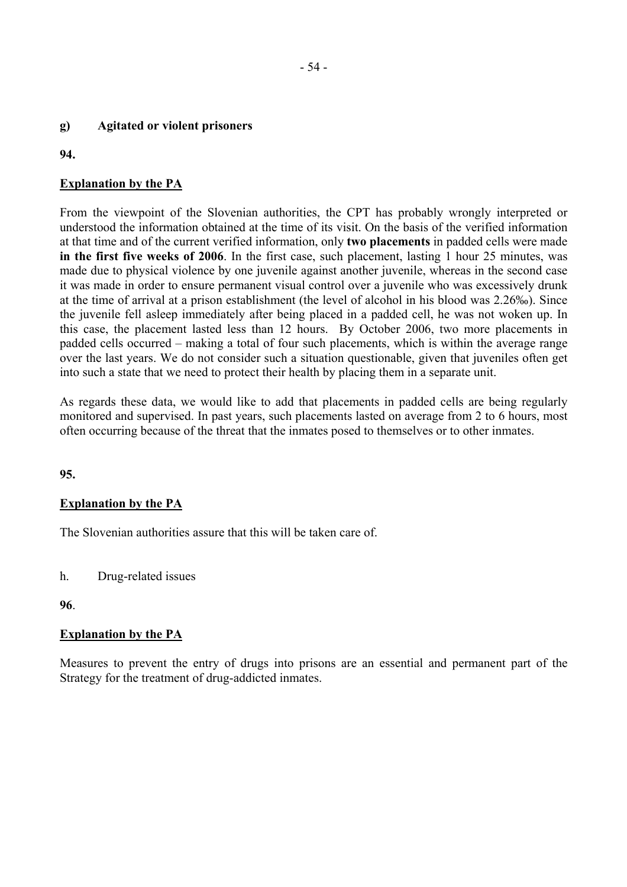### g) Agitated or violent prisoners

**94.**

**Explanation by the PA**

From the viewpoint of the Slovenian authorities, the CPT has probably wrongly interpreted or understood the information obtained at the time of its visit. On the basis of the verified information at that time and of the current verified information, only **two placements** in padded cells were made **in the first five weeks of 2006**. In the first case, such placement, lasting 1 hour 25 minutes, was made due to physical violence by one juvenile against another juvenile, whereas in the second case it was made in order to ensure permanent visual control over a juvenile who was excessively drunk at the time of arrival at a prison establishment (the level of alcohol in his blood was 2.26‰). Since the juvenile fell asleep immediately after being placed in a padded cell, he was not woken up. In this case, the placement lasted less than 12 hours. By October 2006, two more placements in padded cells occurred – making a total of four such placements, which is within the average range over the last years. We do not consider such a situation questionable, given that juveniles often get into such a state that we need to protect their health by placing them in a separate unit.

As regards these data, we would like to add that placements in padded cells are being regularly monitored and supervised. In past years, such placements lasted on average from 2 to 6 hours, most often occurring because of the threat that the inmates posed to themselves or to other inmates.

**95.**

**Explanation by the PA**

The Slovenian authorities assure that this will be taken care of.

### h. Drug-related issues

**96**.

**Explanation by the PA**

Measures to prevent the entry of drugs into prisons are an essential and permanent part of the Strategy for the treatment of drug-addicted inmates.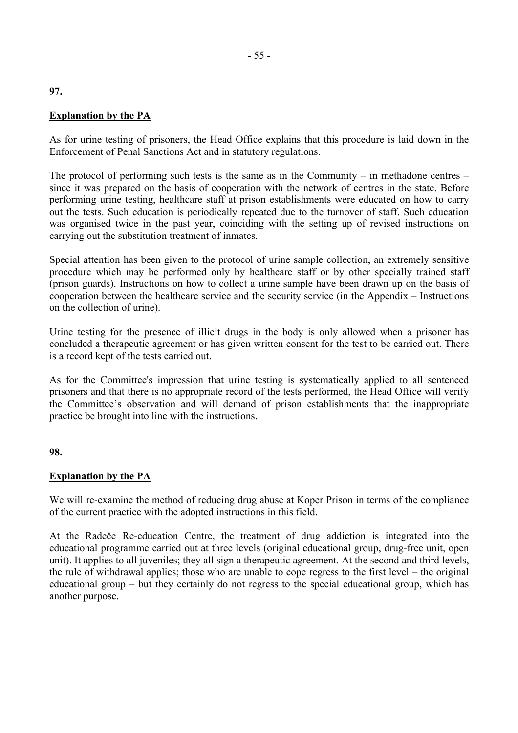**97.**

**Explanation by the PA**

As for urine testing of prisoners, the Head Office explains that this procedure is laid down in the Enforcement of Penal Sanctions Act and in statutory regulations.

The protocol of performing such tests is the same as in the Community – in methadone centres – since it was prepared on the basis of cooperation with the network of centres in the state. Before performing urine testing, healthcare staff at prison establishments were educated on how to carry out the tests. Such education is periodically repeated due to the turnover of staff. Such education was organised twice in the past year, coinciding with the setting up of revised instructions on carrying out the substitution treatment of inmates.

Special attention has been given to the protocol of urine sample collection, an extremely sensitive procedure which may be performed only by healthcare staff or by other specially trained staff (prison guards). Instructions on how to collect a urine sample have been drawn up on the basis of cooperation between the healthcare service and the security service (in the Appendix – Instructions on the collection of urine).

Urine testing for the presence of illicit drugs in the body is only allowed when a prisoner has concluded a therapeutic agreement or has given written consent for the test to be carried out. There is a record kept of the tests carried out.

As for the Committee's impression that urine testing is systematically applied to all sentenced prisoners and that there is no appropriate record of the tests performed, the Head Office will verify the Committee's observation and will demand of prison establishments that the inappropriate practice be brought into line with the instructions.

**98.**

**Explanation by the PA**

We will re-examine the method of reducing drug abuse at Koper Prison in terms of the compliance of the current practice with the adopted instructions in this field.

At the Radeče Re-education Centre, the treatment of drug addiction is integrated into the educational programme carried out at three levels (original educational group, drug-free unit, open unit). It applies to all juveniles; they all sign a therapeutic agreement. At the second and third levels, the rule of withdrawal applies; those who are unable to cope regress to the first level – the original educational group – but they certainly do not regress to the special educational group, which has another purpose.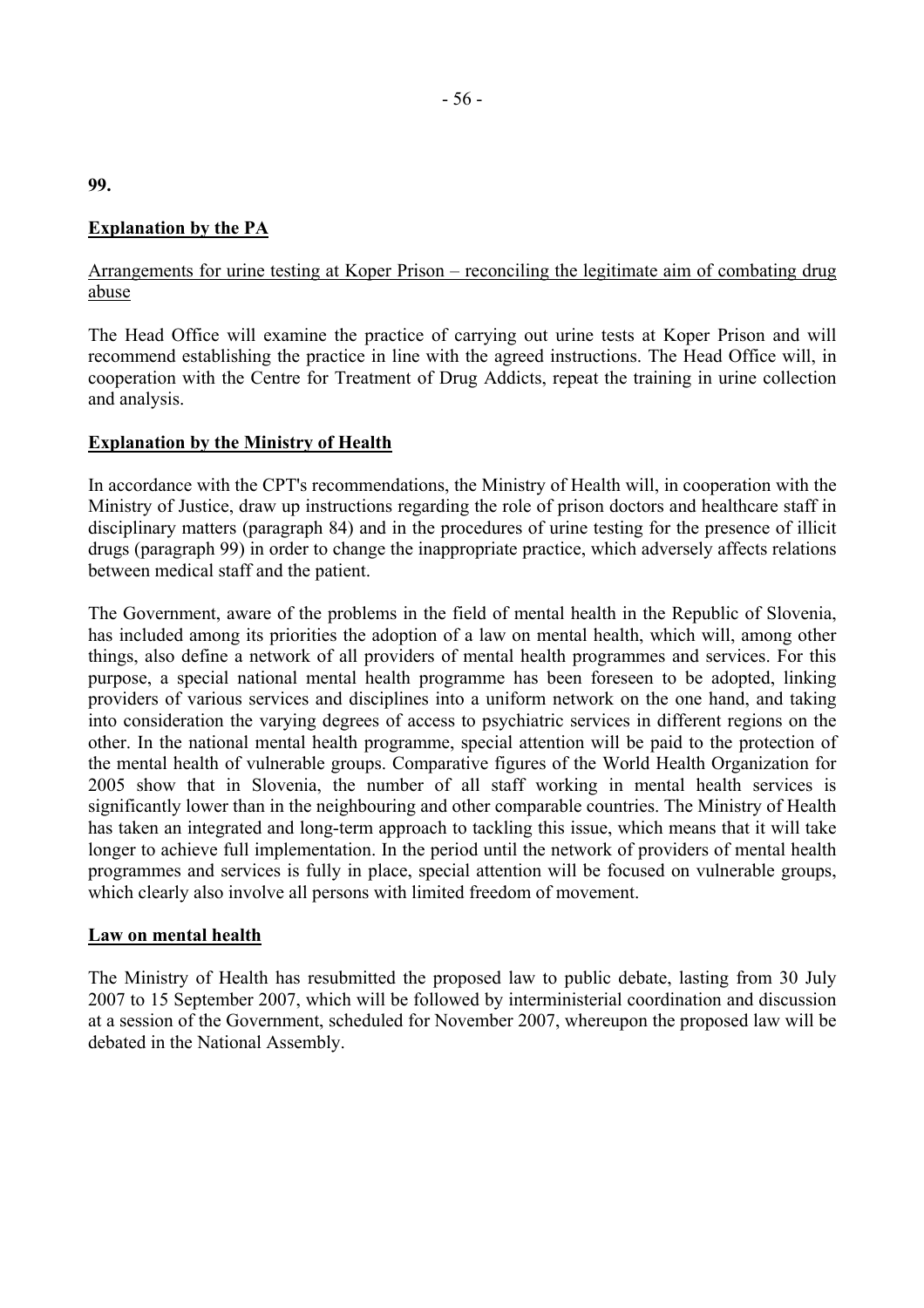**99.**

**Explanation by the PA**

Arrangements for urine testing at Koper Prison – reconciling the legitimate aim of combating drug abuse

The Head Office will examine the practice of carrying out urine tests at Koper Prison and will recommend establishing the practice in line with the agreed instructions. The Head Office will, in cooperation with the Centre for Treatment of Drug Addicts, repeat the training in urine collection and analysis.

**Explanation by the Ministry of Health**

In accordance with the CPT's recommendations, the Ministry of Health will, in cooperation with the Ministry of Justice, draw up instructions regarding the role of prison doctors and healthcare staff in disciplinary matters (paragraph 84) and in the procedures of urine testing for the presence of illicit drugs (paragraph 99) in order to change the inappropriate practice, which adversely affects relations between medical staff and the patient.

The Government, aware of the problems in the field of mental health in the Republic of Slovenia, has included among its priorities the adoption of a law on mental health, which will, among other things, also define a network of all providers of mental health programmes and services. For this purpose, a special national mental health programme has been foreseen to be adopted, linking providers of various services and disciplines into a uniform network on the one hand, and taking into consideration the varying degrees of access to psychiatric services in different regions on the other. In the national mental health programme, special attention will be paid to the protection of the mental health of vulnerable groups. Comparative figures of the World Health Organization for 2005 show that in Slovenia, the number of all staff working in mental health services is significantly lower than in the neighbouring and other comparable countries. The Ministry of Health has taken an integrated and long-term approach to tackling this issue, which means that it will take longer to achieve full implementation. In the period until the network of providers of mental health programmes and services is fully in place, special attention will be focused on vulnerable groups, which clearly also involve all persons with limited freedom of movement.

**Law on mental health**

The Ministry of Health has resubmitted the proposed law to public debate, lasting from 30 July 2007 to 15 September 2007, which will be followed by interministerial coordination and discussion at a session of the Government, scheduled for November 2007, whereupon the proposed law will be debated in the National Assembly.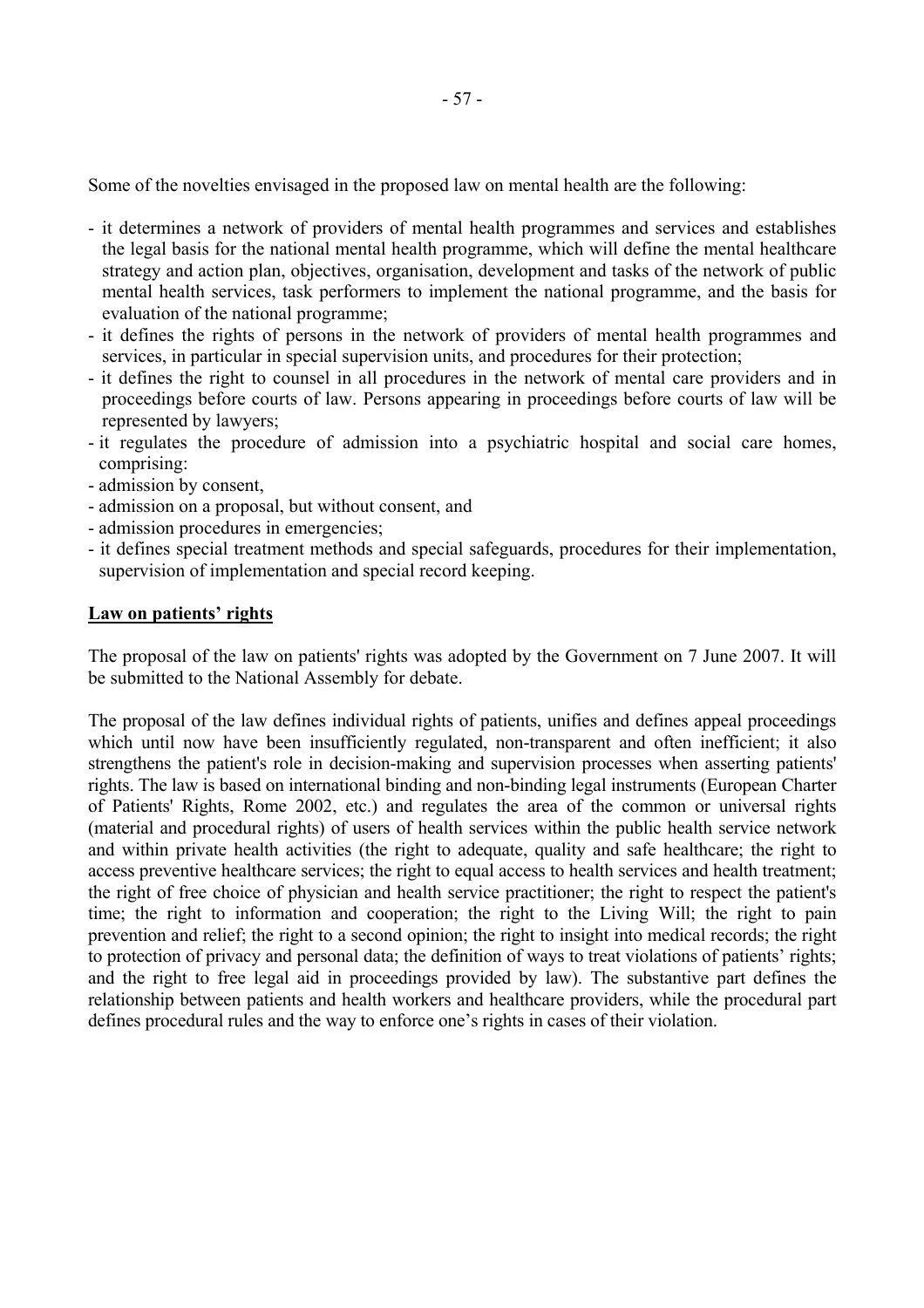Some of the novelties envisaged in the proposed law on mental health are the following:

- it determines a network of providers of mental health programmes and services and establishes the legal basis for the national mental health programme, which will define the mental healthcare strategy and action plan, objectives, organisation, development and tasks of the network of public mental health services, task performers to implement the national programme, and the basis for evaluation of the national programme;
- it defines the rights of persons in the network of providers of mental health programmes and services, in particular in special supervision units, and procedures for their protection;
- it defines the right to counsel in all procedures in the network of mental care providers and in proceedings before courts of law. Persons appearing in proceedings before courts of law will be represented by lawyers;
- it regulates the procedure of admission into a psychiatric hospital and social care homes, comprising:
- admission by consent,
- admission on a proposal, but without consent, and
- admission procedures in emergencies;
- it defines special treatment methods and special safeguards, procedures for their implementation, supervision of implementation and special record keeping.

**Law on patients' rights**

The proposal of the law on patients' rights was adopted by the Government on 7 June 2007. It will be submitted to the National Assembly for debate.

The proposal of the law defines individual rights of patients, unifies and defines appeal proceedings which until now have been insufficiently regulated, non-transparent and often inefficient; it also strengthens the patient's role in decision-making and supervision processes when asserting patients' rights. The law is based on international binding and non-binding legal instruments (European Charter of Patients' Rights, Rome 2002, etc.) and regulates the area of the common or universal rights (material and procedural rights) of users of health services within the public health service network and within private health activities (the right to adequate, quality and safe healthcare; the right to access preventive healthcare services; the right to equal access to health services and health treatment; the right of free choice of physician and health service practitioner; the right to respect the patient's time; the right to information and cooperation; the right to the Living Will; the right to pain prevention and relief; the right to a second opinion; the right to insight into medical records; the right to protection of privacy and personal data; the definition of ways to treat violations of patients' rights; and the right to free legal aid in proceedings provided by law). The substantive part defines the relationship between patients and health workers and healthcare providers, while the procedural part defines procedural rules and the way to enforce one's rights in cases of their violation.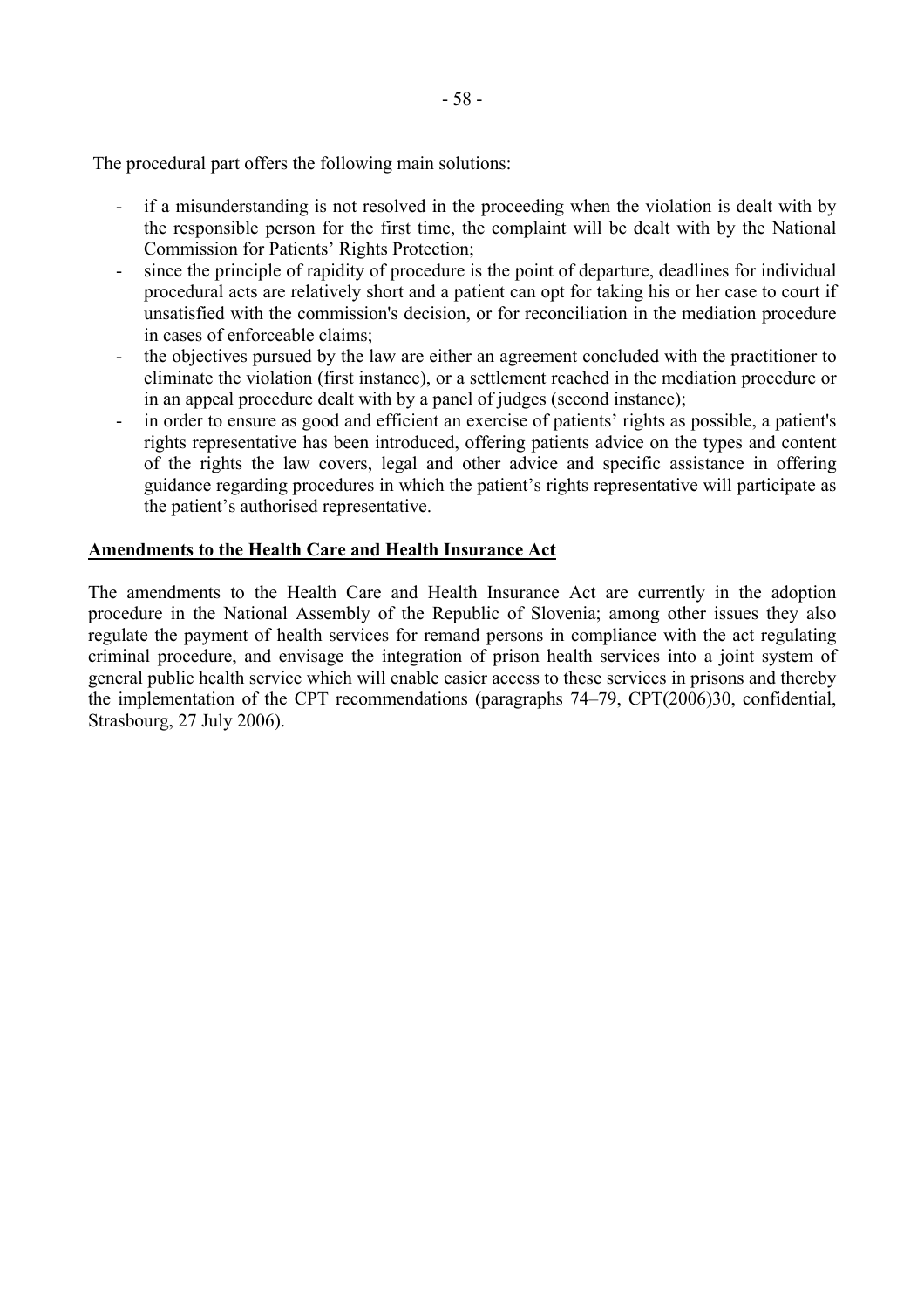The procedural part offers the following main solutions:

- if a misunderstanding is not resolved in the proceeding when the violation is dealt with by the responsible person for the first time, the complaint will be dealt with by the National Commission for Patients' Rights Protection;
- since the principle of rapidity of procedure is the point of departure, deadlines for individual procedural acts are relatively short and a patient can opt for taking his or her case to court if unsatisfied with the commission's decision, or for reconciliation in the mediation procedure in cases of enforceable claims;
- the objectives pursued by the law are either an agreement concluded with the practitioner to eliminate the violation (first instance), or a settlement reached in the mediation procedure or in an appeal procedure dealt with by a panel of judges (second instance);
- in order to ensure as good and efficient an exercise of patients' rights as possible, a patient's rights representative has been introduced, offering patients advice on the types and content of the rights the law covers, legal and other advice and specific assistance in offering guidance regarding procedures in which the patient's rights representative will participate as the patient's authorised representative.

**Amendments to the Health Care and Health Insurance Act**

The amendments to the Health Care and Health Insurance Act are currently in the adoption procedure in the National Assembly of the Republic of Slovenia; among other issues they also regulate the payment of health services for remand persons in compliance with the act regulating criminal procedure, and envisage the integration of prison health services into a joint system of general public health service which will enable easier access to these services in prisons and thereby the implementation of the CPT recommendations (paragraphs 74–79, CPT(2006)30, confidential, Strasbourg, 27 July 2006).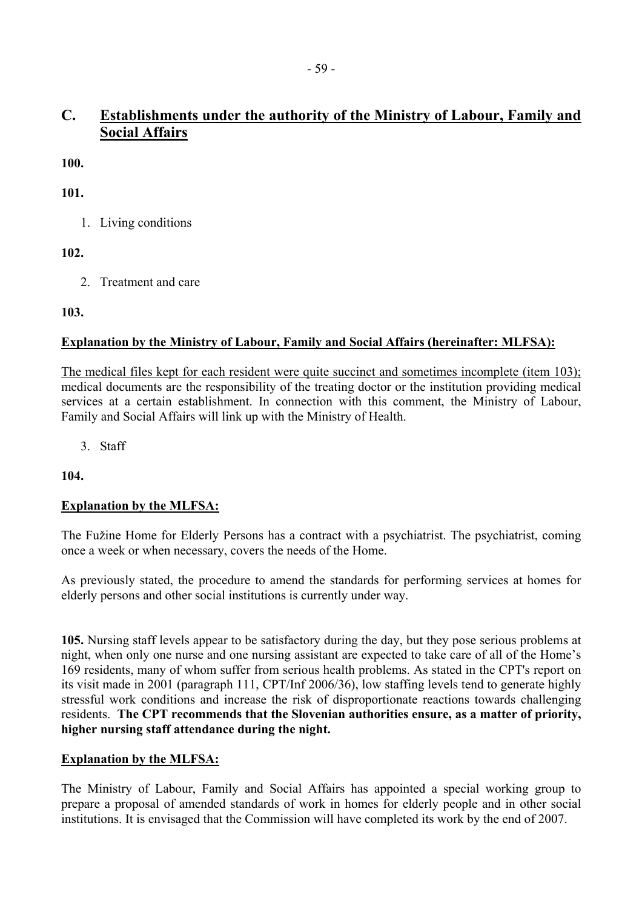## C. <u>Establishments under the authority of the Ministry of Labour, Family and Social Affairs</u>

**100.**

**101.**

1. Living conditions

**102.**

2. Treatment and care

**103.**

**<u>Explanation by the Ministry of Labour, Family and Social Affairs (hereinafter: MLFSA):</u>**

<u>The medical files kept for each resident were quite succinct and sometimes incomplete (item 103);</u> medical documents are the responsibility of the treating doctor or the institution providing medical services at a certain establishment. In connection with this comment, the Ministry of Labour, Family and Social Affairs will link up with the Ministry of Health.

3. Staff

**104.**

**<u>Explanation by the MLFSA:</u>**

The Fužine Home for Elderly Persons has a contract with a psychiatrist. The psychiatrist, coming once a week or when necessary, covers the needs of the Home.

As previously stated, the procedure to amend the standards for performing services at homes for elderly persons and other social institutions is currently under way.

**105.** Nursing staff levels appear to be satisfactory during the day, but they pose serious problems at night, when only one nurse and one nursing assistant are expected to take care of all of the Home's 169 residents, many of whom suffer from serious health problems. As stated in the CPT's report on its visit made in 2001 (paragraph 111, CPT/Inf 2006/36), low staffing levels tend to generate highly stressful work conditions and increase the risk of disproportionate reactions towards challenging residents. **The CPT recommends that the Slovenian authorities ensure, as a matter of priority, higher nursing staff attendance during the night.**

**<u>Explanation by the MLFSA:</u>**

The Ministry of Labour, Family and Social Affairs has appointed a special working group to prepare a proposal of amended standards of work in homes for elderly people and in other social institutions. It is envisaged that the Commission will have completed its work by the end of 2007.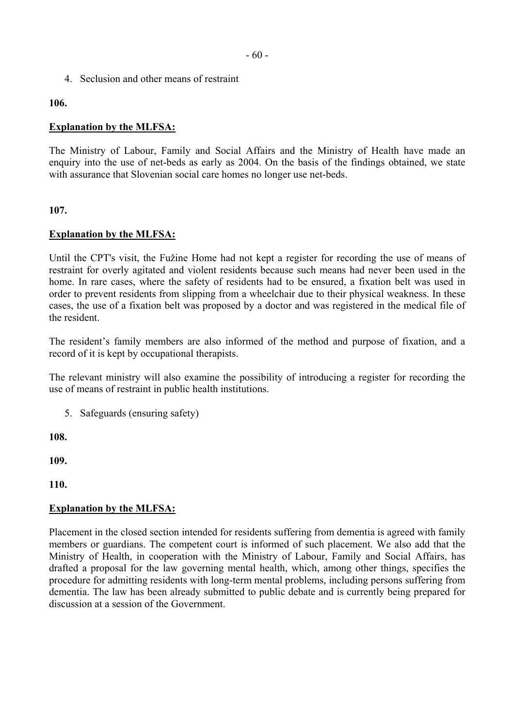4. Seclusion and other means of restraint

**106.**

**Explanation by the MLFSA:**

The Ministry of Labour, Family and Social Affairs and the Ministry of Health have made an enquiry into the use of net-beds as early as 2004. On the basis of the findings obtained, we state with assurance that Slovenian social care homes no longer use net-beds.

**107.**

**Explanation by the MLFSA:**

Until the CPT's visit, the Fužine Home had not kept a register for recording the use of means of restraint for overly agitated and violent residents because such means had never been used in the home. In rare cases, where the safety of residents had to be ensured, a fixation belt was used in order to prevent residents from slipping from a wheelchair due to their physical weakness. In these cases, the use of a fixation belt was proposed by a doctor and was registered in the medical file of the resident.

The resident's family members are also informed of the method and purpose of fixation, and a record of it is kept by occupational therapists.

The relevant ministry will also examine the possibility of introducing a register for recording the use of means of restraint in public health institutions.

5. Safeguards (ensuring safety)

**108.**

**109.**

**110.**

**Explanation by the MLFSA:**

Placement in the closed section intended for residents suffering from dementia is agreed with family members or guardians. The competent court is informed of such placement. We also add that the Ministry of Health, in cooperation with the Ministry of Labour, Family and Social Affairs, has drafted a proposal for the law governing mental health, which, among other things, specifies the procedure for admitting residents with long-term mental problems, including persons suffering from dementia. The law has been already submitted to public debate and is currently being prepared for discussion at a session of the Government.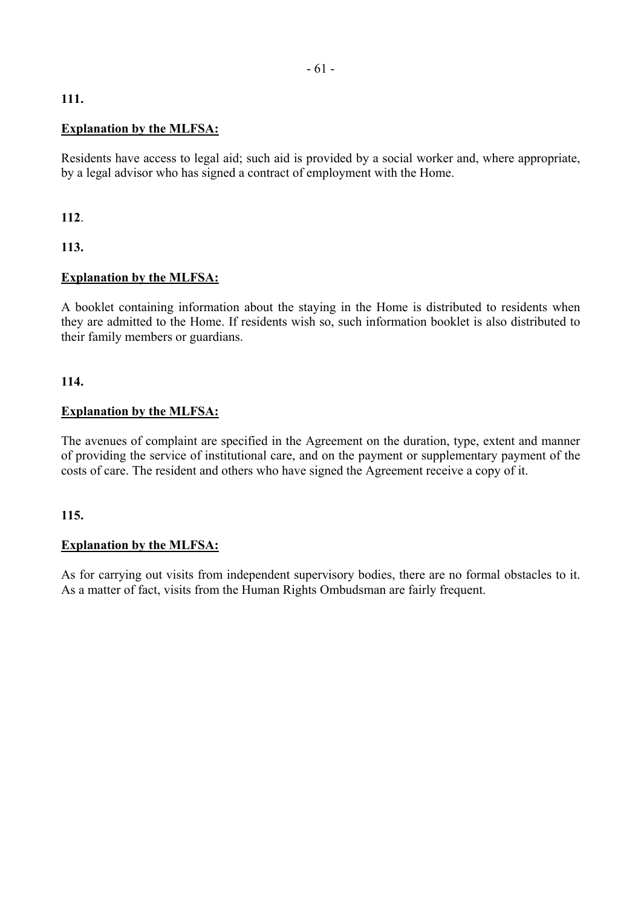**111.**

**Explanation by the MLFSA:**

Residents have access to legal aid; such aid is provided by a social worker and, where appropriate, by a legal advisor who has signed a contract of employment with the Home.

**112**.

**113.**

**Explanation by the MLFSA:**

A booklet containing information about the staying in the Home is distributed to residents when they are admitted to the Home. If residents wish so, such information booklet is also distributed to their family members or guardians.

**114.**

**Explanation by the MLFSA:**

The avenues of complaint are specified in the Agreement on the duration, type, extent and manner of providing the service of institutional care, and on the payment or supplementary payment of the costs of care. The resident and others who have signed the Agreement receive a copy of it.

**115.**

**Explanation by the MLFSA:**

As for carrying out visits from independent supervisory bodies, there are no formal obstacles to it. As a matter of fact, visits from the Human Rights Ombudsman are fairly frequent.